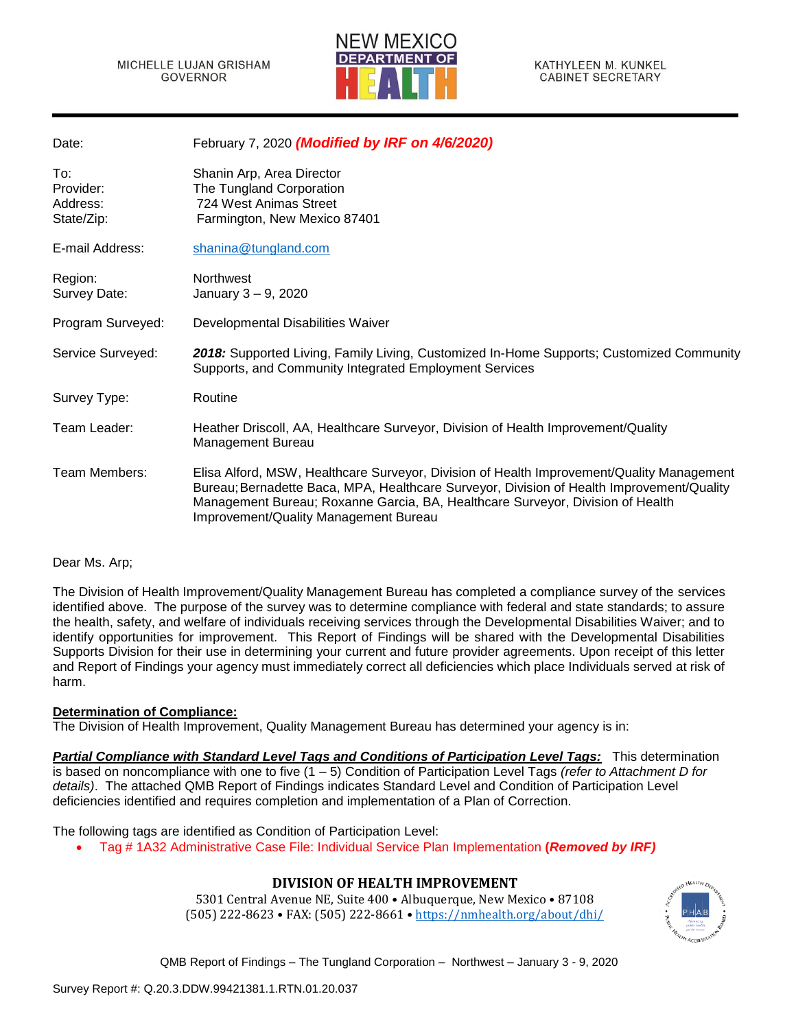MICHELLE LUJAN GRISHAM
GOVERNOR

NEW MEXICO DEPARTMENT OF HEALTH

KATHYLEEN M. KUNKEL
CABINET SECRETARY

| | |
|---|---|
| Date: | February 7, 2020 ***(Modified by IRF on 4/6/2020)*** |
| To: | Shanin Arp, Area Director |
| Provider: | The Tungland Corporation |
| Address: | 724 West Animas Street |
| State/Zip: | Farmington, New Mexico 87401 |
| E-mail Address: | shanina@tungland.com |
| Region: | Northwest |
| Survey Date: | January 3 – 9, 2020 |
| Program Surveyed: | Developmental Disabilities Waiver |
| Service Surveyed: | ***2018:*** Supported Living, Family Living, Customized In-Home Supports; Customized Community Supports, and Community Integrated Employment Services |
| Survey Type: | Routine |
| Team Leader: | Heather Driscoll, AA, Healthcare Surveyor, Division of Health Improvement/Quality Management Bureau |
| Team Members: | Elisa Alford, MSW, Healthcare Surveyor, Division of Health Improvement/Quality Management Bureau; Bernadette Baca, MPA, Healthcare Surveyor, Division of Health Improvement/Quality Management Bureau; Roxanne Garcia, BA, Healthcare Surveyor, Division of Health Improvement/Quality Management Bureau |

Dear Ms. Arp;

The Division of Health Improvement/Quality Management Bureau has completed a compliance survey of the services identified above. The purpose of the survey was to determine compliance with federal and state standards; to assure the health, safety, and welfare of individuals receiving services through the Developmental Disabilities Waiver; and to identify opportunities for improvement. This Report of Findings will be shared with the Developmental Disabilities Supports Division for their use in determining your current and future provider agreements. Upon receipt of this letter and Report of Findings your agency must immediately correct all deficiencies which place Individuals served at risk of harm.

**Determination of Compliance:**
The Division of Health Improvement, Quality Management Bureau has determined your agency is in:

***Partial Compliance with Standard Level Tags and Conditions of Participation Level Tags:*** This determination is based on noncompliance with one to five (1 – 5) Condition of Participation Level Tags *(refer to Attachment D for details)*. The attached QMB Report of Findings indicates Standard Level and Condition of Participation Level deficiencies identified and requires completion and implementation of a Plan of Correction.

The following tags are identified as Condition of Participation Level:

- Tag # 1A32 Administrative Case File: Individual Service Plan Implementation ***(Removed by IRF)***

**DIVISION OF HEALTH IMPROVEMENT**
5301 Central Avenue NE, Suite 400 • Albuquerque, New Mexico • 87108
(505) 222-8623 • FAX: (505) 222-8661 • https://nmhealth.org/about/dhi/

QMB Report of Findings – The Tungland Corporation – Northwest – January 3 - 9, 2020

Survey Report #: Q.20.3.DDW.99421381.1.RTN.01.20.037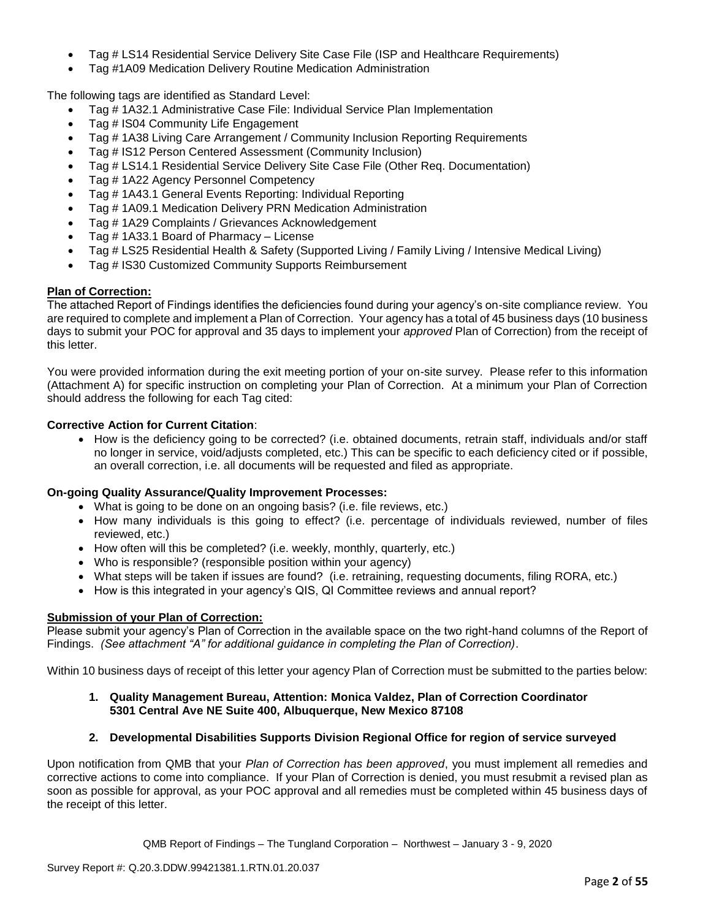- Tag # LS14 Residential Service Delivery Site Case File (ISP and Healthcare Requirements)
- Tag #1A09 Medication Delivery Routine Medication Administration

The following tags are identified as Standard Level:

- Tag # 1A32.1 Administrative Case File: Individual Service Plan Implementation
- Tag # IS04 Community Life Engagement
- Tag # 1A38 Living Care Arrangement / Community Inclusion Reporting Requirements
- Tag # IS12 Person Centered Assessment (Community Inclusion)
- Tag # LS14.1 Residential Service Delivery Site Case File (Other Req. Documentation)
- Tag # 1A22 Agency Personnel Competency
- Tag # 1A43.1 General Events Reporting: Individual Reporting
- Tag # 1A09.1 Medication Delivery PRN Medication Administration
- Tag # 1A29 Complaints / Grievances Acknowledgement
- Tag # 1A33.1 Board of Pharmacy – License
- Tag # LS25 Residential Health & Safety (Supported Living / Family Living / Intensive Medical Living)
- Tag # IS30 Customized Community Supports Reimbursement

**Plan of Correction:**

The attached Report of Findings identifies the deficiencies found during your agency's on-site compliance review. You are required to complete and implement a Plan of Correction. Your agency has a total of 45 business days (10 business days to submit your POC for approval and 35 days to implement your *approved* Plan of Correction) from the receipt of this letter.

You were provided information during the exit meeting portion of your on-site survey. Please refer to this information (Attachment A) for specific instruction on completing your Plan of Correction. At a minimum your Plan of Correction should address the following for each Tag cited:

**Corrective Action for Current Citation**:

- How is the deficiency going to be corrected? (i.e. obtained documents, retrain staff, individuals and/or staff no longer in service, void/adjusts completed, etc.) This can be specific to each deficiency cited or if possible, an overall correction, i.e. all documents will be requested and filed as appropriate.

**On-going Quality Assurance/Quality Improvement Processes:**

- What is going to be done on an ongoing basis? (i.e. file reviews, etc.)
- How many individuals is this going to effect? (i.e. percentage of individuals reviewed, number of files reviewed, etc.)
- How often will this be completed? (i.e. weekly, monthly, quarterly, etc.)
- Who is responsible? (responsible position within your agency)
- What steps will be taken if issues are found? (i.e. retraining, requesting documents, filing RORA, etc.)
- How is this integrated in your agency's QIS, QI Committee reviews and annual report?

**Submission of your Plan of Correction:**

Please submit your agency's Plan of Correction in the available space on the two right-hand columns of the Report of Findings. *(See attachment "A" for additional guidance in completing the Plan of Correction)*.

Within 10 business days of receipt of this letter your agency Plan of Correction must be submitted to the parties below:

1. **Quality Management Bureau, Attention: Monica Valdez, Plan of Correction Coordinator 5301 Central Ave NE Suite 400, Albuquerque, New Mexico 87108**

2. **Developmental Disabilities Supports Division Regional Office for region of service surveyed**

Upon notification from QMB that your *Plan of Correction has been approved*, you must implement all remedies and corrective actions to come into compliance. If your Plan of Correction is denied, you must resubmit a revised plan as soon as possible for approval, as your POC approval and all remedies must be completed within 45 business days of the receipt of this letter.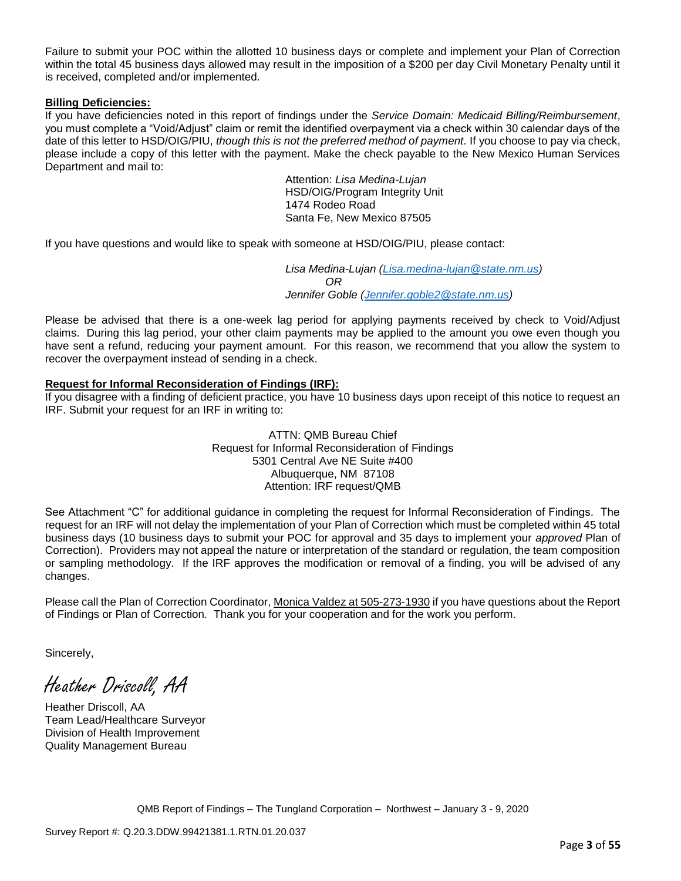Failure to submit your POC within the allotted 10 business days or complete and implement your Plan of Correction within the total 45 business days allowed may result in the imposition of a $200 per day Civil Monetary Penalty until it is received, completed and/or implemented.

**Billing Deficiencies:**

If you have deficiencies noted in this report of findings under the *Service Domain: Medicaid Billing/Reimbursement*, you must complete a "Void/Adjust" claim or remit the identified overpayment via a check within 30 calendar days of the date of this letter to HSD/OIG/PIU, *though this is not the preferred method of payment*. If you choose to pay via check, please include a copy of this letter with the payment. Make the check payable to the New Mexico Human Services Department and mail to:

Attention: *Lisa Medina-Lujan*
HSD/OIG/Program Integrity Unit
1474 Rodeo Road
Santa Fe, New Mexico 87505

If you have questions and would like to speak with someone at HSD/OIG/PIU, please contact:

*Lisa Medina-Lujan (Lisa.medina-lujan@state.nm.us)*
*OR*
*Jennifer Goble (Jennifer.goble2@state.nm.us)*

Please be advised that there is a one-week lag period for applying payments received by check to Void/Adjust claims. During this lag period, your other claim payments may be applied to the amount you owe even though you have sent a refund, reducing your payment amount. For this reason, we recommend that you allow the system to recover the overpayment instead of sending in a check.

**Request for Informal Reconsideration of Findings (IRF):**

If you disagree with a finding of deficient practice, you have 10 business days upon receipt of this notice to request an IRF. Submit your request for an IRF in writing to:

ATTN: QMB Bureau Chief
Request for Informal Reconsideration of Findings
5301 Central Ave NE Suite #400
Albuquerque, NM 87108
Attention: IRF request/QMB

See Attachment "C" for additional guidance in completing the request for Informal Reconsideration of Findings. The request for an IRF will not delay the implementation of your Plan of Correction which must be completed within 45 total business days (10 business days to submit your POC for approval and 35 days to implement your *approved* Plan of Correction). Providers may not appeal the nature or interpretation of the standard or regulation, the team composition or sampling methodology. If the IRF approves the modification or removal of a finding, you will be advised of any changes.

Please call the Plan of Correction Coordinator, Monica Valdez at 505-273-1930 if you have questions about the Report of Findings or Plan of Correction. Thank you for your cooperation and for the work you perform.

Sincerely,

*Heather Driscoll, AA*

Heather Driscoll, AA
Team Lead/Healthcare Surveyor
Division of Health Improvement
Quality Management Bureau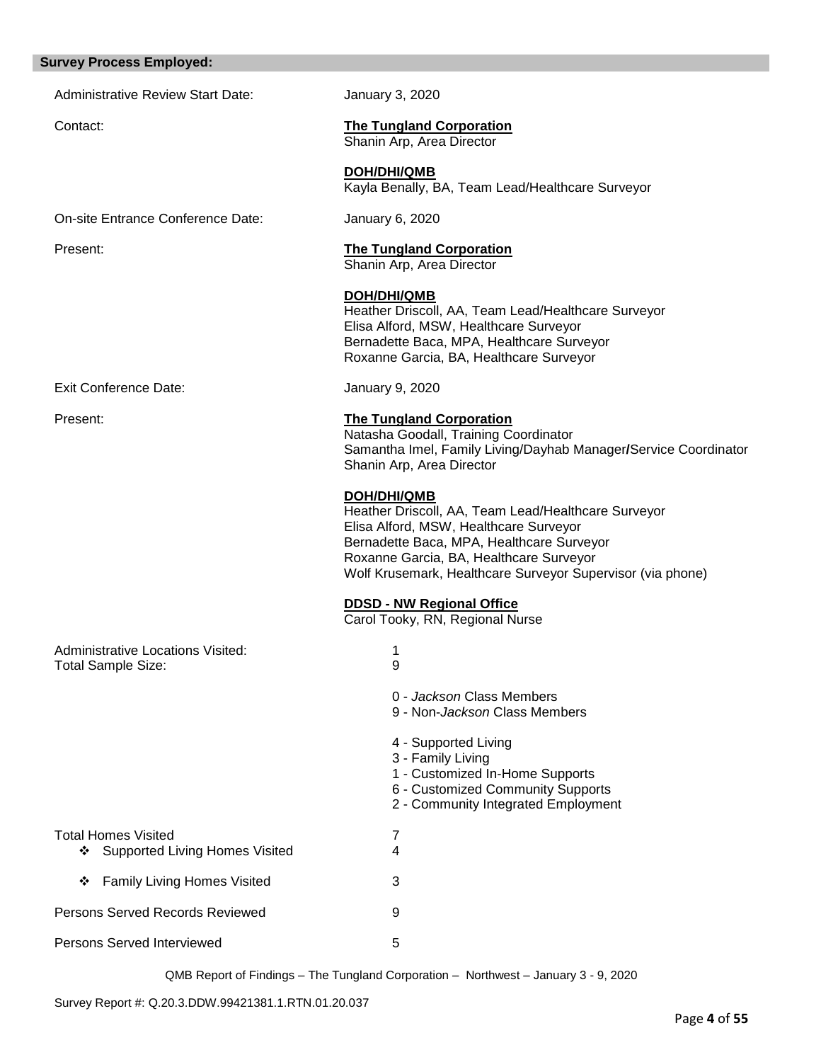## Survey Process Employed:

Administrative Review Start Date: January 3, 2020

Contact:

**The Tungland Corporation**
Shanin Arp, Area Director

**DOH/DHI/QMB**
Kayla Benally, BA, Team Lead/Healthcare Surveyor

On-site Entrance Conference Date: January 6, 2020

Present:

**The Tungland Corporation**
Shanin Arp, Area Director

**DOH/DHI/QMB**
Heather Driscoll, AA, Team Lead/Healthcare Surveyor
Elisa Alford, MSW, Healthcare Surveyor
Bernadette Baca, MPA, Healthcare Surveyor
Roxanne Garcia, BA, Healthcare Surveyor

Exit Conference Date: January 9, 2020

Present:

**The Tungland Corporation**
Natasha Goodall, Training Coordinator
Samantha Imel, Family Living/Dayhab Manager/Service Coordinator
Shanin Arp, Area Director

**DOH/DHI/QMB**
Heather Driscoll, AA, Team Lead/Healthcare Surveyor
Elisa Alford, MSW, Healthcare Surveyor
Bernadette Baca, MPA, Healthcare Surveyor
Roxanne Garcia, BA, Healthcare Surveyor
Wolf Krusemark, Healthcare Surveyor Supervisor (via phone)

**DDSD - NW Regional Office**
Carol Tooky, RN, Regional Nurse

Administrative Locations Visited: 1
Total Sample Size: 9

0 - *Jackson* Class Members
9 - Non-*Jackson* Class Members

4 - Supported Living
3 - Family Living
1 - Customized In-Home Supports
6 - Customized Community Supports
2 - Community Integrated Employment

Total Homes Visited 7

- ❖ Supported Living Homes Visited 4
- ❖ Family Living Homes Visited 3

Persons Served Records Reviewed 9

Persons Served Interviewed 5

QMB Report of Findings – The Tungland Corporation – Northwest – January 3 - 9, 2020

Survey Report #: Q.20.3.DDW.99421381.1.RTN.01.20.037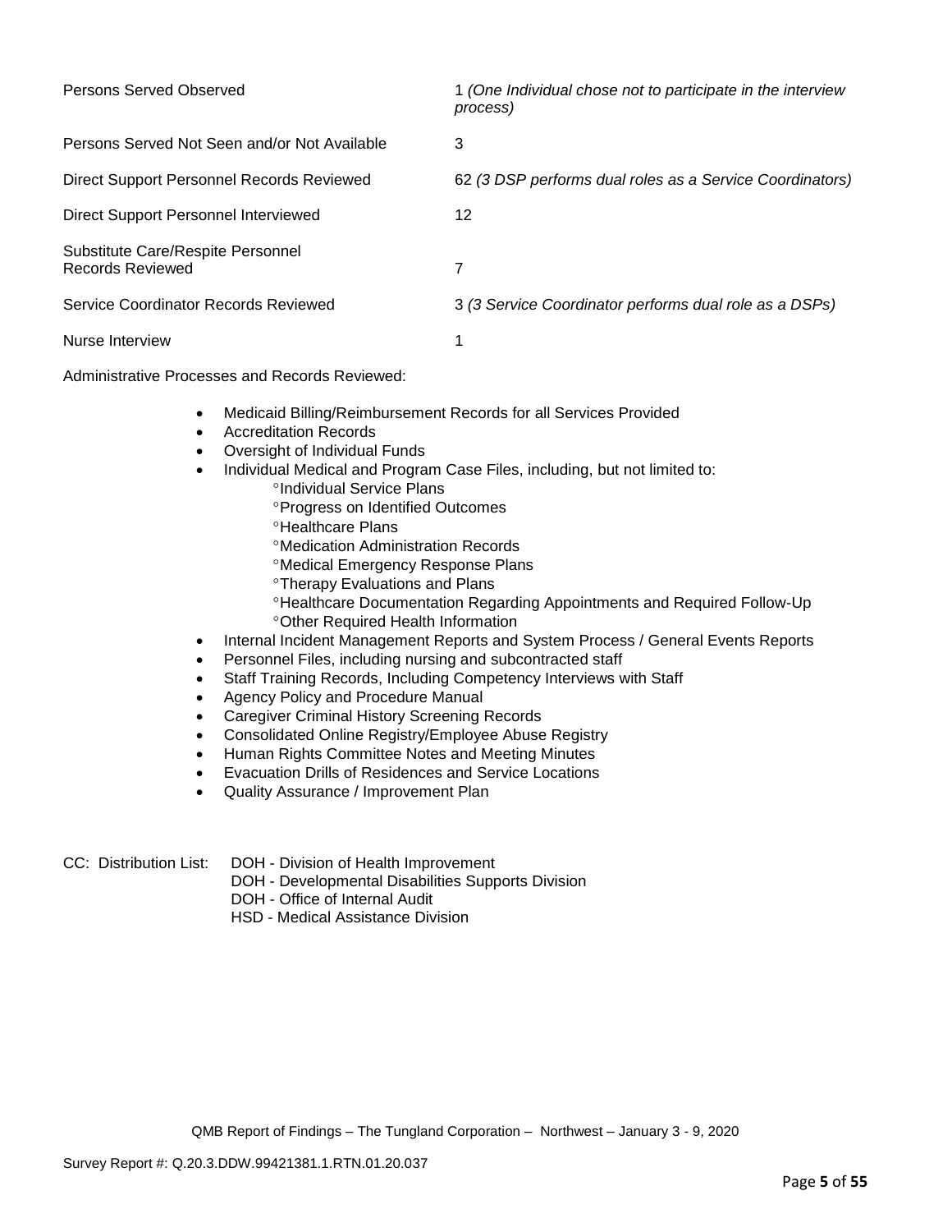| | |
|---|---|
| Persons Served Observed | 1 *(One Individual chose not to participate in the interview process)* |
| Persons Served Not Seen and/or Not Available | 3 |
| Direct Support Personnel Records Reviewed | 62 *(3 DSP performs dual roles as a Service Coordinators)* |
| Direct Support Personnel Interviewed | 12 |
| Substitute Care/Respite Personnel Records Reviewed | 7 |
| Service Coordinator Records Reviewed | 3 *(3 Service Coordinator performs dual role as a DSPs)* |
| Nurse Interview | 1 |

Administrative Processes and Records Reviewed:

- Medicaid Billing/Reimbursement Records for all Services Provided
- Accreditation Records
- Oversight of Individual Funds
- Individual Medical and Program Case Files, including, but not limited to:
  - °Individual Service Plans
  - °Progress on Identified Outcomes
  - °Healthcare Plans
  - °Medication Administration Records
  - °Medical Emergency Response Plans
  - °Therapy Evaluations and Plans
  - °Healthcare Documentation Regarding Appointments and Required Follow-Up
  - °Other Required Health Information
- Internal Incident Management Reports and System Process / General Events Reports
- Personnel Files, including nursing and subcontracted staff
- Staff Training Records, Including Competency Interviews with Staff
- Agency Policy and Procedure Manual
- Caregiver Criminal History Screening Records
- Consolidated Online Registry/Employee Abuse Registry
- Human Rights Committee Notes and Meeting Minutes
- Evacuation Drills of Residences and Service Locations
- Quality Assurance / Improvement Plan

CC: Distribution List:
DOH - Division of Health Improvement
DOH - Developmental Disabilities Supports Division
DOH - Office of Internal Audit
HSD - Medical Assistance Division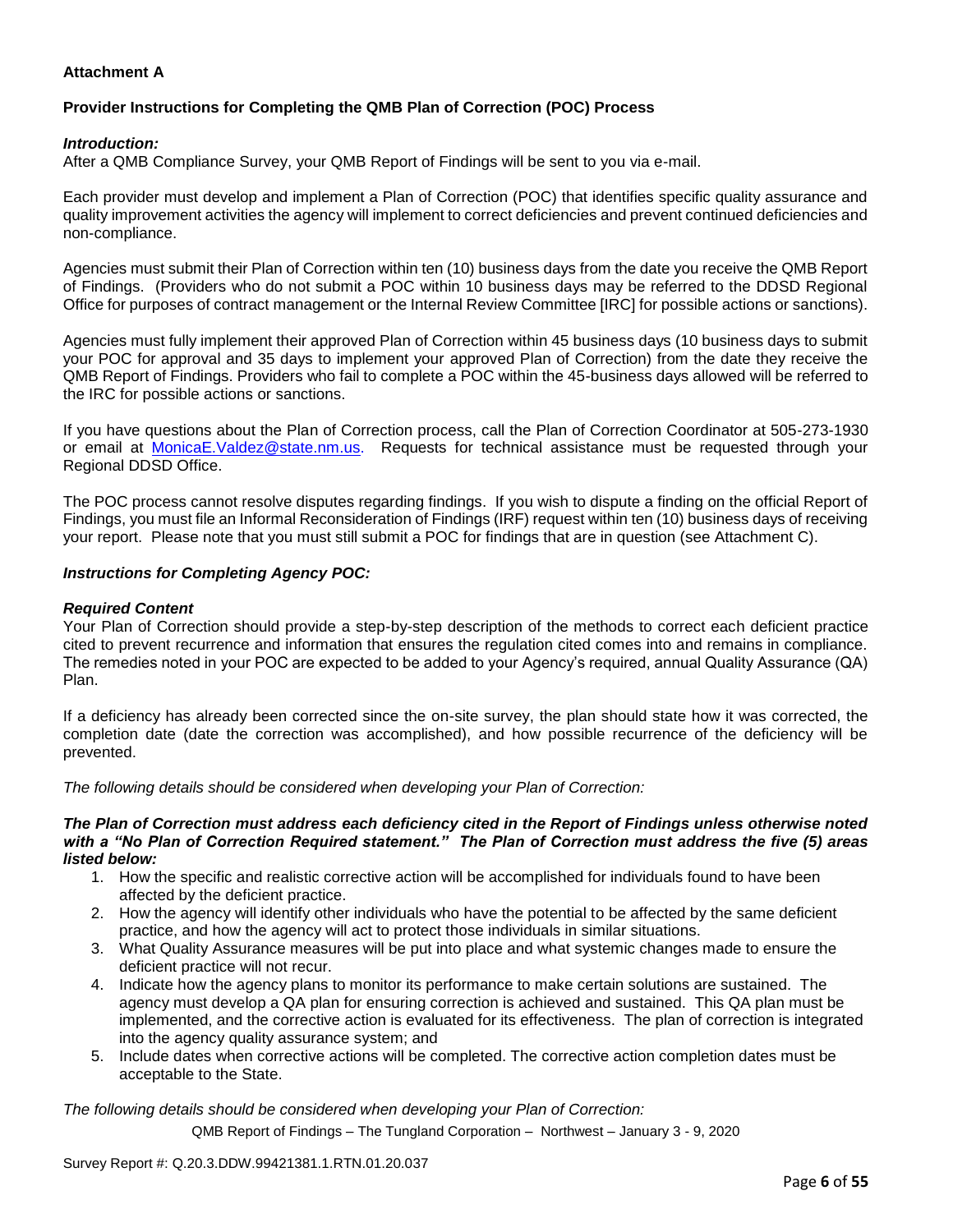**Attachment A**

**Provider Instructions for Completing the QMB Plan of Correction (POC) Process**

***Introduction:***
After a QMB Compliance Survey, your QMB Report of Findings will be sent to you via e-mail.

Each provider must develop and implement a Plan of Correction (POC) that identifies specific quality assurance and quality improvement activities the agency will implement to correct deficiencies and prevent continued deficiencies and non-compliance.

Agencies must submit their Plan of Correction within ten (10) business days from the date you receive the QMB Report of Findings. (Providers who do not submit a POC within 10 business days may be referred to the DDSD Regional Office for purposes of contract management or the Internal Review Committee [IRC] for possible actions or sanctions).

Agencies must fully implement their approved Plan of Correction within 45 business days (10 business days to submit your POC for approval and 35 days to implement your approved Plan of Correction) from the date they receive the QMB Report of Findings. Providers who fail to complete a POC within the 45-business days allowed will be referred to the IRC for possible actions or sanctions.

If you have questions about the Plan of Correction process, call the Plan of Correction Coordinator at 505-273-1930 or email at MonicaE.Valdez@state.nm.us. Requests for technical assistance must be requested through your Regional DDSD Office.

The POC process cannot resolve disputes regarding findings. If you wish to dispute a finding on the official Report of Findings, you must file an Informal Reconsideration of Findings (IRF) request within ten (10) business days of receiving your report. Please note that you must still submit a POC for findings that are in question (see Attachment C).

***Instructions for Completing Agency POC:***

***Required Content***
Your Plan of Correction should provide a step-by-step description of the methods to correct each deficient practice cited to prevent recurrence and information that ensures the regulation cited comes into and remains in compliance. The remedies noted in your POC are expected to be added to your Agency's required, annual Quality Assurance (QA) Plan.

If a deficiency has already been corrected since the on-site survey, the plan should state how it was corrected, the completion date (date the correction was accomplished), and how possible recurrence of the deficiency will be prevented.

*The following details should be considered when developing your Plan of Correction:*

***The Plan of Correction must address each deficiency cited in the Report of Findings unless otherwise noted with a "No Plan of Correction Required statement." The Plan of Correction must address the five (5) areas listed below:***

1. How the specific and realistic corrective action will be accomplished for individuals found to have been affected by the deficient practice.
2. How the agency will identify other individuals who have the potential to be affected by the same deficient practice, and how the agency will act to protect those individuals in similar situations.
3. What Quality Assurance measures will be put into place and what systemic changes made to ensure the deficient practice will not recur.
4. Indicate how the agency plans to monitor its performance to make certain solutions are sustained. The agency must develop a QA plan for ensuring correction is achieved and sustained. This QA plan must be implemented, and the corrective action is evaluated for its effectiveness. The plan of correction is integrated into the agency quality assurance system; and
5. Include dates when corrective actions will be completed. The corrective action completion dates must be acceptable to the State.

*The following details should be considered when developing your Plan of Correction:*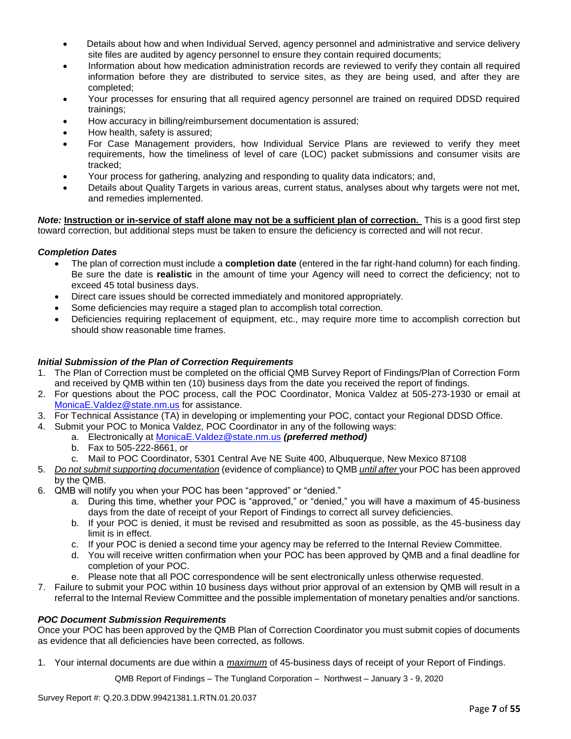- Details about how and when Individual Served, agency personnel and administrative and service delivery site files are audited by agency personnel to ensure they contain required documents;
- Information about how medication administration records are reviewed to verify they contain all required information before they are distributed to service sites, as they are being used, and after they are completed;
- Your processes for ensuring that all required agency personnel are trained on required DDSD required trainings;
- How accuracy in billing/reimbursement documentation is assured;
- How health, safety is assured;
- For Case Management providers, how Individual Service Plans are reviewed to verify they meet requirements, how the timeliness of level of care (LOC) packet submissions and consumer visits are tracked;
- Your process for gathering, analyzing and responding to quality data indicators; and,
- Details about Quality Targets in various areas, current status, analyses about why targets were not met, and remedies implemented.

***Note:*** **<u>Instruction or in-service of staff alone may not be a sufficient plan of correction.</u>** This is a good first step toward correction, but additional steps must be taken to ensure the deficiency is corrected and will not recur.

### *Completion Dates*

- The plan of correction must include a **completion date** (entered in the far right-hand column) for each finding. Be sure the date is **realistic** in the amount of time your Agency will need to correct the deficiency; not to exceed 45 total business days.
- Direct care issues should be corrected immediately and monitored appropriately.
- Some deficiencies may require a staged plan to accomplish total correction.
- Deficiencies requiring replacement of equipment, etc., may require more time to accomplish correction but should show reasonable time frames.

### *Initial Submission of the Plan of Correction Requirements*

1. The Plan of Correction must be completed on the official QMB Survey Report of Findings/Plan of Correction Form and received by QMB within ten (10) business days from the date you received the report of findings.
2. For questions about the POC process, call the POC Coordinator, Monica Valdez at 505-273-1930 or email at MonicaE.Valdez@state.nm.us for assistance.
3. For Technical Assistance (TA) in developing or implementing your POC, contact your Regional DDSD Office.
4. Submit your POC to Monica Valdez, POC Coordinator in any of the following ways:
   a. Electronically at MonicaE.Valdez@state.nm.us ***(preferred method)***
   b. Fax to 505-222-8661, or
   c. Mail to POC Coordinator, 5301 Central Ave NE Suite 400, Albuquerque, New Mexico 87108
5. *<u>Do not submit supporting documentation</u>* (evidence of compliance) to QMB *<u>until after</u>* your POC has been approved by the QMB.
6. QMB will notify you when your POC has been "approved" or "denied."
   a. During this time, whether your POC is "approved," or "denied," you will have a maximum of 45-business days from the date of receipt of your Report of Findings to correct all survey deficiencies.
   b. If your POC is denied, it must be revised and resubmitted as soon as possible, as the 45-business day limit is in effect.
   c. If your POC is denied a second time your agency may be referred to the Internal Review Committee.
   d. You will receive written confirmation when your POC has been approved by QMB and a final deadline for completion of your POC.
   e. Please note that all POC correspondence will be sent electronically unless otherwise requested.
7. Failure to submit your POC within 10 business days without prior approval of an extension by QMB will result in a referral to the Internal Review Committee and the possible implementation of monetary penalties and/or sanctions.

### *POC Document Submission Requirements*

Once your POC has been approved by the QMB Plan of Correction Coordinator you must submit copies of documents as evidence that all deficiencies have been corrected, as follows.

1. Your internal documents are due within a *<u>maximum</u>* of 45-business days of receipt of your Report of Findings.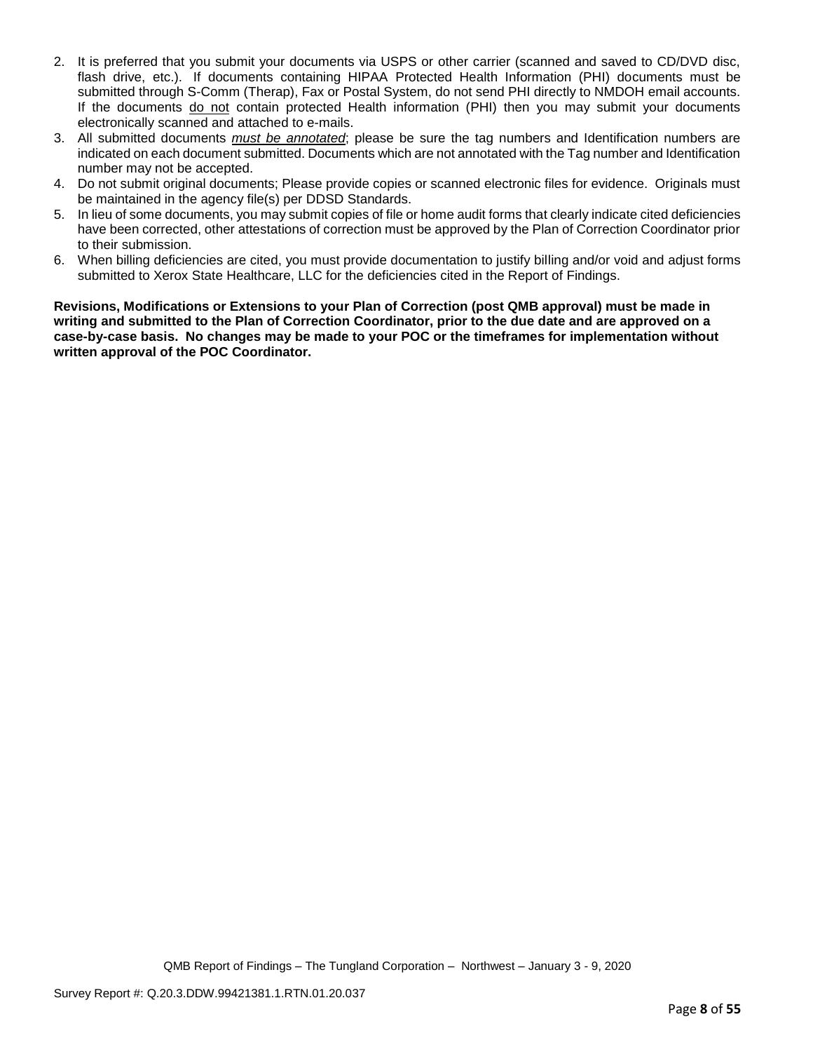2. It is preferred that you submit your documents via USPS or other carrier (scanned and saved to CD/DVD disc, flash drive, etc.). If documents containing HIPAA Protected Health Information (PHI) documents must be submitted through S-Comm (Therap), Fax or Postal System, do not send PHI directly to NMDOH email accounts. If the documents do not contain protected Health information (PHI) then you may submit your documents electronically scanned and attached to e-mails.
3. All submitted documents ***must be annotated***; please be sure the tag numbers and Identification numbers are indicated on each document submitted. Documents which are not annotated with the Tag number and Identification number may not be accepted.
4. Do not submit original documents; Please provide copies or scanned electronic files for evidence. Originals must be maintained in the agency file(s) per DDSD Standards.
5. In lieu of some documents, you may submit copies of file or home audit forms that clearly indicate cited deficiencies have been corrected, other attestations of correction must be approved by the Plan of Correction Coordinator prior to their submission.
6. When billing deficiencies are cited, you must provide documentation to justify billing and/or void and adjust forms submitted to Xerox State Healthcare, LLC for the deficiencies cited in the Report of Findings.

**Revisions, Modifications or Extensions to your Plan of Correction (post QMB approval) must be made in writing and submitted to the Plan of Correction Coordinator, prior to the due date and are approved on a case-by-case basis. No changes may be made to your POC or the timeframes for implementation without written approval of the POC Coordinator.**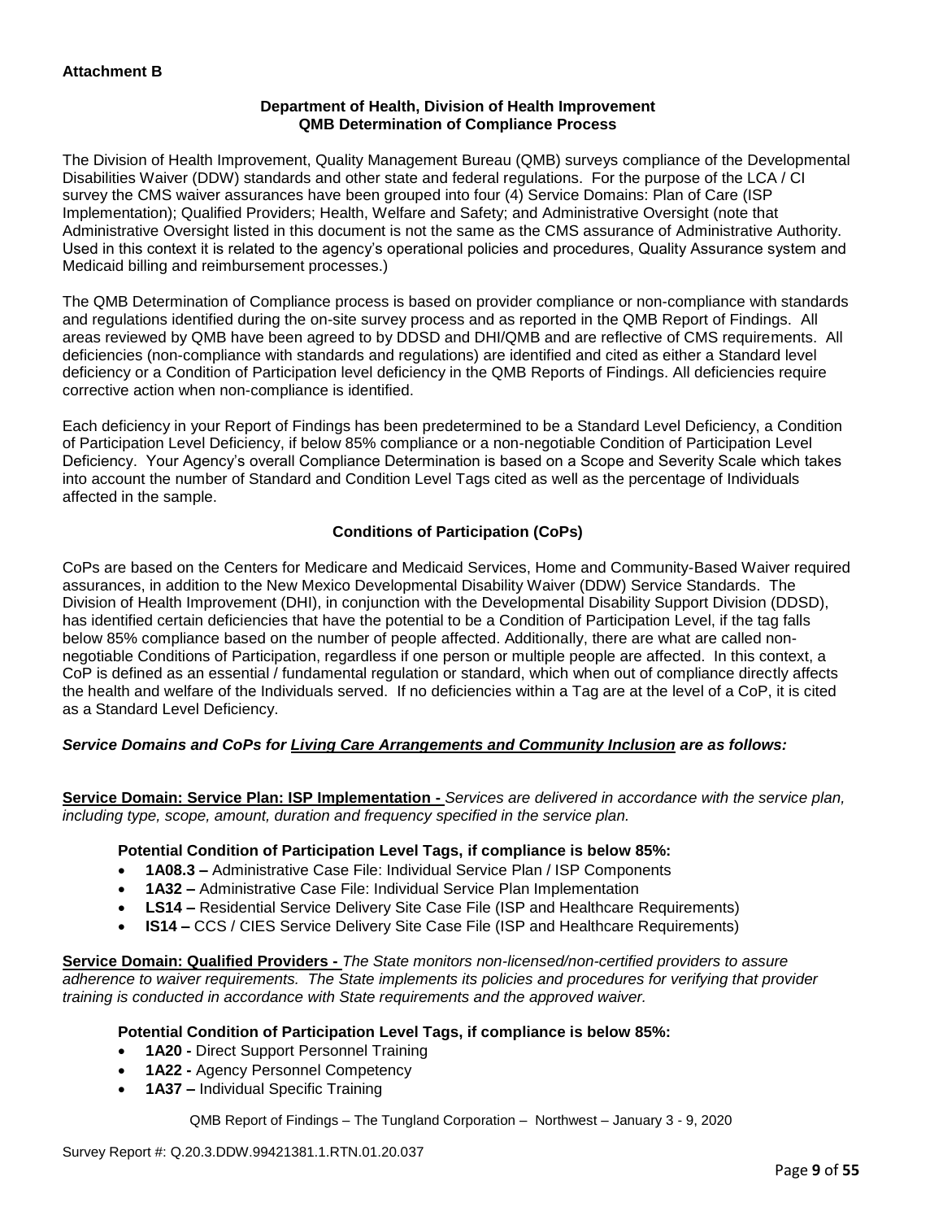**Attachment B**

**Department of Health, Division of Health Improvement**
**QMB Determination of Compliance Process**

The Division of Health Improvement, Quality Management Bureau (QMB) surveys compliance of the Developmental Disabilities Waiver (DDW) standards and other state and federal regulations. For the purpose of the LCA / CI survey the CMS waiver assurances have been grouped into four (4) Service Domains: Plan of Care (ISP Implementation); Qualified Providers; Health, Welfare and Safety; and Administrative Oversight (note that Administrative Oversight listed in this document is not the same as the CMS assurance of Administrative Authority. Used in this context it is related to the agency's operational policies and procedures, Quality Assurance system and Medicaid billing and reimbursement processes.)

The QMB Determination of Compliance process is based on provider compliance or non-compliance with standards and regulations identified during the on-site survey process and as reported in the QMB Report of Findings. All areas reviewed by QMB have been agreed to by DDSD and DHI/QMB and are reflective of CMS requirements. All deficiencies (non-compliance with standards and regulations) are identified and cited as either a Standard level deficiency or a Condition of Participation level deficiency in the QMB Reports of Findings. All deficiencies require corrective action when non-compliance is identified.

Each deficiency in your Report of Findings has been predetermined to be a Standard Level Deficiency, a Condition of Participation Level Deficiency, if below 85% compliance or a non-negotiable Condition of Participation Level Deficiency. Your Agency's overall Compliance Determination is based on a Scope and Severity Scale which takes into account the number of Standard and Condition Level Tags cited as well as the percentage of Individuals affected in the sample.

**Conditions of Participation (CoPs)**

CoPs are based on the Centers for Medicare and Medicaid Services, Home and Community-Based Waiver required assurances, in addition to the New Mexico Developmental Disability Waiver (DDW) Service Standards. The Division of Health Improvement (DHI), in conjunction with the Developmental Disability Support Division (DDSD), has identified certain deficiencies that have the potential to be a Condition of Participation Level, if the tag falls below 85% compliance based on the number of people affected. Additionally, there are what are called non-negotiable Conditions of Participation, regardless if one person or multiple people are affected. In this context, a CoP is defined as an essential / fundamental regulation or standard, which when out of compliance directly affects the health and welfare of the Individuals served. If no deficiencies within a Tag are at the level of a CoP, it is cited as a Standard Level Deficiency.

***Service Domains and CoPs for Living Care Arrangements and Community Inclusion are as follows:***

**Service Domain: Service Plan: ISP Implementation -** *Services are delivered in accordance with the service plan, including type, scope, amount, duration and frequency specified in the service plan.*

**Potential Condition of Participation Level Tags, if compliance is below 85%:**

- **1A08.3 –** Administrative Case File: Individual Service Plan / ISP Components
- **1A32 –** Administrative Case File: Individual Service Plan Implementation
- **LS14 –** Residential Service Delivery Site Case File (ISP and Healthcare Requirements)
- **IS14 –** CCS / CIES Service Delivery Site Case File (ISP and Healthcare Requirements)

**Service Domain: Qualified Providers -** *The State monitors non-licensed/non-certified providers to assure adherence to waiver requirements. The State implements its policies and procedures for verifying that provider training is conducted in accordance with State requirements and the approved waiver.*

**Potential Condition of Participation Level Tags, if compliance is below 85%:**

- **1A20 -** Direct Support Personnel Training
- **1A22 -** Agency Personnel Competency
- **1A37 –** Individual Specific Training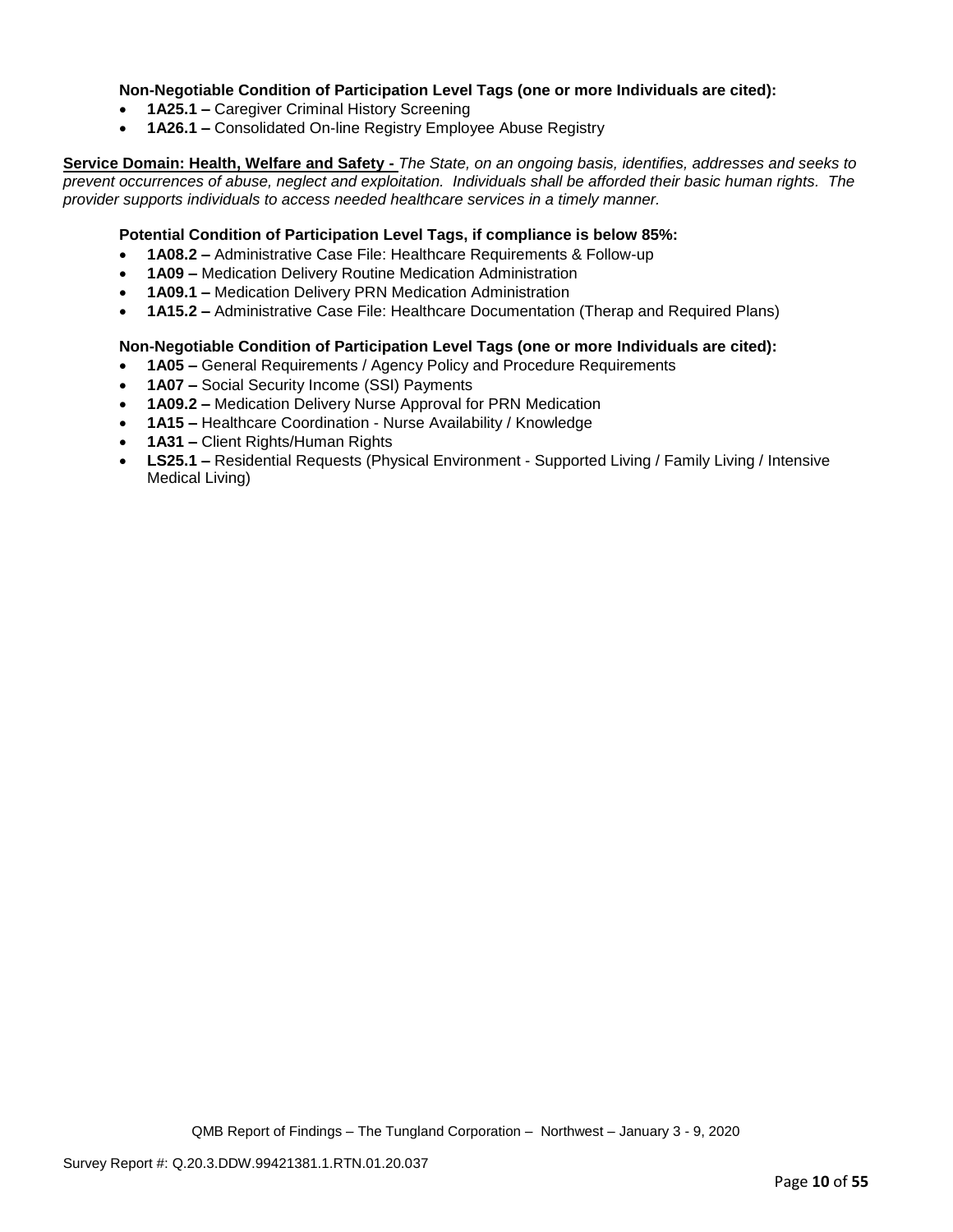**Non-Negotiable Condition of Participation Level Tags (one or more Individuals are cited):**

- **1A25.1 –** Caregiver Criminal History Screening
- **1A26.1 –** Consolidated On-line Registry Employee Abuse Registry

**Service Domain: Health, Welfare and Safety -** *The State, on an ongoing basis, identifies, addresses and seeks to prevent occurrences of abuse, neglect and exploitation. Individuals shall be afforded their basic human rights. The provider supports individuals to access needed healthcare services in a timely manner.*

**Potential Condition of Participation Level Tags, if compliance is below 85%:**

- **1A08.2 –** Administrative Case File: Healthcare Requirements & Follow-up
- **1A09 –** Medication Delivery Routine Medication Administration
- **1A09.1 –** Medication Delivery PRN Medication Administration
- **1A15.2 –** Administrative Case File: Healthcare Documentation (Therap and Required Plans)

**Non-Negotiable Condition of Participation Level Tags (one or more Individuals are cited):**

- **1A05 –** General Requirements / Agency Policy and Procedure Requirements
- **1A07 –** Social Security Income (SSI) Payments
- **1A09.2 –** Medication Delivery Nurse Approval for PRN Medication
- **1A15 –** Healthcare Coordination - Nurse Availability / Knowledge
- **1A31 –** Client Rights/Human Rights
- **LS25.1 –** Residential Requests (Physical Environment - Supported Living / Family Living / Intensive Medical Living)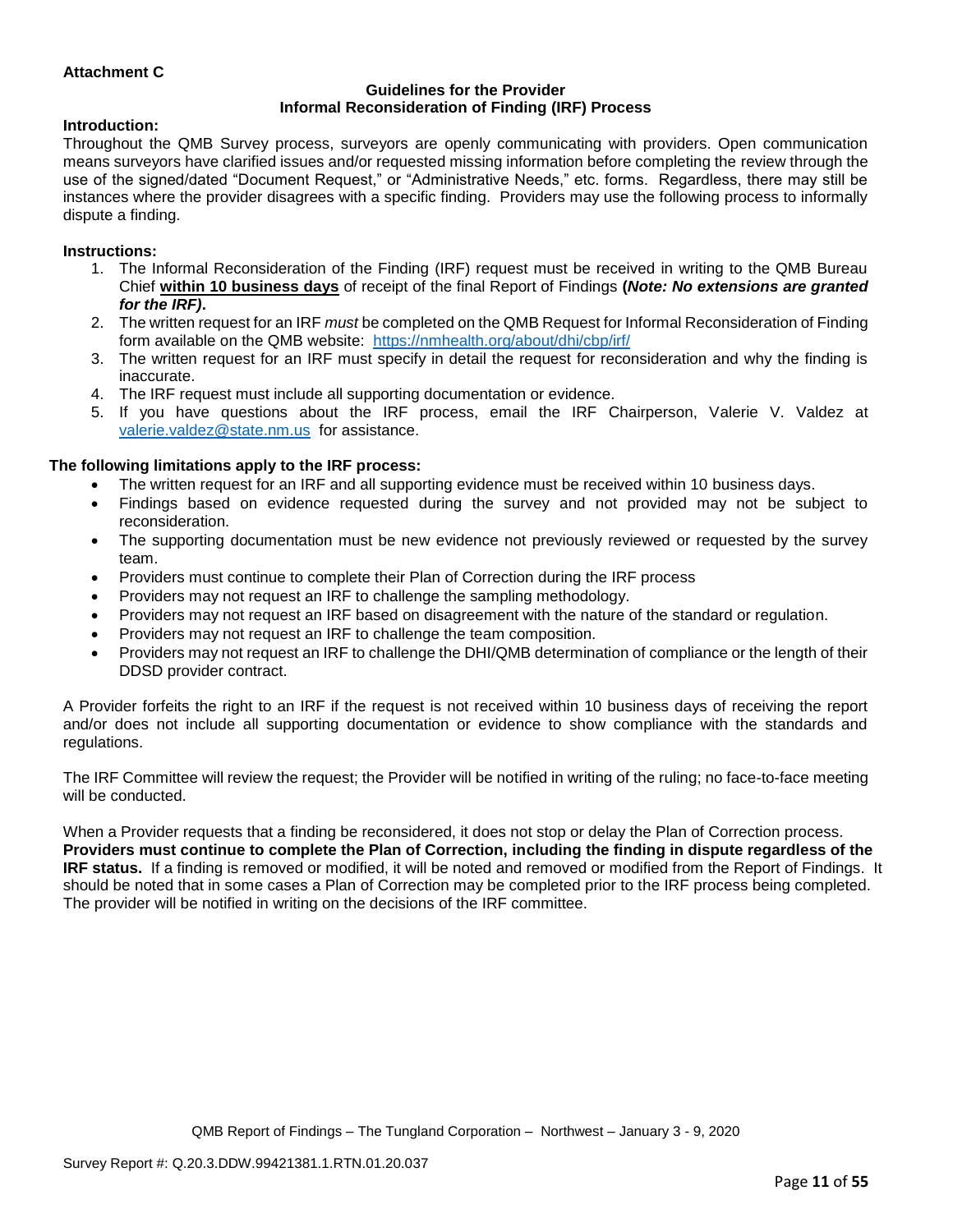**Attachment C**

**Guidelines for the Provider**
**Informal Reconsideration of Finding (IRF) Process**

**Introduction:**

Throughout the QMB Survey process, surveyors are openly communicating with providers. Open communication means surveyors have clarified issues and/or requested missing information before completing the review through the use of the signed/dated "Document Request," or "Administrative Needs," etc. forms. Regardless, there may still be instances where the provider disagrees with a specific finding. Providers may use the following process to informally dispute a finding.

**Instructions:**

1. The Informal Reconsideration of the Finding (IRF) request must be received in writing to the QMB Bureau Chief **within 10 business days** of receipt of the final Report of Findings **(*Note: No extensions are granted for the IRF)*.**
2. The written request for an IRF *must* be completed on the QMB Request for Informal Reconsideration of Finding form available on the QMB website: https://nmhealth.org/about/dhi/cbp/irf/
3. The written request for an IRF must specify in detail the request for reconsideration and why the finding is inaccurate.
4. The IRF request must include all supporting documentation or evidence.
5. If you have questions about the IRF process, email the IRF Chairperson, Valerie V. Valdez at valerie.valdez@state.nm.us for assistance.

**The following limitations apply to the IRF process:**

- The written request for an IRF and all supporting evidence must be received within 10 business days.
- Findings based on evidence requested during the survey and not provided may not be subject to reconsideration.
- The supporting documentation must be new evidence not previously reviewed or requested by the survey team.
- Providers must continue to complete their Plan of Correction during the IRF process
- Providers may not request an IRF to challenge the sampling methodology.
- Providers may not request an IRF based on disagreement with the nature of the standard or regulation.
- Providers may not request an IRF to challenge the team composition.
- Providers may not request an IRF to challenge the DHI/QMB determination of compliance or the length of their DDSD provider contract.

A Provider forfeits the right to an IRF if the request is not received within 10 business days of receiving the report and/or does not include all supporting documentation or evidence to show compliance with the standards and regulations.

The IRF Committee will review the request; the Provider will be notified in writing of the ruling; no face-to-face meeting will be conducted.

When a Provider requests that a finding be reconsidered, it does not stop or delay the Plan of Correction process. **Providers must continue to complete the Plan of Correction, including the finding in dispute regardless of the IRF status.** If a finding is removed or modified, it will be noted and removed or modified from the Report of Findings. It should be noted that in some cases a Plan of Correction may be completed prior to the IRF process being completed. The provider will be notified in writing on the decisions of the IRF committee.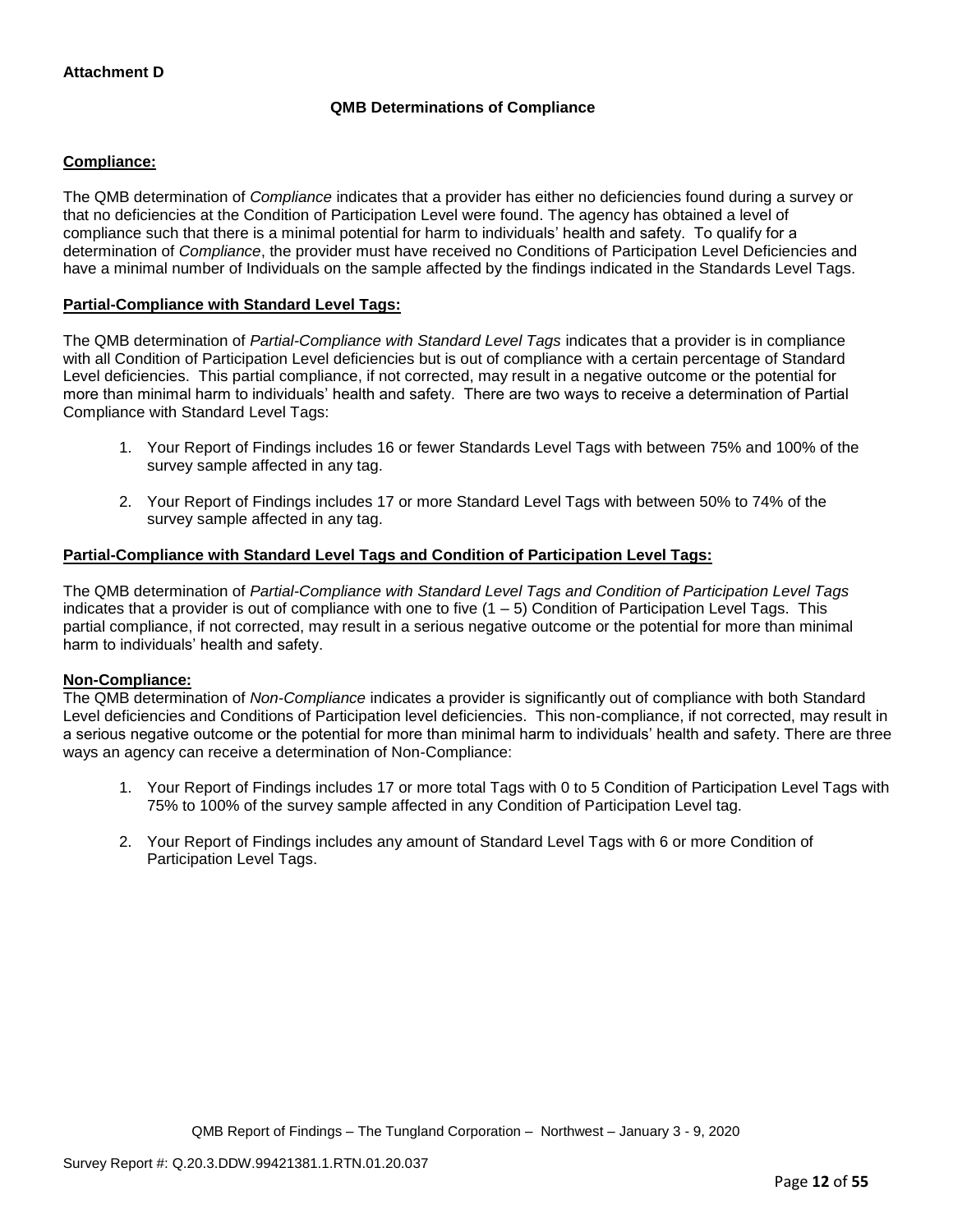**Attachment D**

**QMB Determinations of Compliance**

**Compliance:**

The QMB determination of *Compliance* indicates that a provider has either no deficiencies found during a survey or that no deficiencies at the Condition of Participation Level were found. The agency has obtained a level of compliance such that there is a minimal potential for harm to individuals' health and safety. To qualify for a determination of *Compliance*, the provider must have received no Conditions of Participation Level Deficiencies and have a minimal number of Individuals on the sample affected by the findings indicated in the Standards Level Tags.

**Partial-Compliance with Standard Level Tags:**

The QMB determination of *Partial-Compliance with Standard Level Tags* indicates that a provider is in compliance with all Condition of Participation Level deficiencies but is out of compliance with a certain percentage of Standard Level deficiencies. This partial compliance, if not corrected, may result in a negative outcome or the potential for more than minimal harm to individuals' health and safety. There are two ways to receive a determination of Partial Compliance with Standard Level Tags:

1. Your Report of Findings includes 16 or fewer Standards Level Tags with between 75% and 100% of the survey sample affected in any tag.

2. Your Report of Findings includes 17 or more Standard Level Tags with between 50% to 74% of the survey sample affected in any tag.

**Partial-Compliance with Standard Level Tags and Condition of Participation Level Tags:**

The QMB determination of *Partial-Compliance with Standard Level Tags and Condition of Participation Level Tags* indicates that a provider is out of compliance with one to five (1 – 5) Condition of Participation Level Tags. This partial compliance, if not corrected, may result in a serious negative outcome or the potential for more than minimal harm to individuals' health and safety.

**Non-Compliance:**

The QMB determination of *Non-Compliance* indicates a provider is significantly out of compliance with both Standard Level deficiencies and Conditions of Participation level deficiencies. This non-compliance, if not corrected, may result in a serious negative outcome or the potential for more than minimal harm to individuals' health and safety. There are three ways an agency can receive a determination of Non-Compliance:

1. Your Report of Findings includes 17 or more total Tags with 0 to 5 Condition of Participation Level Tags with 75% to 100% of the survey sample affected in any Condition of Participation Level tag.

2. Your Report of Findings includes any amount of Standard Level Tags with 6 or more Condition of Participation Level Tags.

QMB Report of Findings – The Tungland Corporation – Northwest – January 3 - 9, 2020

Survey Report #: Q.20.3.DDW.99421381.1.RTN.01.20.037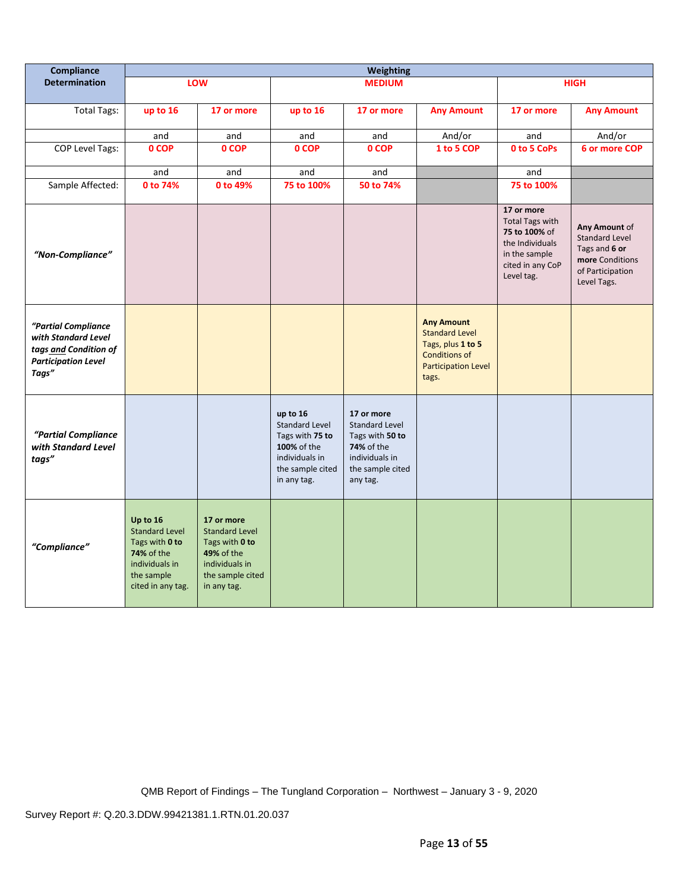| Compliance Determination | Weighting | | | | | | |
|---|---|---|---|---|---|---|---|
| | LOW | | MEDIUM | | | HIGH | |
| Total Tags: | up to 16 | 17 or more | up to 16 | 17 or more | Any Amount | 17 or more | Any Amount |
| | and | and | and | and | And/or | and | And/or |
| COP Level Tags: | 0 COP | 0 COP | 0 COP | 0 COP | 1 to 5 COP | 0 to 5 CoPs | 6 or more COP |
| | and | and | and | and | | and | |
| Sample Affected: | 0 to 74% | 0 to 49% | 75 to 100% | 50 to 74% | | 75 to 100% | |
| *"Non-Compliance"* | | | | | | **17 or more** Total Tags with **75 to 100%** of the Individuals in the sample cited in any CoP Level tag. | **Any Amount** of Standard Level Tags and **6 or more** Conditions of Participation Level Tags. |
| *"Partial Compliance with Standard Level tags and Condition of Participation Level Tags"* | | | | | **Any Amount** Standard Level Tags, plus **1 to 5** Conditions of Participation Level tags. | | |
| *"Partial Compliance with Standard Level tags"* | | | **up to 16** Standard Level Tags with **75 to 100%** of the individuals in the sample cited in any tag. | **17 or more** Standard Level Tags with **50 to 74%** of the individuals in the sample cited any tag. | | | |
| *"Compliance"* | **Up to 16** Standard Level Tags with **0 to 74%** of the individuals in the sample cited in any tag. | **17 or more** Standard Level Tags with **0 to 49%** of the individuals in the sample cited in any tag. | | | | | |

QMB Report of Findings – The Tungland Corporation – Northwest – January 3 - 9, 2020

Survey Report #: Q.20.3.DDW.99421381.1.RTN.01.20.037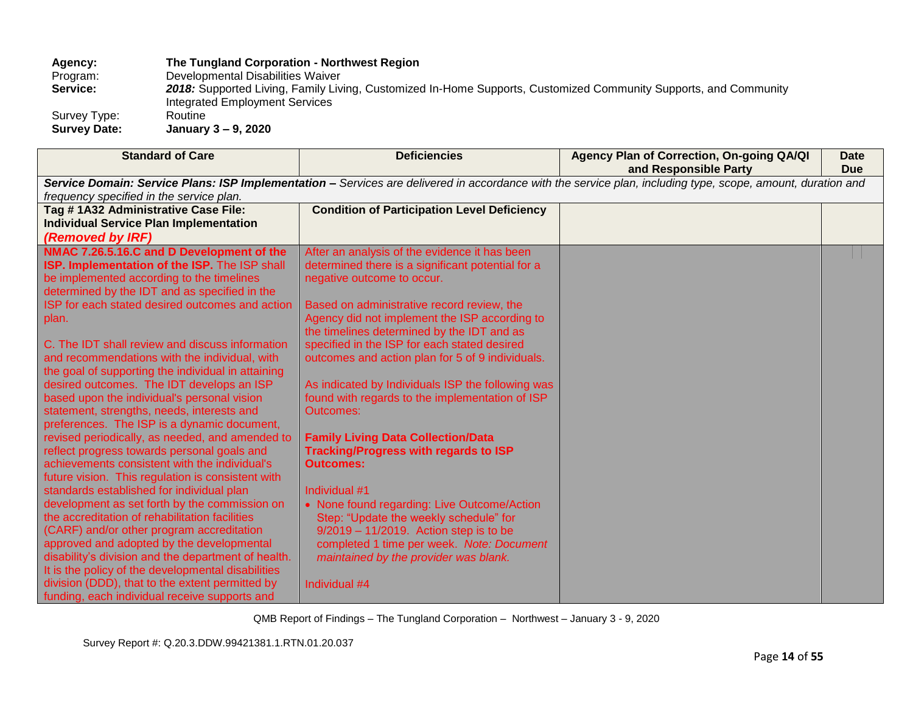**Agency:** **The Tungland Corporation - Northwest Region**
Program: Developmental Disabilities Waiver
**Service:** ***2018:*** Supported Living, Family Living, Customized In-Home Supports, Customized Community Supports, and Community Integrated Employment Services
Survey Type: Routine
**Survey Date:** **January 3 – 9, 2020**

| Standard of Care | Deficiencies | Agency Plan of Correction, On-going QA/QI and Responsible Party | Date Due |
|---|---|---|---|
| ***Service Domain: Service Plans: ISP Implementation –*** *Services are delivered in accordance with the service plan, including type, scope, amount, duration and frequency specified in the service plan.* | | | |
| **Tag # 1A32 Administrative Case File: Individual Service Plan Implementation** ***(Removed by IRF)*** | **Condition of Participation Level Deficiency** | | |
| **NMAC 7.26.5.16.C and D Development of the ISP. Implementation of the ISP.** The ISP shall be implemented according to the timelines determined by the IDT and as specified in the ISP for each stated desired outcomes and action plan.<br><br>C. The IDT shall review and discuss information and recommendations with the individual, with the goal of supporting the individual in attaining desired outcomes. The IDT develops an ISP based upon the individual's personal vision statement, strengths, needs, interests and preferences. The ISP is a dynamic document, revised periodically, as needed, and amended to reflect progress towards personal goals and achievements consistent with the individual's future vision. This regulation is consistent with standards established for individual plan development as set forth by the commission on the accreditation of rehabilitation facilities (CARF) and/or other program accreditation approved and adopted by the developmental disability's division and the department of health. It is the policy of the developmental disabilities division (DDD), that to the extent permitted by funding, each individual receive supports and | After an analysis of the evidence it has been determined there is a significant potential for a negative outcome to occur.<br><br>Based on administrative record review, the Agency did not implement the ISP according to the timelines determined by the IDT and as specified in the ISP for each stated desired outcomes and action plan for 5 of 9 individuals.<br><br>As indicated by Individuals ISP the following was found with regards to the implementation of ISP Outcomes:<br><br>**Family Living Data Collection/Data Tracking/Progress with regards to ISP Outcomes:**<br><br>Individual #1<br>• None found regarding: Live Outcome/Action Step: "Update the weekly schedule" for 9/2019 – 11/2019. Action step is to be completed 1 time per week. *Note: Document maintained by the provider was blank.*<br><br>Individual #4 | | |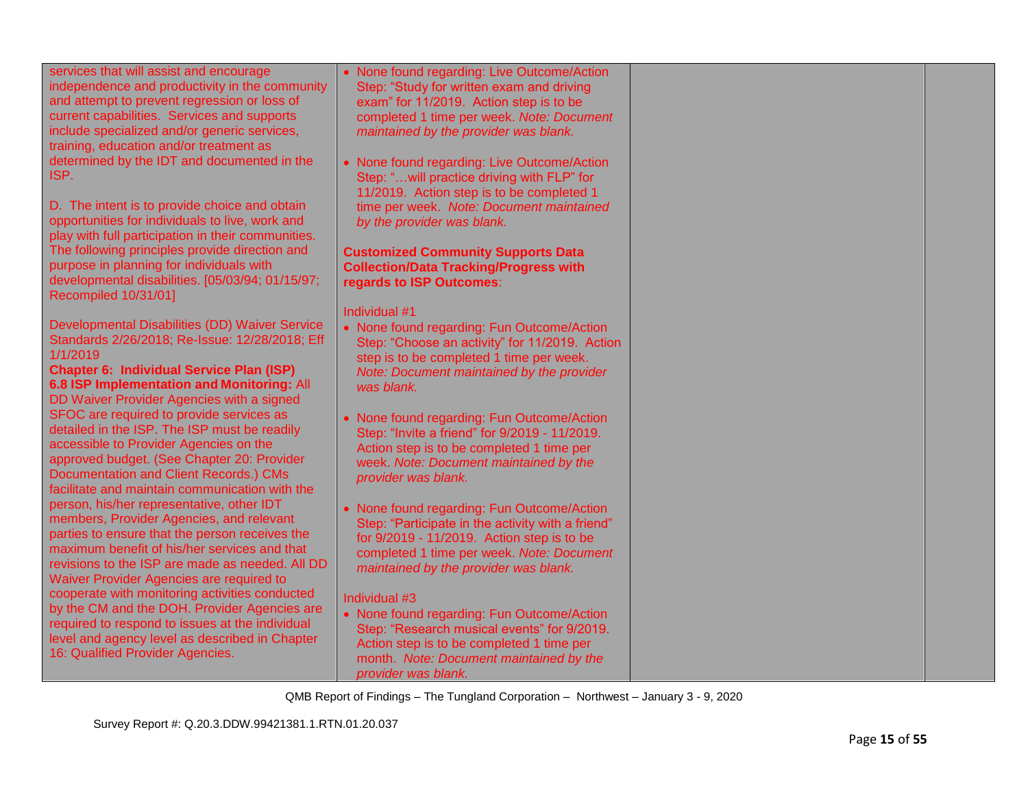| | | | |
|---|---|---|---|
| services that will assist and encourage independence and productivity in the community and attempt to prevent regression or loss of current capabilities. Services and supports include specialized and/or generic services, training, education and/or treatment as determined by the IDT and documented in the ISP.<br><br>D. The intent is to provide choice and obtain opportunities for individuals to live, work and play with full participation in their communities. The following principles provide direction and purpose in planning for individuals with developmental disabilities. [05/03/94; 01/15/97; Recompiled 10/31/01]<br><br>Developmental Disabilities (DD) Waiver Service Standards 2/26/2018; Re-Issue: 12/28/2018; Eff 1/1/2019<br>**Chapter 6: Individual Service Plan (ISP)**<br>**6.8 ISP Implementation and Monitoring:** All DD Waiver Provider Agencies with a signed SFOC are required to provide services as detailed in the ISP. The ISP must be readily accessible to Provider Agencies on the approved budget. (See Chapter 20: Provider Documentation and Client Records.) CMs facilitate and maintain communication with the person, his/her representative, other IDT members, Provider Agencies, and relevant parties to ensure that the person receives the maximum benefit of his/her services and that revisions to the ISP are made as needed. All DD Waiver Provider Agencies are required to cooperate with monitoring activities conducted by the CM and the DOH. Provider Agencies are required to respond to issues at the individual level and agency level as described in Chapter 16: Qualified Provider Agencies. | • None found regarding: Live Outcome/Action Step: "Study for written exam and driving exam" for 11/2019. Action step is to be completed 1 time per week. *Note: Document maintained by the provider was blank.*<br><br>• None found regarding: Live Outcome/Action Step: "…will practice driving with FLP" for 11/2019. Action step is to be completed 1 time per week. *Note: Document maintained by the provider was blank.*<br><br>**Customized Community Supports Data Collection/Data Tracking/Progress with regards to ISP Outcomes**:<br><br>Individual #1<br>• None found regarding: Fun Outcome/Action Step: "Choose an activity" for 11/2019. Action step is to be completed 1 time per week. *Note: Document maintained by the provider was blank.*<br><br>• None found regarding: Fun Outcome/Action Step: "Invite a friend" for 9/2019 - 11/2019. Action step is to be completed 1 time per week. *Note: Document maintained by the provider was blank.*<br><br>• None found regarding: Fun Outcome/Action Step: "Participate in the activity with a friend" for 9/2019 - 11/2019. Action step is to be completed 1 time per week. *Note: Document maintained by the provider was blank.*<br><br>Individual #3<br>• None found regarding: Fun Outcome/Action Step: "Research musical events" for 9/2019. Action step is to be completed 1 time per month. *Note: Document maintained by the provider was blank.* | | |

QMB Report of Findings – The Tungland Corporation – Northwest – January 3 - 9, 2020

Survey Report #: Q.20.3.DDW.99421381.1.RTN.01.20.037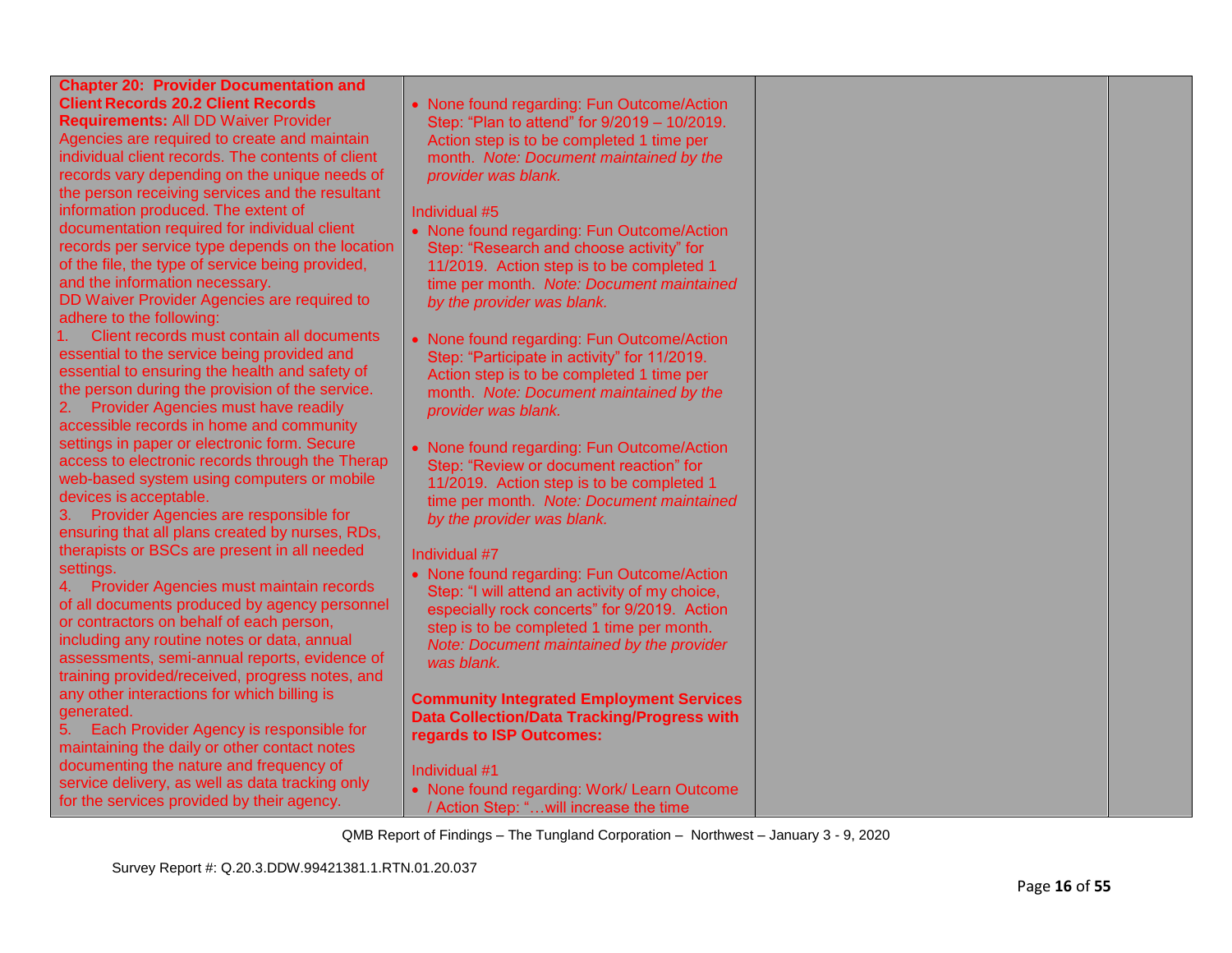| | | | |
|---|---|---|---|
| **Chapter 20: Provider Documentation and Client Records 20.2 Client Records Requirements:** All DD Waiver Provider Agencies are required to create and maintain individual client records. The contents of client records vary depending on the unique needs of the person receiving services and the resultant information produced. The extent of documentation required for individual client records per service type depends on the location of the file, the type of service being provided, and the information necessary.<br>DD Waiver Provider Agencies are required to adhere to the following:<br>1. Client records must contain all documents essential to the service being provided and essential to ensuring the health and safety of the person during the provision of the service.<br>2. Provider Agencies must have readily accessible records in home and community settings in paper or electronic form. Secure access to electronic records through the Therap web-based system using computers or mobile devices is acceptable.<br>3. Provider Agencies are responsible for ensuring that all plans created by nurses, RDs, therapists or BSCs are present in all needed settings.<br>4. Provider Agencies must maintain records of all documents produced by agency personnel or contractors on behalf of each person, including any routine notes or data, annual assessments, semi-annual reports, evidence of training provided/received, progress notes, and any other interactions for which billing is generated.<br>5. Each Provider Agency is responsible for maintaining the daily or other contact notes documenting the nature and frequency of service delivery, as well as data tracking only for the services provided by their agency. | • None found regarding: Fun Outcome/Action Step: "Plan to attend" for 9/2019 – 10/2019. Action step is to be completed 1 time per month. *Note: Document maintained by the provider was blank.*<br><br>Individual #5<br>• None found regarding: Fun Outcome/Action Step: "Research and choose activity" for 11/2019. Action step is to be completed 1 time per month. *Note: Document maintained by the provider was blank.*<br><br>• None found regarding: Fun Outcome/Action Step: "Participate in activity" for 11/2019. Action step is to be completed 1 time per month. *Note: Document maintained by the provider was blank.*<br><br>• None found regarding: Fun Outcome/Action Step: "Review or document reaction" for 11/2019. Action step is to be completed 1 time per month. *Note: Document maintained by the provider was blank.*<br><br>Individual #7<br>• None found regarding: Fun Outcome/Action Step: "I will attend an activity of my choice, especially rock concerts" for 9/2019. Action step is to be completed 1 time per month. *Note: Document maintained by the provider was blank.*<br><br>**Community Integrated Employment Services Data Collection/Data Tracking/Progress with regards to ISP Outcomes:**<br><br>Individual #1<br>• None found regarding: Work/ Learn Outcome / Action Step: "…will increase the time | | |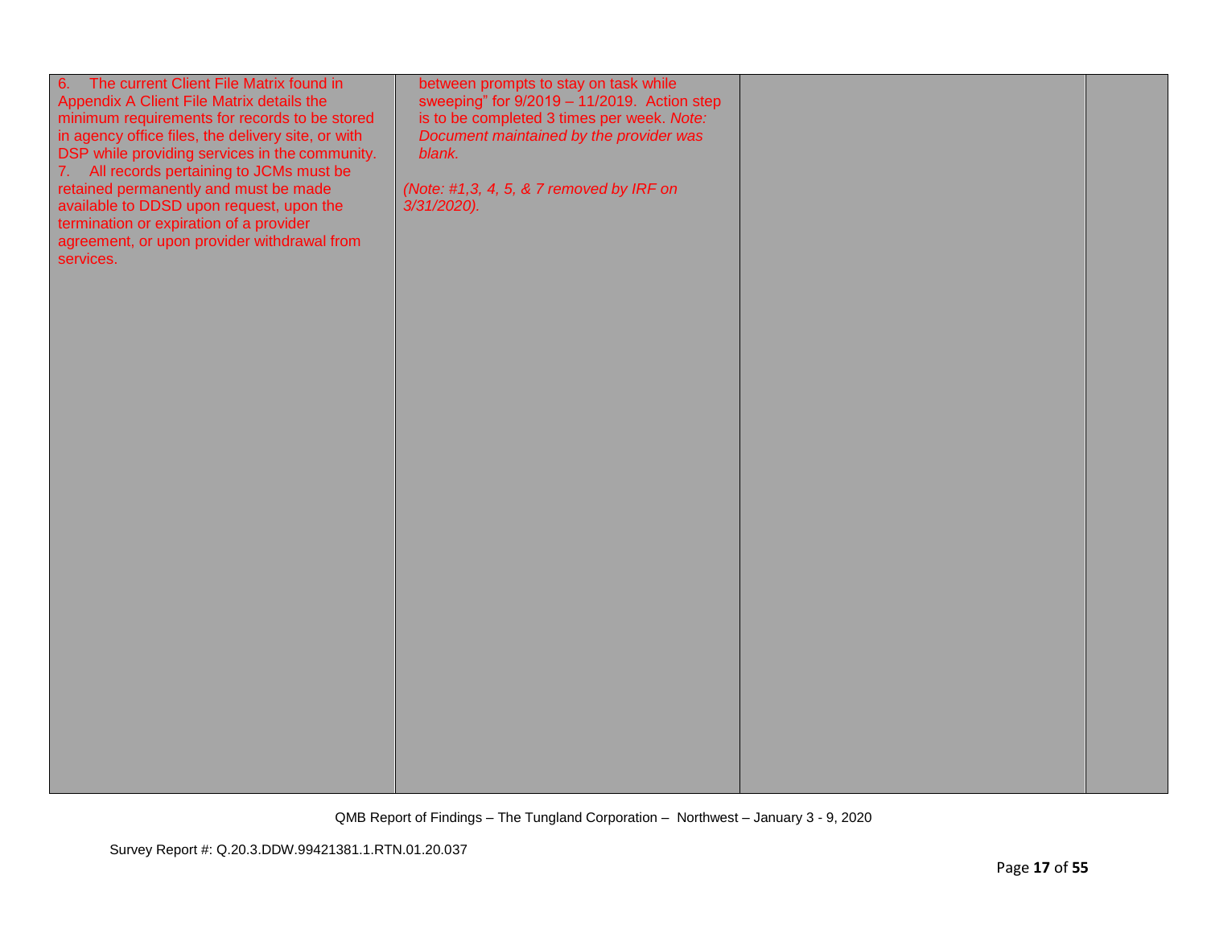| | | | |
|---|---|---|---|
| 6. The current Client File Matrix found in Appendix A Client File Matrix details the minimum requirements for records to be stored in agency office files, the delivery site, or with DSP while providing services in the community.<br>7. All records pertaining to JCMs must be retained permanently and must be made available to DDSD upon request, upon the termination or expiration of a provider agreement, or upon provider withdrawal from services. | between prompts to stay on task while sweeping" for 9/2019 – 11/2019. Action step is to be completed 3 times per week. *Note: Document maintained by the provider was blank.*<br><br>*(Note: #1,3, 4, 5, & 7 removed by IRF on 3/31/2020).* | | |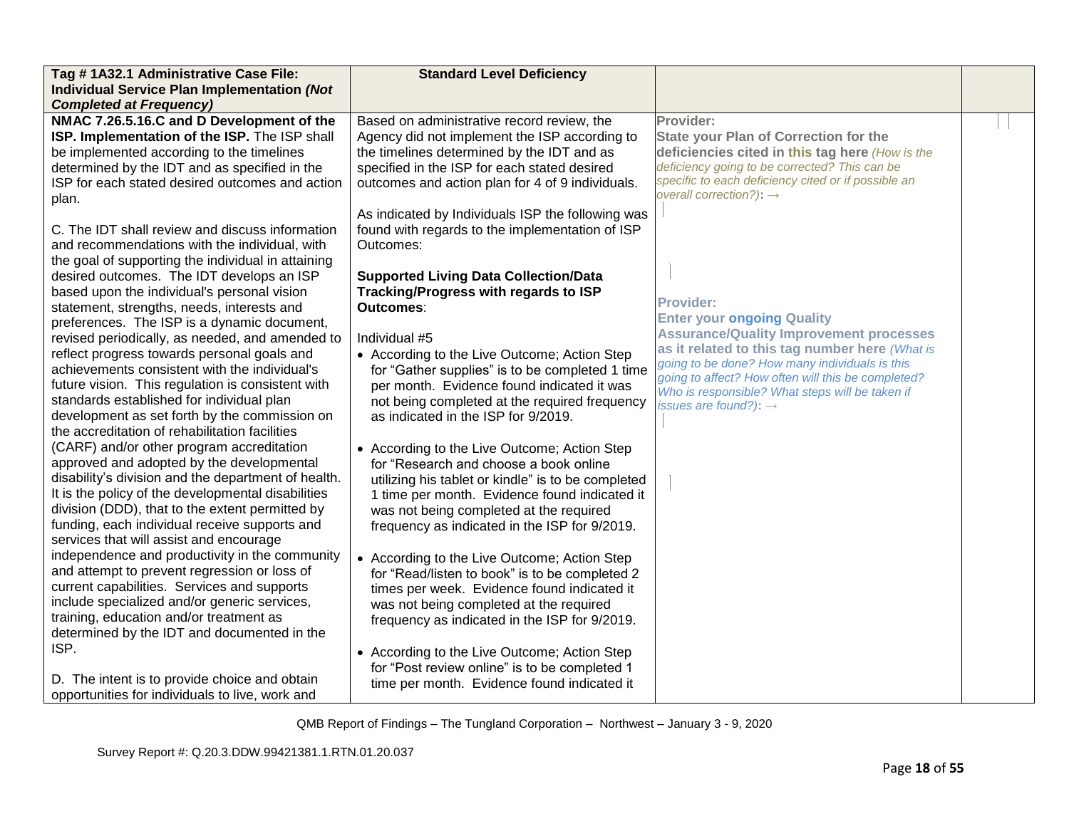| Tag # 1A32.1 Administrative Case File: Individual Service Plan Implementation *(Not Completed at Frequency)* | Standard Level Deficiency | | |
|---|---|---|---|
| **NMAC 7.26.5.16.C and D Development of the ISP. Implementation of the ISP.** The ISP shall be implemented according to the timelines determined by the IDT and as specified in the ISP for each stated desired outcomes and action plan.<br><br>C. The IDT shall review and discuss information and recommendations with the individual, with the goal of supporting the individual in attaining desired outcomes. The IDT develops an ISP based upon the individual's personal vision statement, strengths, needs, interests and preferences. The ISP is a dynamic document, revised periodically, as needed, and amended to reflect progress towards personal goals and achievements consistent with the individual's future vision. This regulation is consistent with standards established for individual plan development as set forth by the commission on the accreditation of rehabilitation facilities (CARF) and/or other program accreditation approved and adopted by the developmental disability's division and the department of health. It is the policy of the developmental disabilities division (DDD), that to the extent permitted by funding, each individual receive supports and services that will assist and encourage independence and productivity in the community and attempt to prevent regression or loss of current capabilities. Services and supports include specialized and/or generic services, training, education and/or treatment as determined by the IDT and documented in the ISP.<br><br>D. The intent is to provide choice and obtain opportunities for individuals to live, work and | Based on administrative record review, the Agency did not implement the ISP according to the timelines determined by the IDT and as specified in the ISP for each stated desired outcomes and action plan for 4 of 9 individuals.<br><br>As indicated by Individuals ISP the following was found with regards to the implementation of ISP Outcomes:<br><br>**Supported Living Data Collection/Data Tracking/Progress with regards to ISP Outcomes**:<br><br>Individual #5<br>• According to the Live Outcome; Action Step for "Gather supplies" is to be completed 1 time per month. Evidence found indicated it was not being completed at the required frequency as indicated in the ISP for 9/2019.<br><br>• According to the Live Outcome; Action Step for "Research and choose a book online utilizing his tablet or kindle" is to be completed 1 time per month. Evidence found indicated it was not being completed at the required frequency as indicated in the ISP for 9/2019.<br><br>• According to the Live Outcome; Action Step for "Read/listen to book" is to be completed 2 times per week. Evidence found indicated it was not being completed at the required frequency as indicated in the ISP for 9/2019.<br><br>• According to the Live Outcome; Action Step for "Post review online" is to be completed 1 time per month. Evidence found indicated it | **Provider:**<br>**State your Plan of Correction for the deficiencies cited in this tag here** *(How is the deficiency going to be corrected? This can be specific to each deficiency cited or if possible an overall correction?)*: →<br><br>**Provider:**<br>**Enter your ongoing Quality Assurance/Quality Improvement processes as it related to this tag number here** *(What is going to be done? How many individuals is this going to affect? How often will this be completed? Who is responsible? What steps will be taken if issues are found?)*: → | |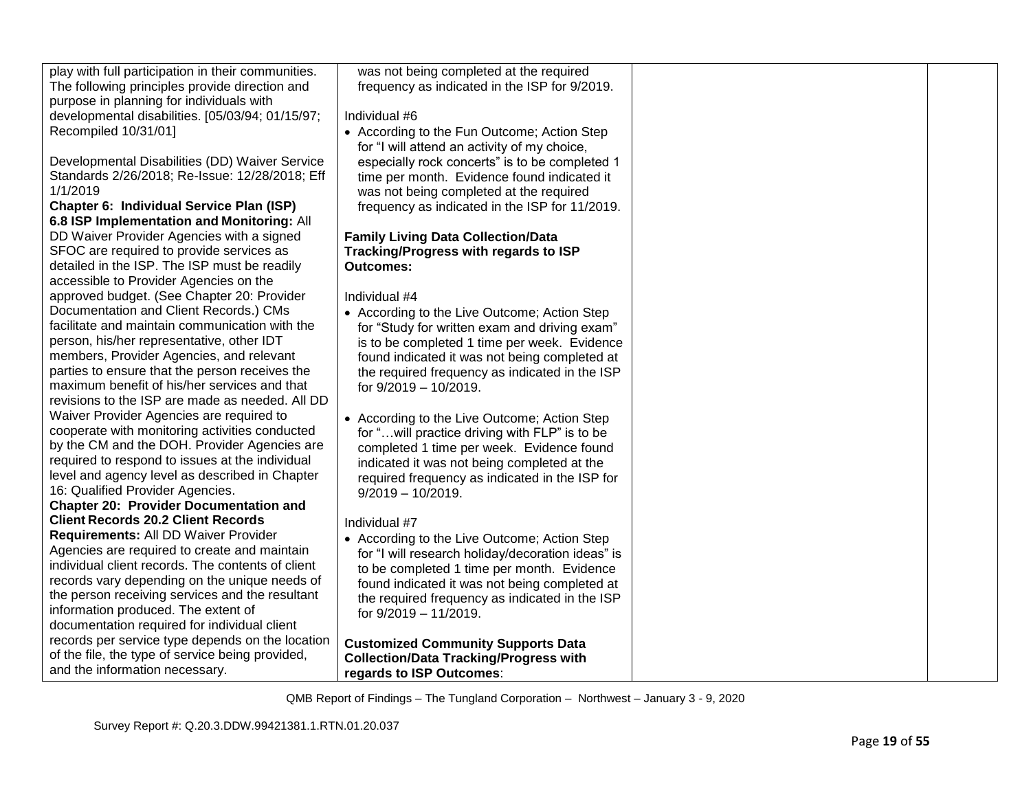| | | | |
|---|---|---|---|
| play with full participation in their communities. The following principles provide direction and purpose in planning for individuals with developmental disabilities. [05/03/94; 01/15/97; Recompiled 10/31/01]<br><br>Developmental Disabilities (DD) Waiver Service Standards 2/26/2018; Re-Issue: 12/28/2018; Eff 1/1/2019<br>**Chapter 6: Individual Service Plan (ISP) 6.8 ISP Implementation and Monitoring:** All DD Waiver Provider Agencies with a signed SFOC are required to provide services as detailed in the ISP. The ISP must be readily accessible to Provider Agencies on the approved budget. (See Chapter 20: Provider Documentation and Client Records.) CMs facilitate and maintain communication with the person, his/her representative, other IDT members, Provider Agencies, and relevant parties to ensure that the person receives the maximum benefit of his/her services and that revisions to the ISP are made as needed. All DD Waiver Provider Agencies are required to cooperate with monitoring activities conducted by the CM and the DOH. Provider Agencies are required to respond to issues at the individual level and agency level as described in Chapter 16: Qualified Provider Agencies.<br>**Chapter 20: Provider Documentation and Client Records 20.2 Client Records Requirements:** All DD Waiver Provider Agencies are required to create and maintain individual client records. The contents of client records vary depending on the unique needs of the person receiving services and the resultant information produced. The extent of documentation required for individual client records per service type depends on the location of the file, the type of service being provided, and the information necessary. | was not being completed at the required frequency as indicated in the ISP for 9/2019.<br><br>Individual #6<br>• According to the Fun Outcome; Action Step for "I will attend an activity of my choice, especially rock concerts" is to be completed 1 time per month. Evidence found indicated it was not being completed at the required frequency as indicated in the ISP for 11/2019.<br><br>**Family Living Data Collection/Data Tracking/Progress with regards to ISP Outcomes:**<br><br>Individual #4<br>• According to the Live Outcome; Action Step for "Study for written exam and driving exam" is to be completed 1 time per week. Evidence found indicated it was not being completed at the required frequency as indicated in the ISP for 9/2019 – 10/2019.<br><br>• According to the Live Outcome; Action Step for "…will practice driving with FLP" is to be completed 1 time per week. Evidence found indicated it was not being completed at the required frequency as indicated in the ISP for 9/2019 – 10/2019.<br><br>Individual #7<br>• According to the Live Outcome; Action Step for "I will research holiday/decoration ideas" is to be completed 1 time per month. Evidence found indicated it was not being completed at the required frequency as indicated in the ISP for 9/2019 – 11/2019.<br><br>**Customized Community Supports Data Collection/Data Tracking/Progress with regards to ISP Outcomes**: | | |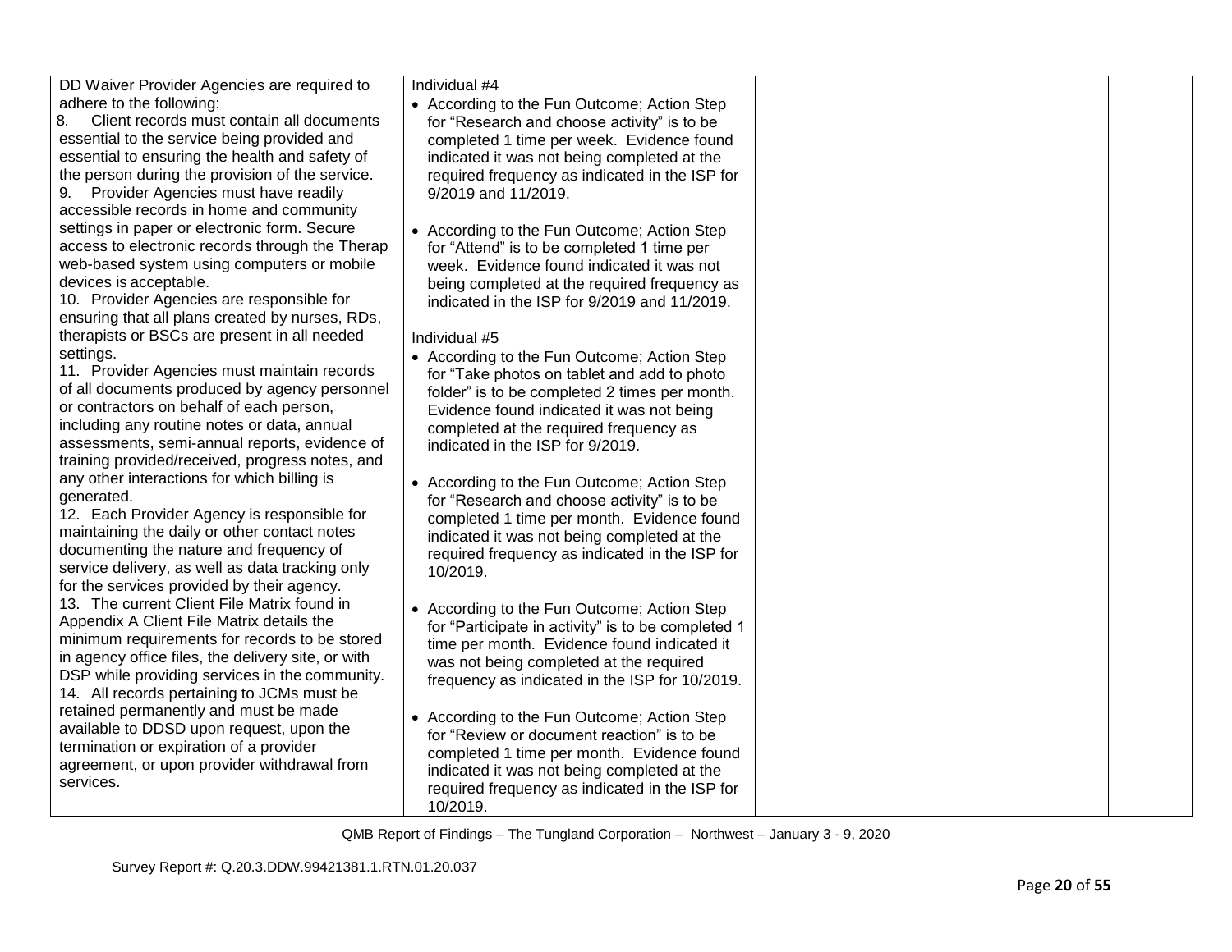| | | | |
|---|---|---|---|
| DD Waiver Provider Agencies are required to adhere to the following:<br>8. Client records must contain all documents essential to the service being provided and essential to ensuring the health and safety of the person during the provision of the service.<br>9. Provider Agencies must have readily accessible records in home and community settings in paper or electronic form. Secure access to electronic records through the Therap web-based system using computers or mobile devices is acceptable.<br>10. Provider Agencies are responsible for ensuring that all plans created by nurses, RDs, therapists or BSCs are present in all needed settings.<br>11. Provider Agencies must maintain records of all documents produced by agency personnel or contractors on behalf of each person, including any routine notes or data, annual assessments, semi-annual reports, evidence of training provided/received, progress notes, and any other interactions for which billing is generated.<br>12. Each Provider Agency is responsible for maintaining the daily or other contact notes documenting the nature and frequency of service delivery, as well as data tracking only for the services provided by their agency.<br>13. The current Client File Matrix found in Appendix A Client File Matrix details the minimum requirements for records to be stored in agency office files, the delivery site, or with DSP while providing services in the community.<br>14. All records pertaining to JCMs must be retained permanently and must be made available to DDSD upon request, upon the termination or expiration of a provider agreement, or upon provider withdrawal from services. | Individual #4<br>• According to the Fun Outcome; Action Step for "Research and choose activity" is to be completed 1 time per week. Evidence found indicated it was not being completed at the required frequency as indicated in the ISP for 9/2019 and 11/2019.<br><br>• According to the Fun Outcome; Action Step for "Attend" is to be completed 1 time per week. Evidence found indicated it was not being completed at the required frequency as indicated in the ISP for 9/2019 and 11/2019.<br><br>Individual #5<br>• According to the Fun Outcome; Action Step for "Take photos on tablet and add to photo folder" is to be completed 2 times per month. Evidence found indicated it was not being completed at the required frequency as indicated in the ISP for 9/2019.<br><br>• According to the Fun Outcome; Action Step for "Research and choose activity" is to be completed 1 time per month. Evidence found indicated it was not being completed at the required frequency as indicated in the ISP for 10/2019.<br><br>• According to the Fun Outcome; Action Step for "Participate in activity" is to be completed 1 time per month. Evidence found indicated it was not being completed at the required frequency as indicated in the ISP for 10/2019.<br><br>• According to the Fun Outcome; Action Step for "Review or document reaction" is to be completed 1 time per month. Evidence found indicated it was not being completed at the required frequency as indicated in the ISP for 10/2019. | | |

QMB Report of Findings – The Tungland Corporation – Northwest – January 3 - 9, 2020

Survey Report #: Q.20.3.DDW.99421381.1.RTN.01.20.037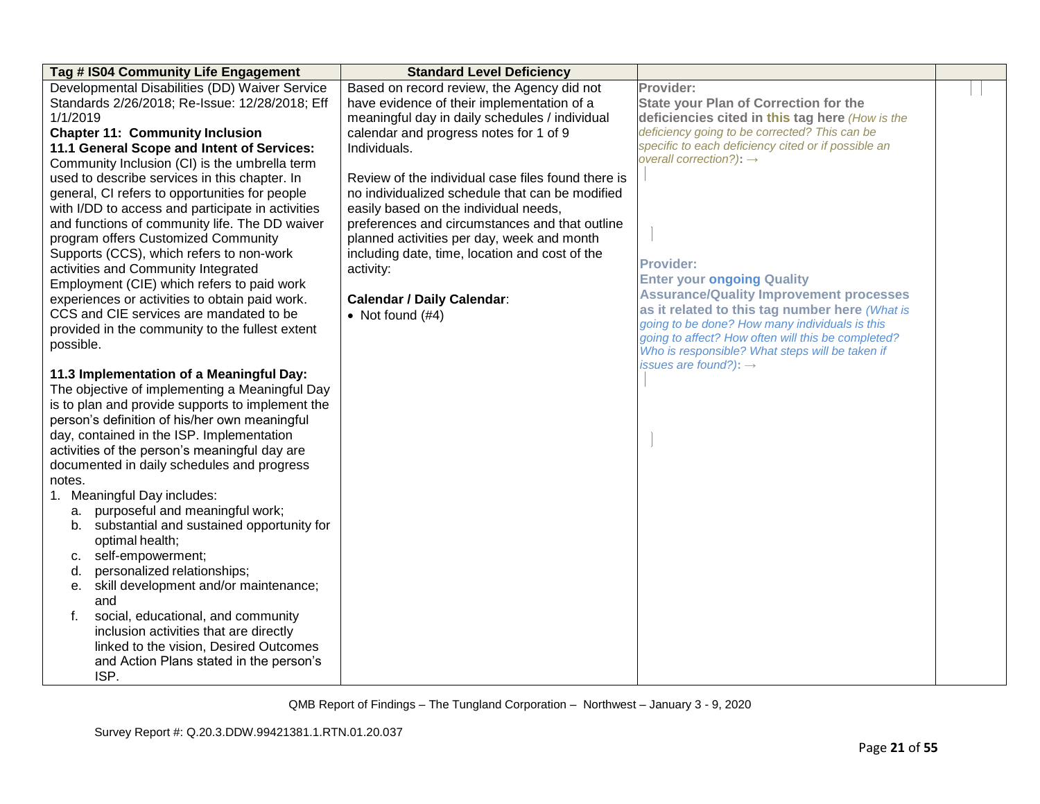| Tag # IS04 Community Life Engagement | Standard Level Deficiency | | |
|---|---|---|---|
| Developmental Disabilities (DD) Waiver Service Standards 2/26/2018; Re-Issue: 12/28/2018; Eff 1/1/2019<br>**Chapter 11: Community Inclusion**<br>**11.1 General Scope and Intent of Services:** Community Inclusion (CI) is the umbrella term used to describe services in this chapter. In general, CI refers to opportunities for people with I/DD to access and participate in activities and functions of community life. The DD waiver program offers Customized Community Supports (CCS), which refers to non-work activities and Community Integrated Employment (CIE) which refers to paid work experiences or activities to obtain paid work. CCS and CIE services are mandated to be provided in the community to the fullest extent possible.<br><br>**11.3 Implementation of a Meaningful Day:** The objective of implementing a Meaningful Day is to plan and provide supports to implement the person's definition of his/her own meaningful day, contained in the ISP. Implementation activities of the person's meaningful day are documented in daily schedules and progress notes.<br>1. Meaningful Day includes:<br>a. purposeful and meaningful work;<br>b. substantial and sustained opportunity for optimal health;<br>c. self-empowerment;<br>d. personalized relationships;<br>e. skill development and/or maintenance; and<br>f. social, educational, and community inclusion activities that are directly linked to the vision, Desired Outcomes and Action Plans stated in the person's ISP. | Based on record review, the Agency did not have evidence of their implementation of a meaningful day in daily schedules / individual calendar and progress notes for 1 of 9 Individuals.<br><br>Review of the individual case files found there is no individualized schedule that can be modified easily based on the individual needs, preferences and circumstances and that outline planned activities per day, week and month including date, time, location and cost of the activity:<br><br>**Calendar / Daily Calendar**:<br>• Not found (#4) | **Provider:**<br>**State your Plan of Correction for the deficiencies cited in this tag here** *(How is the deficiency going to be corrected? This can be specific to each deficiency cited or if possible an overall correction?)*: →<br><br>**Provider:**<br>**Enter your ongoing Quality Assurance/Quality Improvement processes as it related to this tag number here** *(What is going to be done? How many individuals is this going to affect? How often will this be completed? Who is responsible? What steps will be taken if issues are found?)*: → | |

QMB Report of Findings – The Tungland Corporation – Northwest – January 3 - 9, 2020

Survey Report #: Q.20.3.DDW.99421381.1.RTN.01.20.037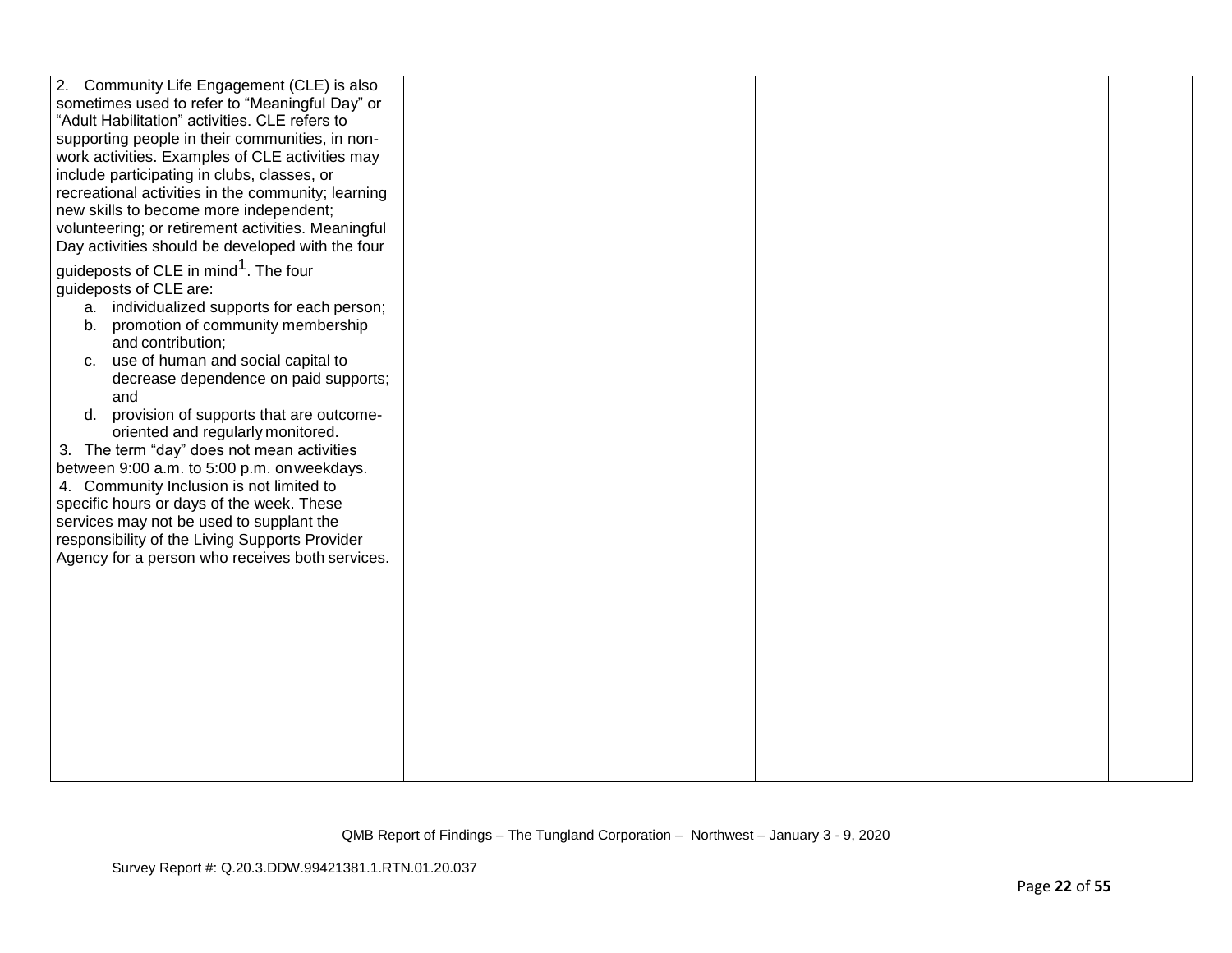| | | | |
|---|---|---|---|
| 2. Community Life Engagement (CLE) is also sometimes used to refer to "Meaningful Day" or "Adult Habilitation" activities. CLE refers to supporting people in their communities, in non-work activities. Examples of CLE activities may include participating in clubs, classes, or recreational activities in the community; learning new skills to become more independent; volunteering; or retirement activities. Meaningful Day activities should be developed with the four guideposts of CLE in mind[1]. The four guideposts of CLE are:<br>a. individualized supports for each person;<br>b. promotion of community membership and contribution;<br>c. use of human and social capital to decrease dependence on paid supports; and<br>d. provision of supports that are outcome-oriented and regularly monitored.<br>3. The term "day" does not mean activities between 9:00 a.m. to 5:00 p.m. on weekdays.<br>4. Community Inclusion is not limited to specific hours or days of the week. These services may not be used to supplant the responsibility of the Living Supports Provider Agency for a person who receives both services. | | | |

QMB Report of Findings – The Tungland Corporation – Northwest – January 3 - 9, 2020

Survey Report #: Q.20.3.DDW.99421381.1.RTN.01.20.037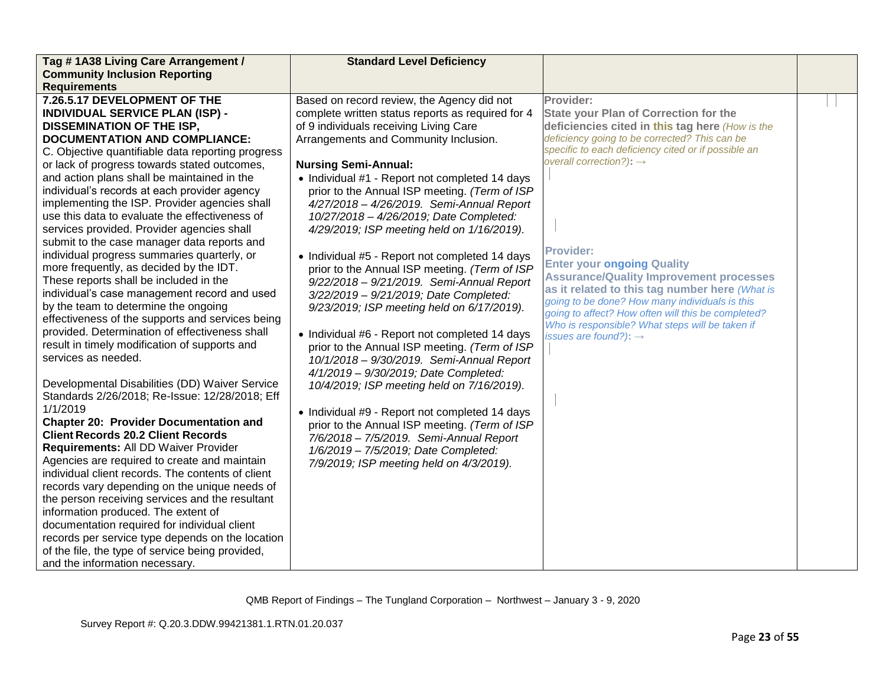| Tag # 1A38 Living Care Arrangement / Community Inclusion Reporting Requirements | Standard Level Deficiency | | |
|---|---|---|---|
| **7.26.5.17 DEVELOPMENT OF THE INDIVIDUAL SERVICE PLAN (ISP) - DISSEMINATION OF THE ISP, DOCUMENTATION AND COMPLIANCE:** C. Objective quantifiable data reporting progress or lack of progress towards stated outcomes, and action plans shall be maintained in the individual's records at each provider agency implementing the ISP. Provider agencies shall use this data to evaluate the effectiveness of services provided. Provider agencies shall submit to the case manager data reports and individual progress summaries quarterly, or more frequently, as decided by the IDT. These reports shall be included in the individual's case management record and used by the team to determine the ongoing effectiveness of the supports and services being provided. Determination of effectiveness shall result in timely modification of supports and services as needed.<br><br>Developmental Disabilities (DD) Waiver Service Standards 2/26/2018; Re-Issue: 12/28/2018; Eff 1/1/2019<br>**Chapter 20: Provider Documentation and Client Records 20.2 Client Records Requirements:** All DD Waiver Provider Agencies are required to create and maintain individual client records. The contents of client records vary depending on the unique needs of the person receiving services and the resultant information produced. The extent of documentation required for individual client records per service type depends on the location of the file, the type of service being provided, and the information necessary. | Based on record review, the Agency did not complete written status reports as required for 4 of 9 individuals receiving Living Care Arrangements and Community Inclusion.<br><br>**Nursing Semi-Annual:**<br>• Individual #1 - Report not completed 14 days prior to the Annual ISP meeting. *(Term of ISP 4/27/2018 – 4/26/2019. Semi-Annual Report 10/27/2018 – 4/26/2019; Date Completed: 4/29/2019; ISP meeting held on 1/16/2019).*<br><br>• Individual #5 - Report not completed 14 days prior to the Annual ISP meeting. *(Term of ISP 9/22/2018 – 9/21/2019. Semi-Annual Report 3/22/2019 – 9/21/2019; Date Completed: 9/23/2019; ISP meeting held on 6/17/2019).*<br><br>• Individual #6 - Report not completed 14 days prior to the Annual ISP meeting. *(Term of ISP 10/1/2018 – 9/30/2019. Semi-Annual Report 4/1/2019 – 9/30/2019; Date Completed: 10/4/2019; ISP meeting held on 7/16/2019).*<br><br>• Individual #9 - Report not completed 14 days prior to the Annual ISP meeting. *(Term of ISP 7/6/2018 – 7/5/2019. Semi-Annual Report 1/6/2019 – 7/5/2019; Date Completed: 7/9/2019; ISP meeting held on 4/3/2019).* | **Provider:**<br>**State your Plan of Correction for the deficiencies cited in this tag here** *(How is the deficiency going to be corrected? This can be specific to each deficiency cited or if possible an overall correction?)*: →<br><br>**Provider:**<br>**Enter your ongoing Quality Assurance/Quality Improvement processes as it related to this tag number here** *(What is going to be done? How many individuals is this going to affect? How often will this be completed? Who is responsible? What steps will be taken if issues are found?)*: → | |

QMB Report of Findings – The Tungland Corporation – Northwest – January 3 - 9, 2020

Survey Report #: Q.20.3.DDW.99421381.1.RTN.01.20.037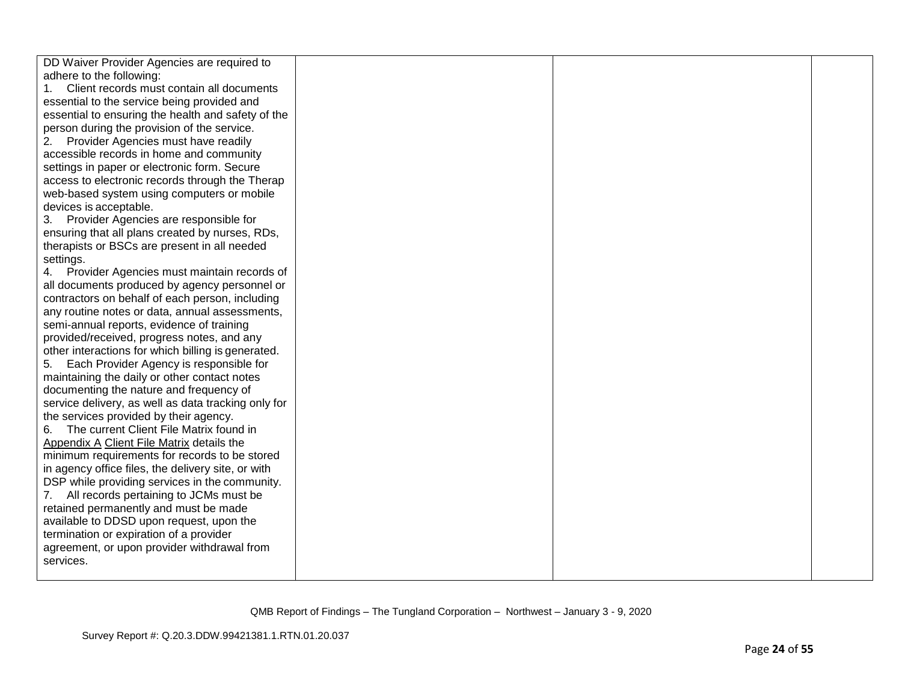| | | | |
|---|---|---|---|
| DD Waiver Provider Agencies are required to adhere to the following:<br>1. Client records must contain all documents essential to the service being provided and essential to ensuring the health and safety of the person during the provision of the service.<br>2. Provider Agencies must have readily accessible records in home and community settings in paper or electronic form. Secure access to electronic records through the Therap web-based system using computers or mobile devices is acceptable.<br>3. Provider Agencies are responsible for ensuring that all plans created by nurses, RDs, therapists or BSCs are present in all needed settings.<br>4. Provider Agencies must maintain records of all documents produced by agency personnel or contractors on behalf of each person, including any routine notes or data, annual assessments, semi-annual reports, evidence of training provided/received, progress notes, and any other interactions for which billing is generated.<br>5. Each Provider Agency is responsible for maintaining the daily or other contact notes documenting the nature and frequency of service delivery, as well as data tracking only for the services provided by their agency.<br>6. The current Client File Matrix found in Appendix A Client File Matrix details the minimum requirements for records to be stored in agency office files, the delivery site, or with DSP while providing services in the community.<br>7. All records pertaining to JCMs must be retained permanently and must be made available to DDSD upon request, upon the termination or expiration of a provider agreement, or upon provider withdrawal from services. | | | |

QMB Report of Findings – The Tungland Corporation – Northwest – January 3 - 9, 2020

Survey Report #: Q.20.3.DDW.99421381.1.RTN.01.20.037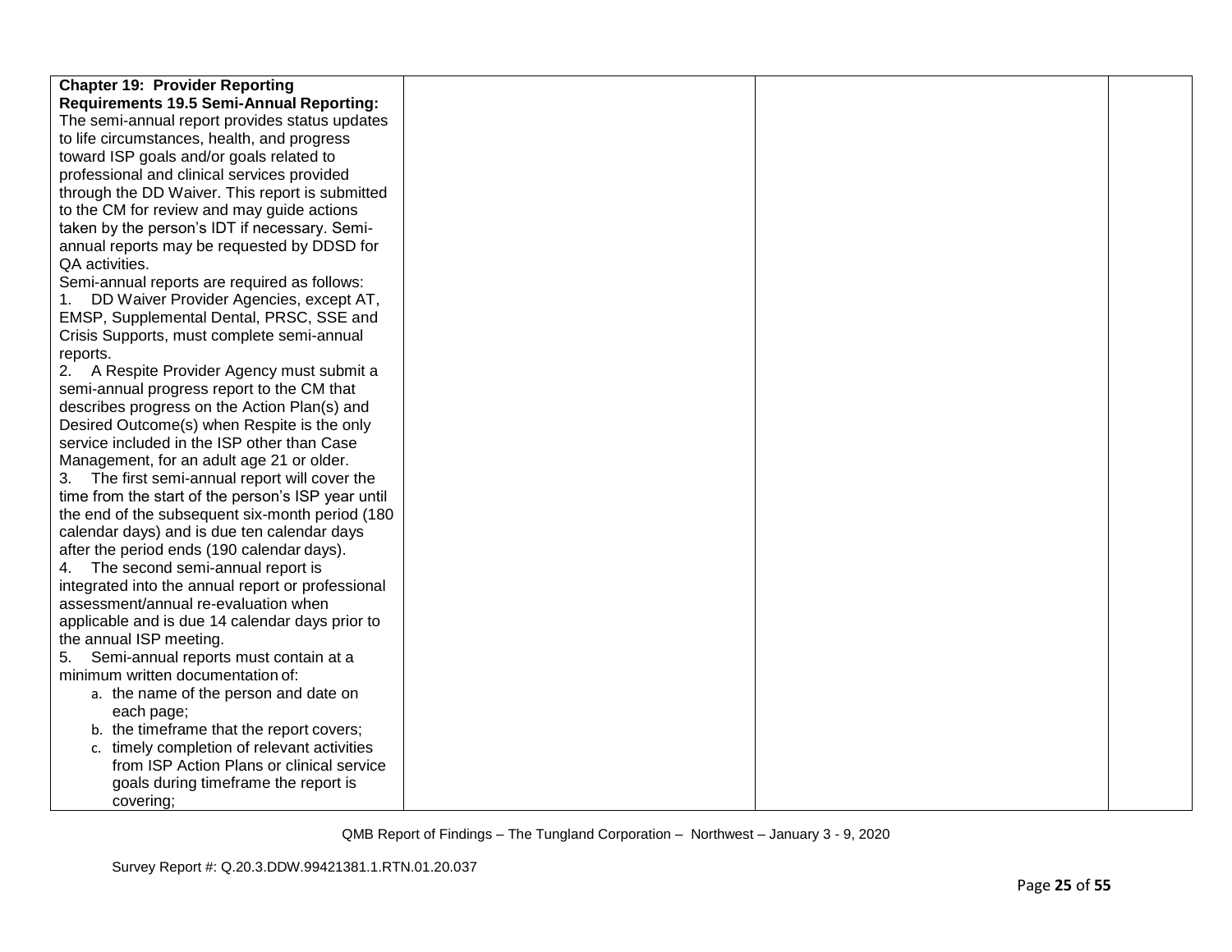| | | | |
|---|---|---|---|
| **Chapter 19: Provider Reporting Requirements 19.5 Semi-Annual Reporting:** The semi-annual report provides status updates to life circumstances, health, and progress toward ISP goals and/or goals related to professional and clinical services provided through the DD Waiver. This report is submitted to the CM for review and may guide actions taken by the person's IDT if necessary. Semi-annual reports may be requested by DDSD for QA activities.<br>Semi-annual reports are required as follows:<br>1. DD Waiver Provider Agencies, except AT, EMSP, Supplemental Dental, PRSC, SSE and Crisis Supports, must complete semi-annual reports.<br>2. A Respite Provider Agency must submit a semi-annual progress report to the CM that describes progress on the Action Plan(s) and Desired Outcome(s) when Respite is the only service included in the ISP other than Case Management, for an adult age 21 or older.<br>3. The first semi-annual report will cover the time from the start of the person's ISP year until the end of the subsequent six-month period (180 calendar days) and is due ten calendar days after the period ends (190 calendar days).<br>4. The second semi-annual report is integrated into the annual report or professional assessment/annual re-evaluation when applicable and is due 14 calendar days prior to the annual ISP meeting.<br>5. Semi-annual reports must contain at a minimum written documentation of:<br>a. the name of the person and date on each page;<br>b. the timeframe that the report covers;<br>c. timely completion of relevant activities from ISP Action Plans or clinical service goals during timeframe the report is covering; | | | |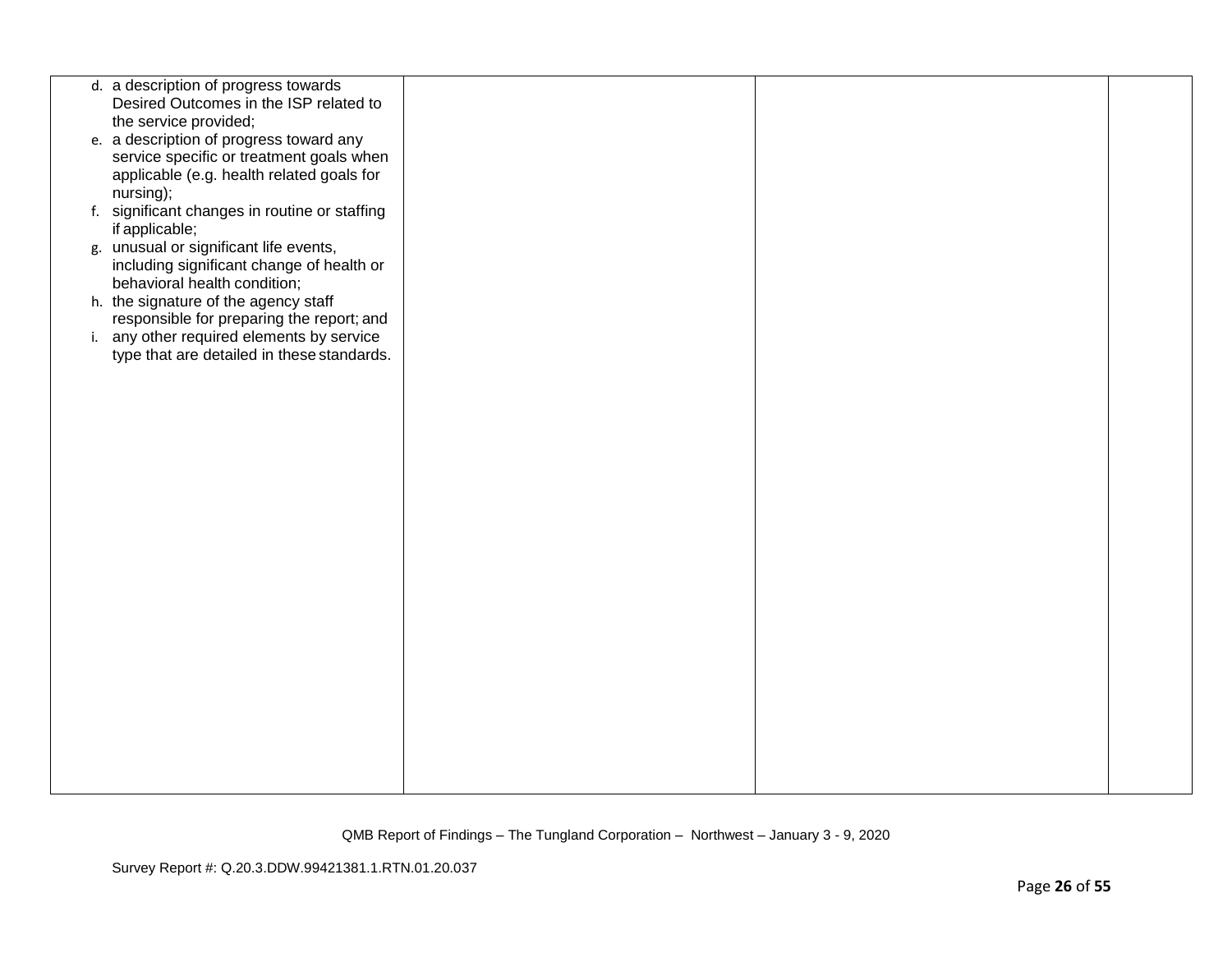| | | | |
|---|---|---|---|
| d. a description of progress towards Desired Outcomes in the ISP related to the service provided;<br>e. a description of progress toward any service specific or treatment goals when applicable (e.g. health related goals for nursing);<br>f. significant changes in routine or staffing if applicable;<br>g. unusual or significant life events, including significant change of health or behavioral health condition;<br>h. the signature of the agency staff responsible for preparing the report; and<br>i. any other required elements by service type that are detailed in these standards. | | | |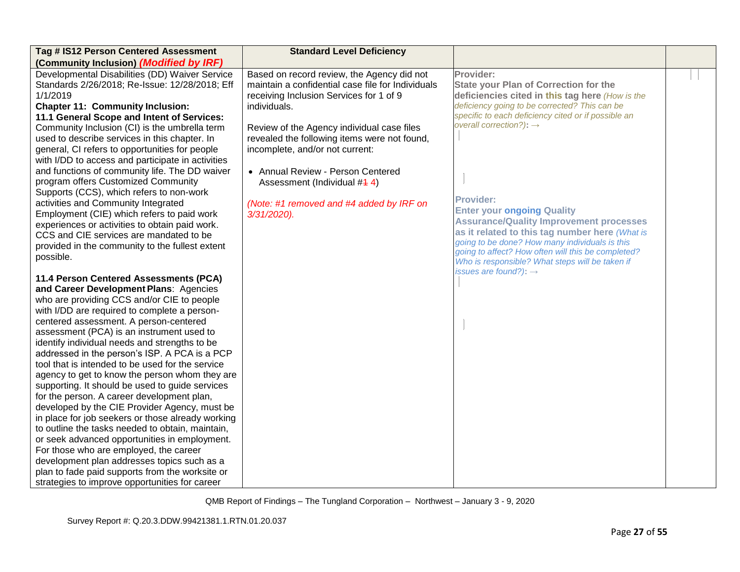| Tag # IS12 Person Centered Assessment (Community Inclusion) *(Modified by IRF)* | Standard Level Deficiency | | |
|---|---|---|---|
| Developmental Disabilities (DD) Waiver Service Standards 2/26/2018; Re-Issue: 12/28/2018; Eff 1/1/2019<br>**Chapter 11: Community Inclusion:**<br>**11.1 General Scope and Intent of Services:** Community Inclusion (CI) is the umbrella term used to describe services in this chapter. In general, CI refers to opportunities for people with I/DD to access and participate in activities and functions of community life. The DD waiver program offers Customized Community Supports (CCS), which refers to non-work activities and Community Integrated Employment (CIE) which refers to paid work experiences or activities to obtain paid work. CCS and CIE services are mandated to be provided in the community to the fullest extent possible.<br><br>**11.4 Person Centered Assessments (PCA) and Career Development Plans**: Agencies who are providing CCS and/or CIE to people with I/DD are required to complete a person-centered assessment. A person-centered assessment (PCA) is an instrument used to identify individual needs and strengths to be addressed in the person's ISP. A PCA is a PCP tool that is intended to be used for the service agency to get to know the person whom they are supporting. It should be used to guide services for the person. A career development plan, developed by the CIE Provider Agency, must be in place for job seekers or those already working to outline the tasks needed to obtain, maintain, or seek advanced opportunities in employment. For those who are employed, the career development plan addresses topics such as a plan to fade paid supports from the worksite or strategies to improve opportunities for career | Based on record review, the Agency did not maintain a confidential case file for Individuals receiving Inclusion Services for 1 of 9 individuals.<br><br>Review of the Agency individual case files revealed the following items were not found, incomplete, and/or not current:<br><br>• Annual Review - Person Centered Assessment (Individual #~~1~~ 4)<br><br>*(Note: #1 removed and #4 added by IRF on 3/31/2020).* | **Provider:**<br>**State your Plan of Correction for the deficiencies cited in this tag here** *(How is the deficiency going to be corrected? This can be specific to each deficiency cited or if possible an overall correction?)*: →<br><br><br>**Provider:**<br>**Enter your ongoing Quality Assurance/Quality Improvement processes as it related to this tag number here** *(What is going to be done? How many individuals is this going to affect? How often will this be completed? Who is responsible? What steps will be taken if issues are found?)*: → | |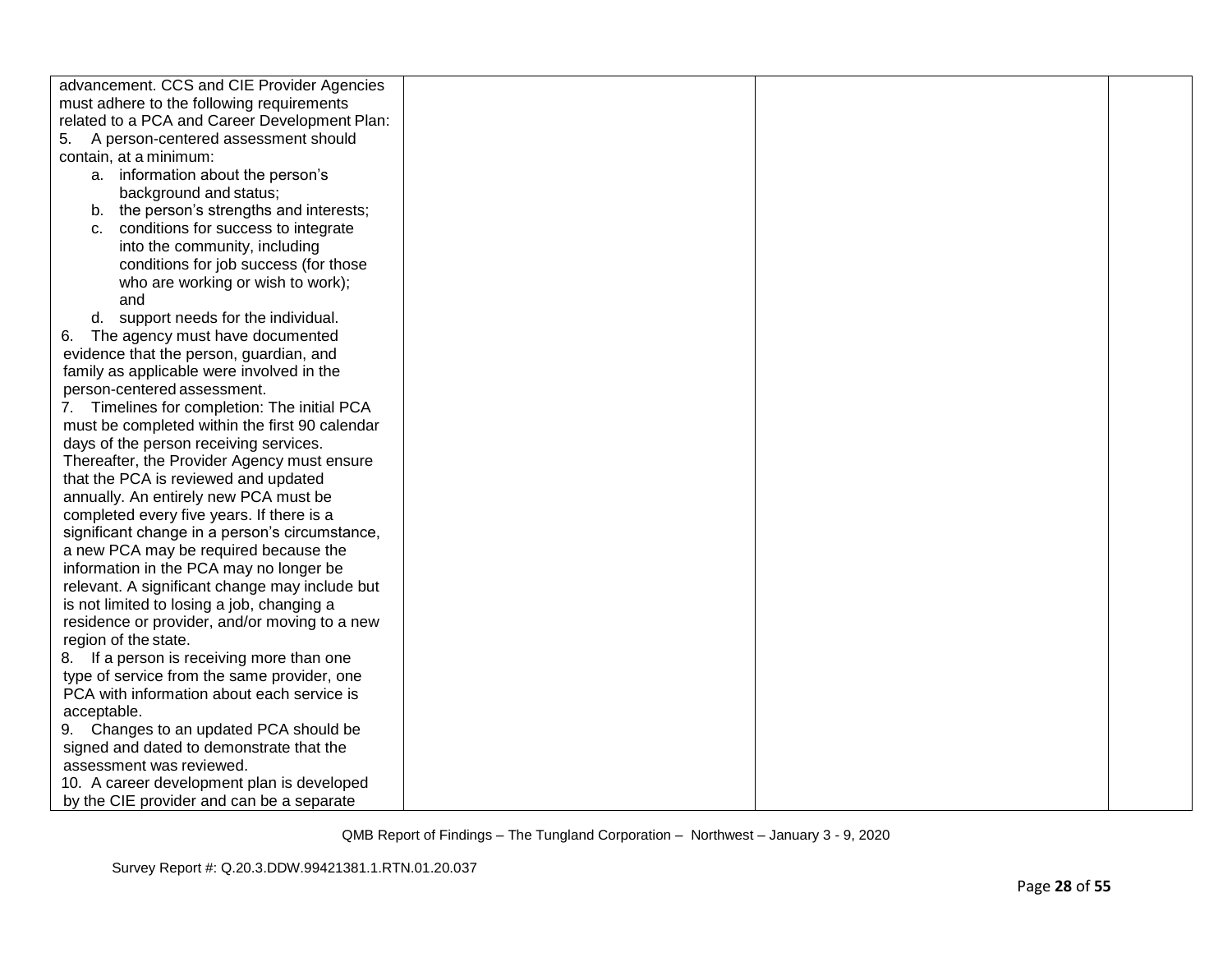| | | | |
|---|---|---|---|
| advancement. CCS and CIE Provider Agencies must adhere to the following requirements related to a PCA and Career Development Plan:<br>5. A person-centered assessment should contain, at a minimum:<br>a. information about the person's background and status;<br>b. the person's strengths and interests;<br>c. conditions for success to integrate into the community, including conditions for job success (for those who are working or wish to work); and<br>d. support needs for the individual.<br>6. The agency must have documented evidence that the person, guardian, and family as applicable were involved in the person-centered assessment.<br>7. Timelines for completion: The initial PCA must be completed within the first 90 calendar days of the person receiving services. Thereafter, the Provider Agency must ensure that the PCA is reviewed and updated annually. An entirely new PCA must be completed every five years. If there is a significant change in a person's circumstance, a new PCA may be required because the information in the PCA may no longer be relevant. A significant change may include but is not limited to losing a job, changing a residence or provider, and/or moving to a new region of the state.<br>8. If a person is receiving more than one type of service from the same provider, one PCA with information about each service is acceptable.<br>9. Changes to an updated PCA should be signed and dated to demonstrate that the assessment was reviewed.<br>10. A career development plan is developed by the CIE provider and can be a separate | | | |

QMB Report of Findings – The Tungland Corporation – Northwest – January 3 - 9, 2020

Survey Report #: Q.20.3.DDW.99421381.1.RTN.01.20.037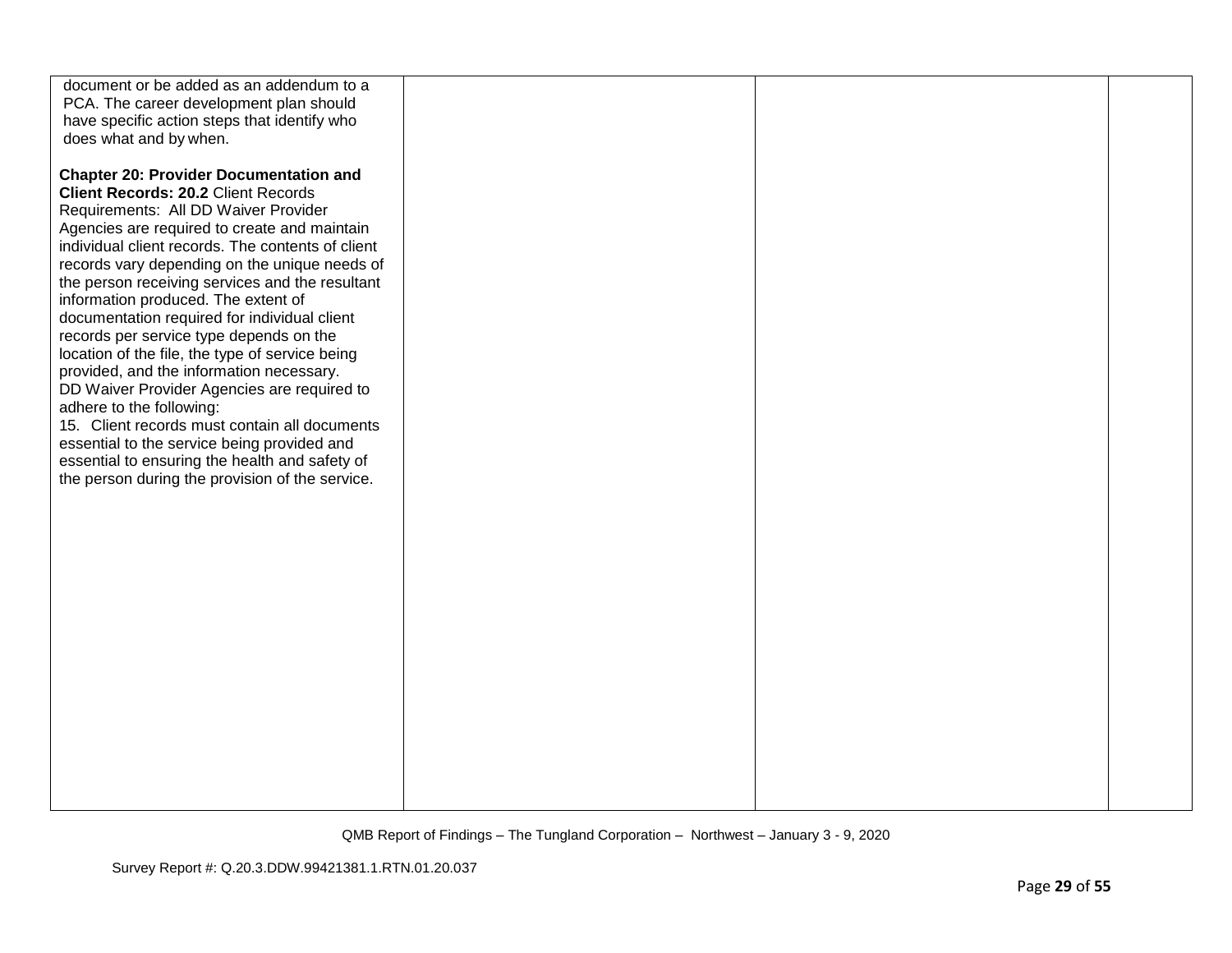| | | | |
|---|---|---|---|
| document or be added as an addendum to a PCA. The career development plan should have specific action steps that identify who does what and by when.<br><br>**Chapter 20: Provider Documentation and Client Records: 20.2** Client Records Requirements: All DD Waiver Provider Agencies are required to create and maintain individual client records. The contents of client records vary depending on the unique needs of the person receiving services and the resultant information produced. The extent of documentation required for individual client records per service type depends on the location of the file, the type of service being provided, and the information necessary.<br>DD Waiver Provider Agencies are required to adhere to the following:<br>15. Client records must contain all documents essential to the service being provided and essential to ensuring the health and safety of the person during the provision of the service. | | | |

QMB Report of Findings – The Tungland Corporation – Northwest – January 3 - 9, 2020

Survey Report #: Q.20.3.DDW.99421381.1.RTN.01.20.037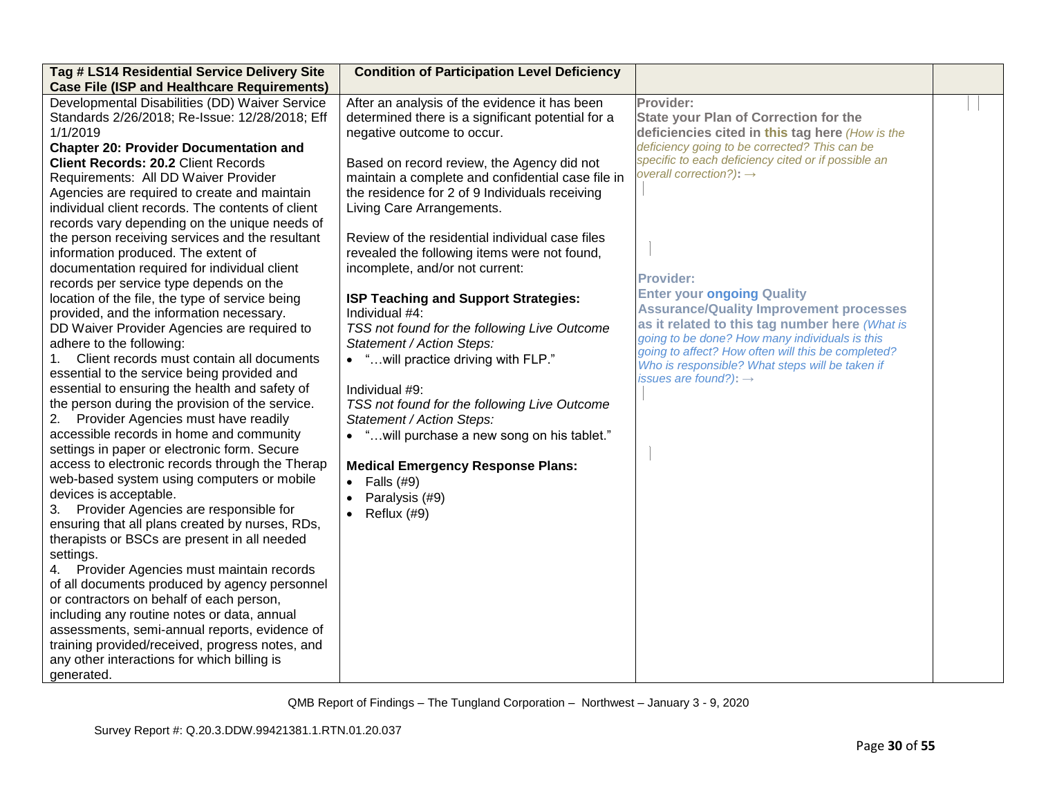| Tag # LS14 Residential Service Delivery Site Case File (ISP and Healthcare Requirements) | Condition of Participation Level Deficiency | | |
|---|---|---|---|
| Developmental Disabilities (DD) Waiver Service Standards 2/26/2018; Re-Issue: 12/28/2018; Eff 1/1/2019<br>**Chapter 20: Provider Documentation and Client Records: 20.2** Client Records Requirements: All DD Waiver Provider Agencies are required to create and maintain individual client records. The contents of client records vary depending on the unique needs of the person receiving services and the resultant information produced. The extent of documentation required for individual client records per service type depends on the location of the file, the type of service being provided, and the information necessary.<br>DD Waiver Provider Agencies are required to adhere to the following:<br>1. Client records must contain all documents essential to the service being provided and essential to ensuring the health and safety of the person during the provision of the service.<br>2. Provider Agencies must have readily accessible records in home and community settings in paper or electronic form. Secure access to electronic records through the Therap web-based system using computers or mobile devices is acceptable.<br>3. Provider Agencies are responsible for ensuring that all plans created by nurses, RDs, therapists or BSCs are present in all needed settings.<br>4. Provider Agencies must maintain records of all documents produced by agency personnel or contractors on behalf of each person, including any routine notes or data, annual assessments, semi-annual reports, evidence of training provided/received, progress notes, and any other interactions for which billing is generated. | After an analysis of the evidence it has been determined there is a significant potential for a negative outcome to occur.<br><br>Based on record review, the Agency did not maintain a complete and confidential case file in the residence for 2 of 9 Individuals receiving Living Care Arrangements.<br><br>Review of the residential individual case files revealed the following items were not found, incomplete, and/or not current:<br><br>**ISP Teaching and Support Strategies:**<br>Individual #4:<br>*TSS not found for the following Live Outcome Statement / Action Steps:*<br>• "…will practice driving with FLP."<br><br>Individual #9:<br>*TSS not found for the following Live Outcome Statement / Action Steps:*<br>• "…will purchase a new song on his tablet."<br><br>**Medical Emergency Response Plans:**<br>• Falls (#9)<br>• Paralysis (#9)<br>• Reflux (#9) | **Provider:**<br>**State your Plan of Correction for the deficiencies cited in this tag here** *(How is the deficiency going to be corrected? This can be specific to each deficiency cited or if possible an overall correction?)*: →<br><br>**Provider:**<br>**Enter your ongoing Quality Assurance/Quality Improvement processes as it related to this tag number here** *(What is going to be done? How many individuals is this going to affect? How often will this be completed? Who is responsible? What steps will be taken if issues are found?)*: → | |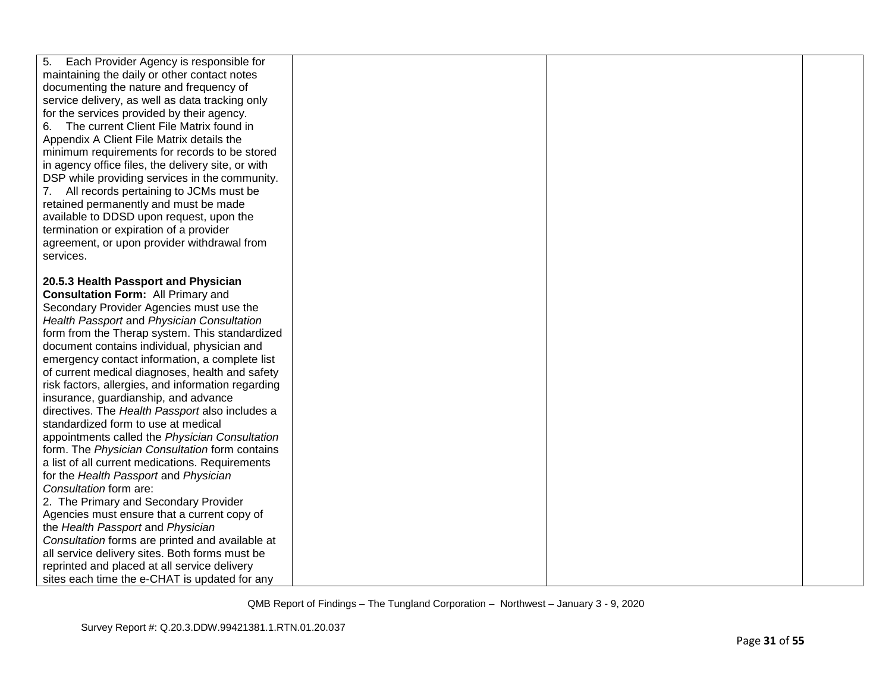| | | | |
|---|---|---|---|
| 5. Each Provider Agency is responsible for maintaining the daily or other contact notes documenting the nature and frequency of service delivery, as well as data tracking only for the services provided by their agency.<br>6. The current Client File Matrix found in Appendix A Client File Matrix details the minimum requirements for records to be stored in agency office files, the delivery site, or with DSP while providing services in the community.<br>7. All records pertaining to JCMs must be retained permanently and must be made available to DDSD upon request, upon the termination or expiration of a provider agreement, or upon provider withdrawal from services.<br><br>**20.5.3 Health Passport and Physician Consultation Form:** All Primary and Secondary Provider Agencies must use the *Health Passport* and *Physician Consultation* form from the Therap system. This standardized document contains individual, physician and emergency contact information, a complete list of current medical diagnoses, health and safety risk factors, allergies, and information regarding insurance, guardianship, and advance directives. The *Health Passport* also includes a standardized form to use at medical appointments called the *Physician Consultation* form. The *Physician Consultation* form contains a list of all current medications. Requirements for the *Health Passport* and *Physician Consultation* form are:<br>2. The Primary and Secondary Provider Agencies must ensure that a current copy of the *Health Passport* and *Physician Consultation* forms are printed and available at all service delivery sites. Both forms must be reprinted and placed at all service delivery sites each time the e-CHAT is updated for any | | | |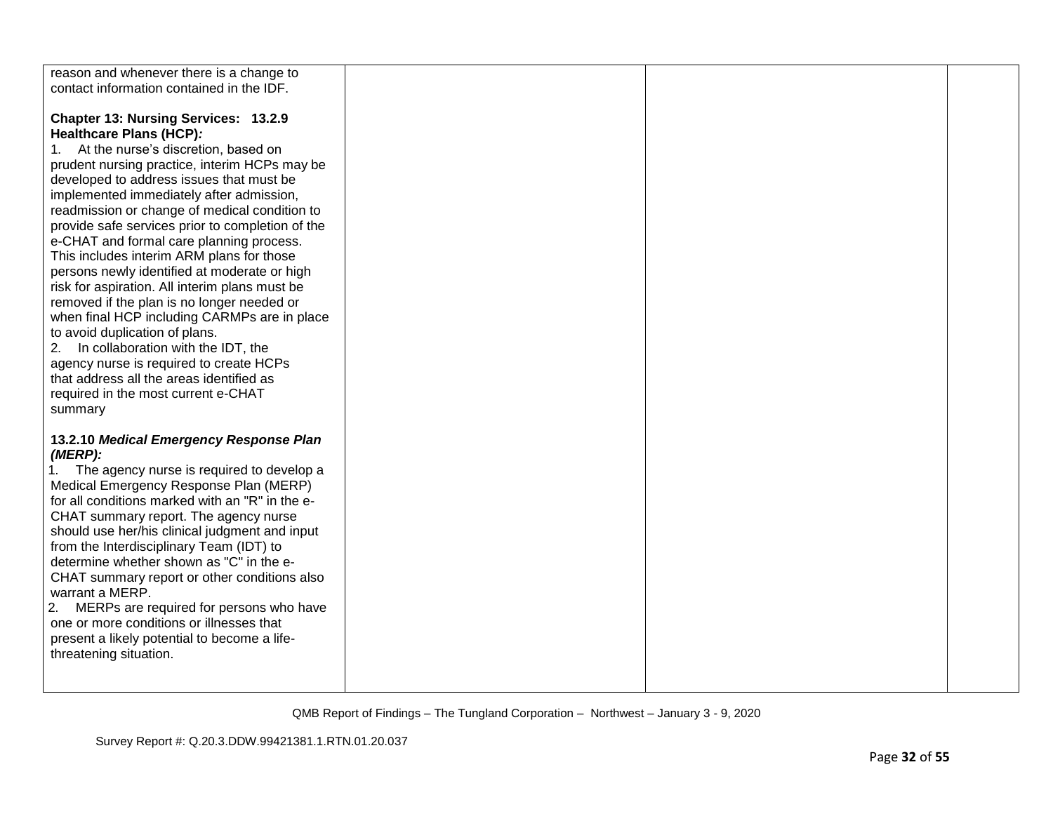| | | | |
|---|---|---|---|
| reason and whenever there is a change to contact information contained in the IDF.<br><br>**Chapter 13: Nursing Services: 13.2.9 Healthcare Plans (HCP)*:***<br>1. At the nurse's discretion, based on prudent nursing practice, interim HCPs may be developed to address issues that must be implemented immediately after admission, readmission or change of medical condition to provide safe services prior to completion of the e-CHAT and formal care planning process. This includes interim ARM plans for those persons newly identified at moderate or high risk for aspiration. All interim plans must be removed if the plan is no longer needed or when final HCP including CARMPs are in place to avoid duplication of plans.<br>2. In collaboration with the IDT, the agency nurse is required to create HCPs that address all the areas identified as required in the most current e-CHAT summary<br><br>**13.2.10 *Medical Emergency Response Plan (MERP):***<br>1. The agency nurse is required to develop a Medical Emergency Response Plan (MERP) for all conditions marked with an "R" in the e-CHAT summary report. The agency nurse should use her/his clinical judgment and input from the Interdisciplinary Team (IDT) to determine whether shown as "C" in the e-CHAT summary report or other conditions also warrant a MERP.<br>2. MERPs are required for persons who have one or more conditions or illnesses that present a likely potential to become a life-threatening situation. | | | |

QMB Report of Findings – The Tungland Corporation – Northwest – January 3 - 9, 2020

Survey Report #: Q.20.3.DDW.99421381.1.RTN.01.20.037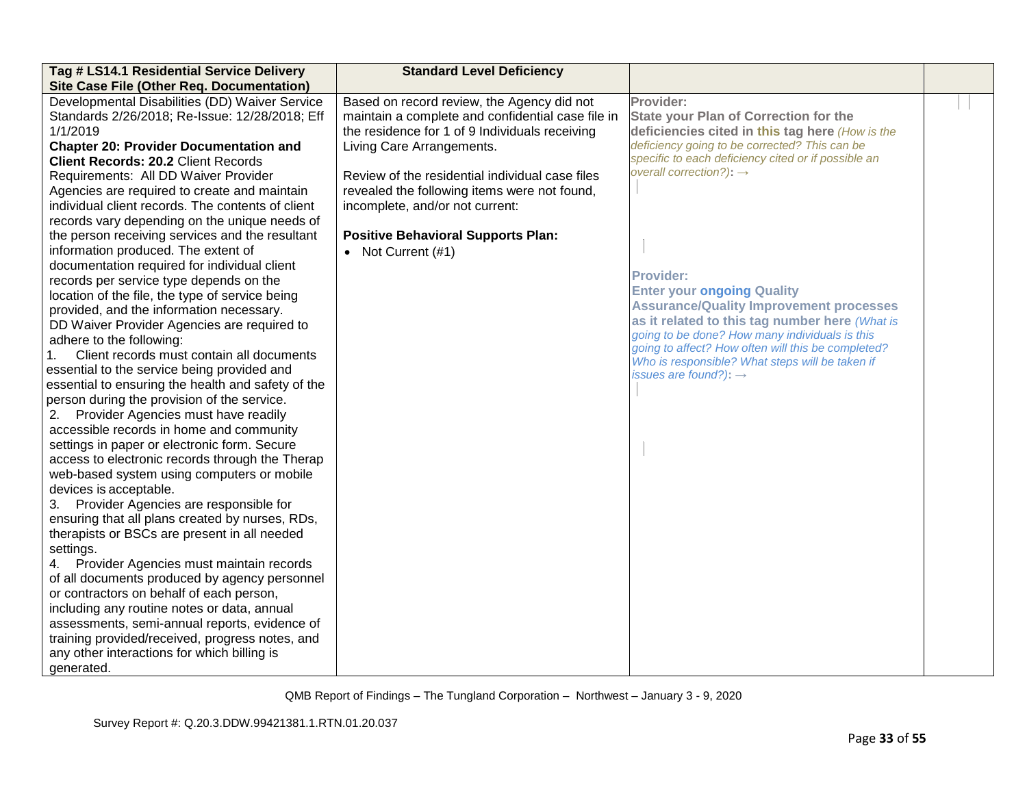| Tag # LS14.1 Residential Service Delivery Site Case File (Other Req. Documentation) | Standard Level Deficiency | | |
|---|---|---|---|
| Developmental Disabilities (DD) Waiver Service Standards 2/26/2018; Re-Issue: 12/28/2018; Eff 1/1/2019<br>**Chapter 20: Provider Documentation and Client Records: 20.2** Client Records Requirements: All DD Waiver Provider Agencies are required to create and maintain individual client records. The contents of client records vary depending on the unique needs of the person receiving services and the resultant information produced. The extent of documentation required for individual client records per service type depends on the location of the file, the type of service being provided, and the information necessary.<br>DD Waiver Provider Agencies are required to adhere to the following:<br>1. Client records must contain all documents essential to the service being provided and essential to ensuring the health and safety of the person during the provision of the service.<br>2. Provider Agencies must have readily accessible records in home and community settings in paper or electronic form. Secure access to electronic records through the Therap web-based system using computers or mobile devices is acceptable.<br>3. Provider Agencies are responsible for ensuring that all plans created by nurses, RDs, therapists or BSCs are present in all needed settings.<br>4. Provider Agencies must maintain records of all documents produced by agency personnel or contractors on behalf of each person, including any routine notes or data, annual assessments, semi-annual reports, evidence of training provided/received, progress notes, and any other interactions for which billing is generated. | Based on record review, the Agency did not maintain a complete and confidential case file in the residence for 1 of 9 Individuals receiving Living Care Arrangements.<br><br>Review of the residential individual case files revealed the following items were not found, incomplete, and/or not current:<br><br>**Positive Behavioral Supports Plan:**<br>• Not Current (#1) | **Provider:**<br>**State your Plan of Correction for the deficiencies cited in this tag here** *(How is the deficiency going to be corrected? This can be specific to each deficiency cited or if possible an overall correction?)*: →<br><br>**Provider:**<br>**Enter your ongoing Quality Assurance/Quality Improvement processes as it related to this tag number here** *(What is going to be done? How many individuals is this going to affect? How often will this be completed? Who is responsible? What steps will be taken if issues are found?)*: → | |

QMB Report of Findings – The Tungland Corporation – Northwest – January 3 - 9, 2020

Survey Report #: Q.20.3.DDW.99421381.1.RTN.01.20.037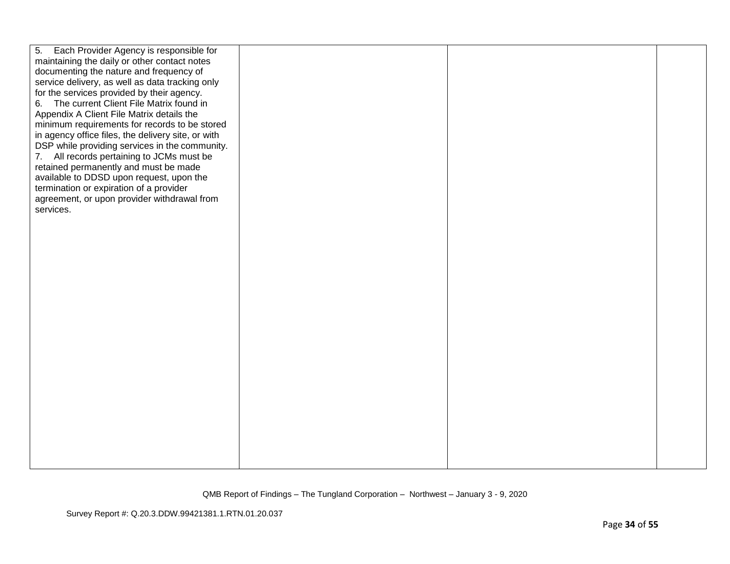| | | | |
|---|---|---|---|
| 5. Each Provider Agency is responsible for maintaining the daily or other contact notes documenting the nature and frequency of service delivery, as well as data tracking only for the services provided by their agency.<br>6. The current Client File Matrix found in Appendix A Client File Matrix details the minimum requirements for records to be stored in agency office files, the delivery site, or with DSP while providing services in the community.<br>7. All records pertaining to JCMs must be retained permanently and must be made available to DDSD upon request, upon the termination or expiration of a provider agreement, or upon provider withdrawal from services. | | | |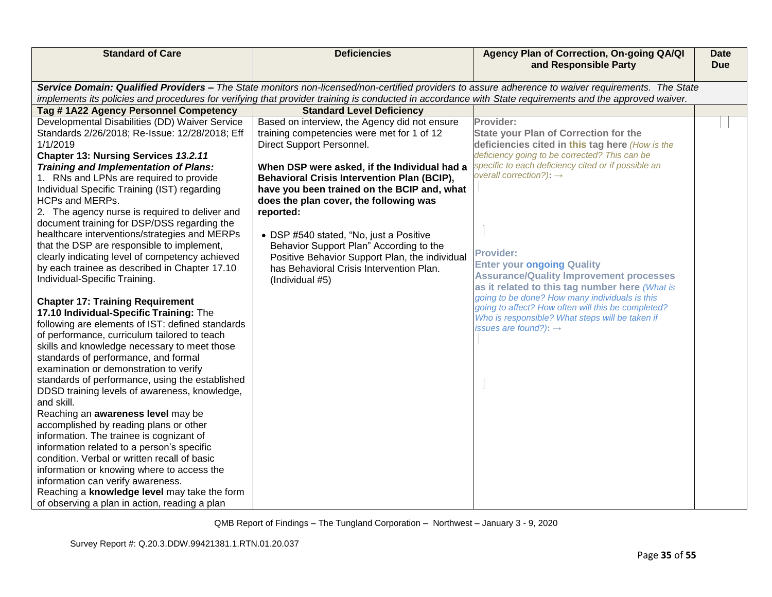| Standard of Care | Deficiencies | Agency Plan of Correction, On-going QA/QI and Responsible Party | Date Due |
|---|---|---|---|
| ***Service Domain: Qualified Providers –*** *The State monitors non-licensed/non-certified providers to assure adherence to waiver requirements. The State implements its policies and procedures for verifying that provider training is conducted in accordance with State requirements and the approved waiver.* | | | |
| **Tag # 1A22 Agency Personnel Competency** | **Standard Level Deficiency** | | |
| Developmental Disabilities (DD) Waiver Service Standards 2/26/2018; Re-Issue: 12/28/2018; Eff 1/1/2019<br>**Chapter 13: Nursing Services *13.2.11 Training and Implementation of Plans:***<br>1. RNs and LPNs are required to provide Individual Specific Training (IST) regarding HCPs and MERPs.<br>2. The agency nurse is required to deliver and document training for DSP/DSS regarding the healthcare interventions/strategies and MERPs that the DSP are responsible to implement, clearly indicating level of competency achieved by each trainee as described in Chapter 17.10 Individual-Specific Training.<br><br>**Chapter 17: Training Requirement**<br>**17.10 Individual-Specific Training:** The following are elements of IST: defined standards of performance, curriculum tailored to teach skills and knowledge necessary to meet those standards of performance, and formal examination or demonstration to verify standards of performance, using the established DDSD training levels of awareness, knowledge, and skill.<br>Reaching an **awareness level** may be accomplished by reading plans or other information. The trainee is cognizant of information related to a person's specific condition. Verbal or written recall of basic information or knowing where to access the information can verify awareness.<br>Reaching a **knowledge level** may take the form of observing a plan in action, reading a plan | Based on interview, the Agency did not ensure training competencies were met for 1 of 12 Direct Support Personnel.<br><br>**When DSP were asked, if the Individual had a Behavioral Crisis Intervention Plan (BCIP), have you been trained on the BCIP and, what does the plan cover, the following was reported:**<br><br>• DSP #540 stated, "No, just a Positive Behavior Support Plan" According to the Positive Behavior Support Plan, the individual has Behavioral Crisis Intervention Plan. (Individual #5) | **Provider:**<br>**State your Plan of Correction for the deficiencies cited in this tag here** *(How is the deficiency going to be corrected? This can be specific to each deficiency cited or if possible an overall correction?)*: →<br><br><br>**Provider:**<br>**Enter your ongoing Quality Assurance/Quality Improvement processes as it related to this tag number here** *(What is going to be done? How many individuals is this going to affect? How often will this be completed? Who is responsible? What steps will be taken if issues are found?)*: → | |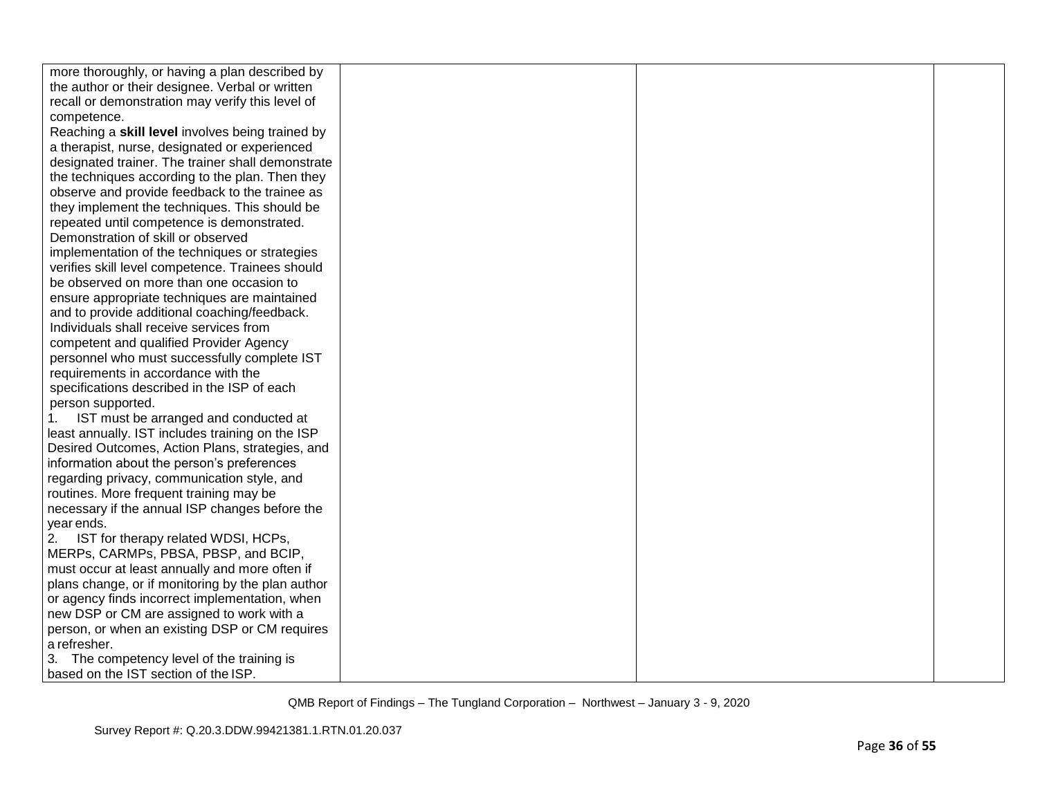| | | | |
|---|---|---|---|
| more thoroughly, or having a plan described by the author or their designee. Verbal or written recall or demonstration may verify this level of competence.<br>Reaching a **skill level** involves being trained by a therapist, nurse, designated or experienced designated trainer. The trainer shall demonstrate the techniques according to the plan. Then they observe and provide feedback to the trainee as they implement the techniques. This should be repeated until competence is demonstrated. Demonstration of skill or observed implementation of the techniques or strategies verifies skill level competence. Trainees should be observed on more than one occasion to ensure appropriate techniques are maintained and to provide additional coaching/feedback.<br>Individuals shall receive services from competent and qualified Provider Agency personnel who must successfully complete IST requirements in accordance with the specifications described in the ISP of each person supported.<br>1. IST must be arranged and conducted at least annually. IST includes training on the ISP Desired Outcomes, Action Plans, strategies, and information about the person's preferences regarding privacy, communication style, and routines. More frequent training may be necessary if the annual ISP changes before the year ends.<br>2. IST for therapy related WDSI, HCPs, MERPs, CARMPs, PBSA, PBSP, and BCIP, must occur at least annually and more often if plans change, or if monitoring by the plan author or agency finds incorrect implementation, when new DSP or CM are assigned to work with a person, or when an existing DSP or CM requires a refresher.<br>3. The competency level of the training is based on the IST section of the ISP. | | | |

QMB Report of Findings – The Tungland Corporation – Northwest – January 3 - 9, 2020

Survey Report #: Q.20.3.DDW.99421381.1.RTN.01.20.037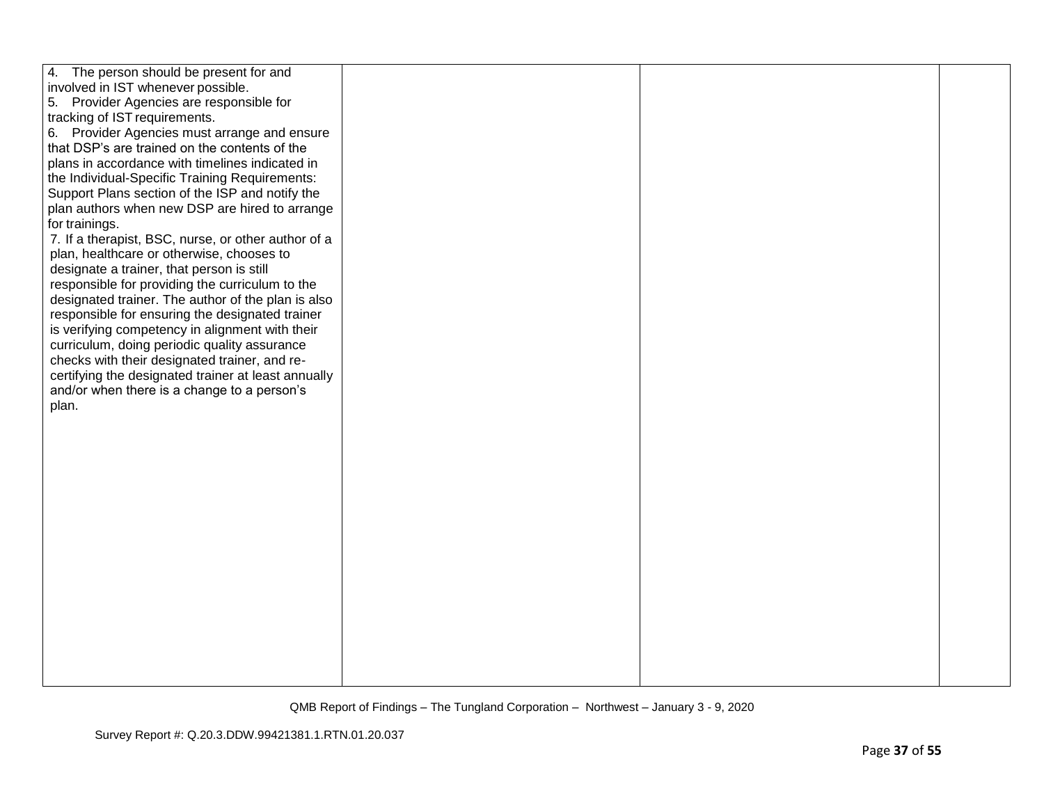| | | | |
|---|---|---|---|
| 4. The person should be present for and involved in IST whenever possible.<br>5. Provider Agencies are responsible for tracking of IST requirements.<br>6. Provider Agencies must arrange and ensure that DSP's are trained on the contents of the plans in accordance with timelines indicated in the Individual-Specific Training Requirements: Support Plans section of the ISP and notify the plan authors when new DSP are hired to arrange for trainings.<br>7. If a therapist, BSC, nurse, or other author of a plan, healthcare or otherwise, chooses to designate a trainer, that person is still responsible for providing the curriculum to the designated trainer. The author of the plan is also responsible for ensuring the designated trainer is verifying competency in alignment with their curriculum, doing periodic quality assurance checks with their designated trainer, and re-certifying the designated trainer at least annually and/or when there is a change to a person's plan. | | | |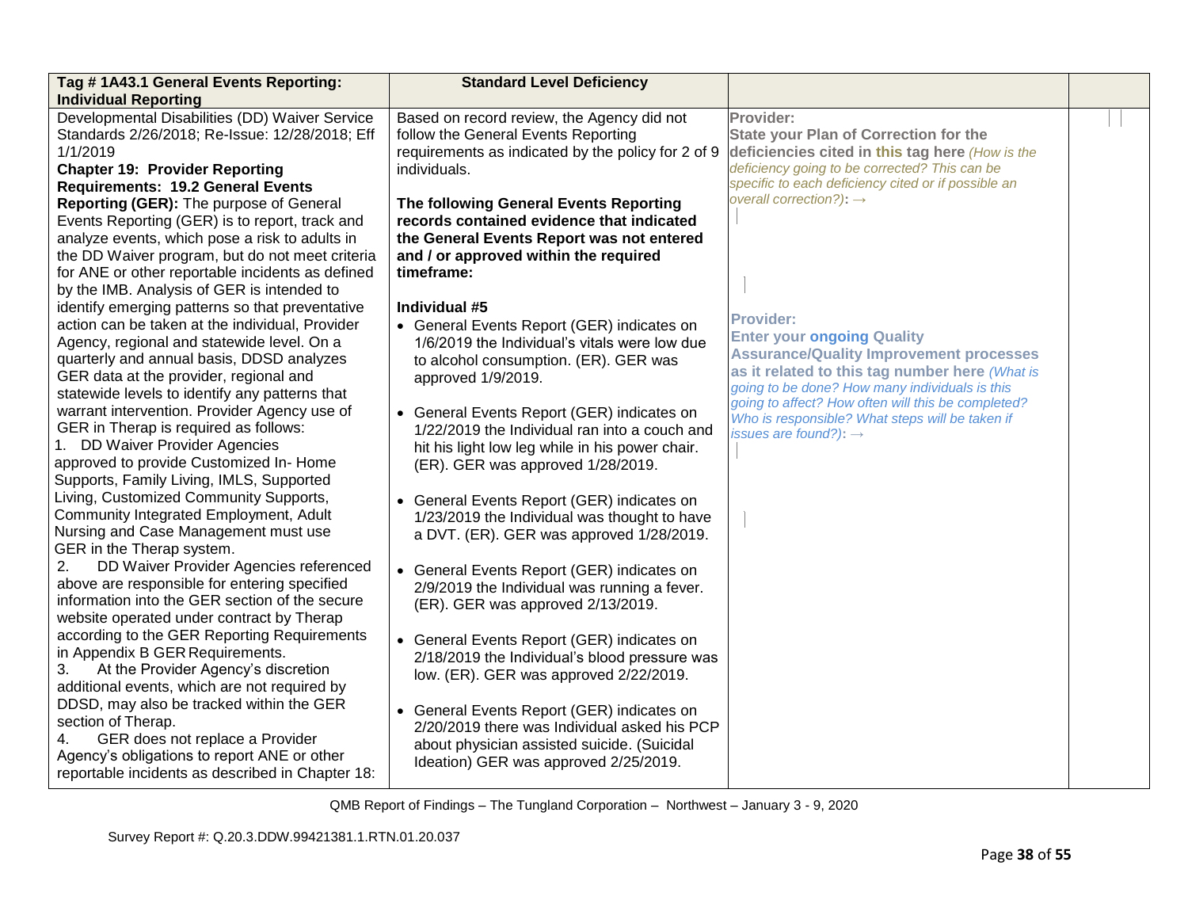| Tag # 1A43.1 General Events Reporting: Individual Reporting | Standard Level Deficiency | | |
|---|---|---|---|
| Developmental Disabilities (DD) Waiver Service Standards 2/26/2018; Re-Issue: 12/28/2018; Eff 1/1/2019<br>**Chapter 19: Provider Reporting Requirements: 19.2 General Events Reporting (GER):** The purpose of General Events Reporting (GER) is to report, track and analyze events, which pose a risk to adults in the DD Waiver program, but do not meet criteria for ANE or other reportable incidents as defined by the IMB. Analysis of GER is intended to identify emerging patterns so that preventative action can be taken at the individual, Provider Agency, regional and statewide level. On a quarterly and annual basis, DDSD analyzes GER data at the provider, regional and statewide levels to identify any patterns that warrant intervention. Provider Agency use of GER in Therap is required as follows:<br>1. DD Waiver Provider Agencies approved to provide Customized In- Home Supports, Family Living, IMLS, Supported Living, Customized Community Supports, Community Integrated Employment, Adult Nursing and Case Management must use GER in the Therap system.<br>2. DD Waiver Provider Agencies referenced above are responsible for entering specified information into the GER section of the secure website operated under contract by Therap according to the GER Reporting Requirements in Appendix B GER Requirements.<br>3. At the Provider Agency's discretion additional events, which are not required by DDSD, may also be tracked within the GER section of Therap.<br>4. GER does not replace a Provider Agency's obligations to report ANE or other reportable incidents as described in Chapter 18: | Based on record review, the Agency did not follow the General Events Reporting requirements as indicated by the policy for 2 of 9 individuals.<br><br>**The following General Events Reporting records contained evidence that indicated the General Events Report was not entered and / or approved within the required timeframe:**<br><br>**Individual #5**<br>• General Events Report (GER) indicates on 1/6/2019 the Individual's vitals were low due to alcohol consumption. (ER). GER was approved 1/9/2019.<br><br>• General Events Report (GER) indicates on 1/22/2019 the Individual ran into a couch and hit his light low leg while in his power chair. (ER). GER was approved 1/28/2019.<br><br>• General Events Report (GER) indicates on 1/23/2019 the Individual was thought to have a DVT. (ER). GER was approved 1/28/2019.<br><br>• General Events Report (GER) indicates on 2/9/2019 the Individual was running a fever. (ER). GER was approved 2/13/2019.<br><br>• General Events Report (GER) indicates on 2/18/2019 the Individual's blood pressure was low. (ER). GER was approved 2/22/2019.<br><br>• General Events Report (GER) indicates on 2/20/2019 there was Individual asked his PCP about physician assisted suicide. (Suicidal Ideation) GER was approved 2/25/2019. | **Provider:**<br>**State your Plan of Correction for the deficiencies cited in this tag here** *(How is the deficiency going to be corrected? This can be specific to each deficiency cited or if possible an overall correction?)*: →<br><br>**Provider:**<br>**Enter your ongoing Quality Assurance/Quality Improvement processes as it related to this tag number here** *(What is going to be done? How many individuals is this going to affect? How often will this be completed? Who is responsible? What steps will be taken if issues are found?)*: → | |

QMB Report of Findings – The Tungland Corporation – Northwest – January 3 - 9, 2020

Survey Report #: Q.20.3.DDW.99421381.1.RTN.01.20.037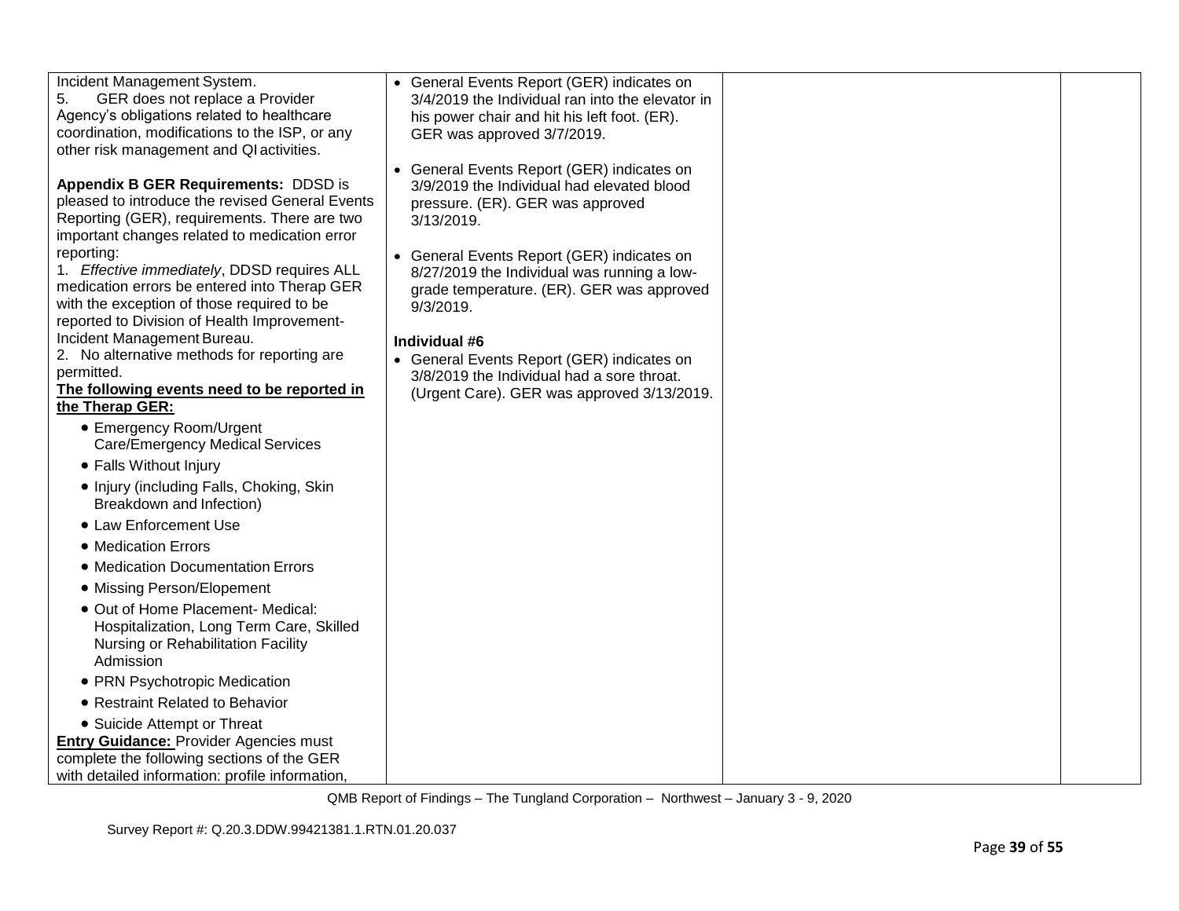| | | | |
|---|---|---|---|
| Incident Management System.<br>5. GER does not replace a Provider Agency's obligations related to healthcare coordination, modifications to the ISP, or any other risk management and QI activities.<br><br>**Appendix B GER Requirements:** DDSD is pleased to introduce the revised General Events Reporting (GER), requirements. There are two important changes related to medication error reporting:<br>1. *Effective immediately*, DDSD requires ALL medication errors be entered into Therap GER with the exception of those required to be reported to Division of Health Improvement-Incident Management Bureau.<br>2. No alternative methods for reporting are permitted.<br>**The following events need to be reported in the Therap GER:**<br>• Emergency Room/Urgent Care/Emergency Medical Services<br>• Falls Without Injury<br>• Injury (including Falls, Choking, Skin Breakdown and Infection)<br>• Law Enforcement Use<br>• Medication Errors<br>• Medication Documentation Errors<br>• Missing Person/Elopement<br>• Out of Home Placement- Medical: Hospitalization, Long Term Care, Skilled Nursing or Rehabilitation Facility Admission<br>• PRN Psychotropic Medication<br>• Restraint Related to Behavior<br>• Suicide Attempt or Threat<br>**Entry Guidance:** Provider Agencies must complete the following sections of the GER with detailed information: profile information, | • General Events Report (GER) indicates on 3/4/2019 the Individual ran into the elevator in his power chair and hit his left foot. (ER). GER was approved 3/7/2019.<br><br>• General Events Report (GER) indicates on 3/9/2019 the Individual had elevated blood pressure. (ER). GER was approved 3/13/2019.<br><br>• General Events Report (GER) indicates on 8/27/2019 the Individual was running a low-grade temperature. (ER). GER was approved 9/3/2019.<br><br>**Individual #6**<br>• General Events Report (GER) indicates on 3/8/2019 the Individual had a sore throat. (Urgent Care). GER was approved 3/13/2019. | | |

QMB Report of Findings – The Tungland Corporation – Northwest – January 3 - 9, 2020

Survey Report #: Q.20.3.DDW.99421381.1.RTN.01.20.037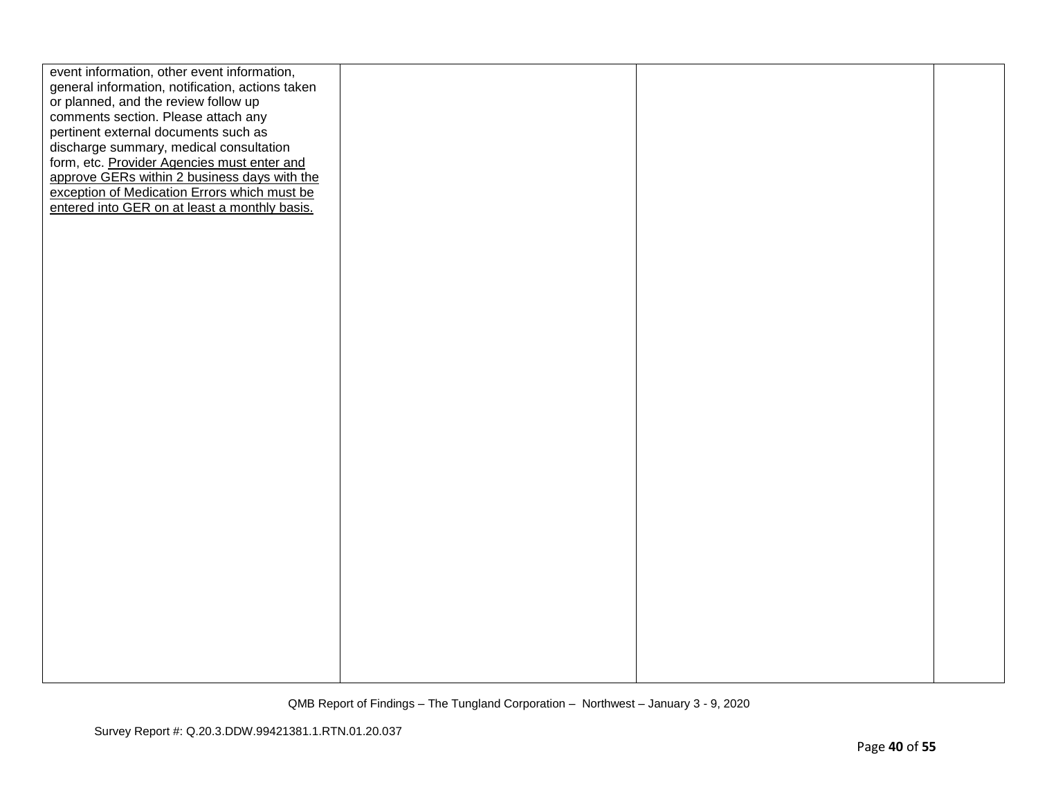| | | | |
|---|---|---|---|
| event information, other event information, general information, notification, actions taken or planned, and the review follow up comments section. Please attach any pertinent external documents such as discharge summary, medical consultation form, etc. Provider Agencies must enter and approve GERs within 2 business days with the exception of Medication Errors which must be entered into GER on at least a monthly basis. | | | |

QMB Report of Findings – The Tungland Corporation – Northwest – January 3 - 9, 2020

Survey Report #: Q.20.3.DDW.99421381.1.RTN.01.20.037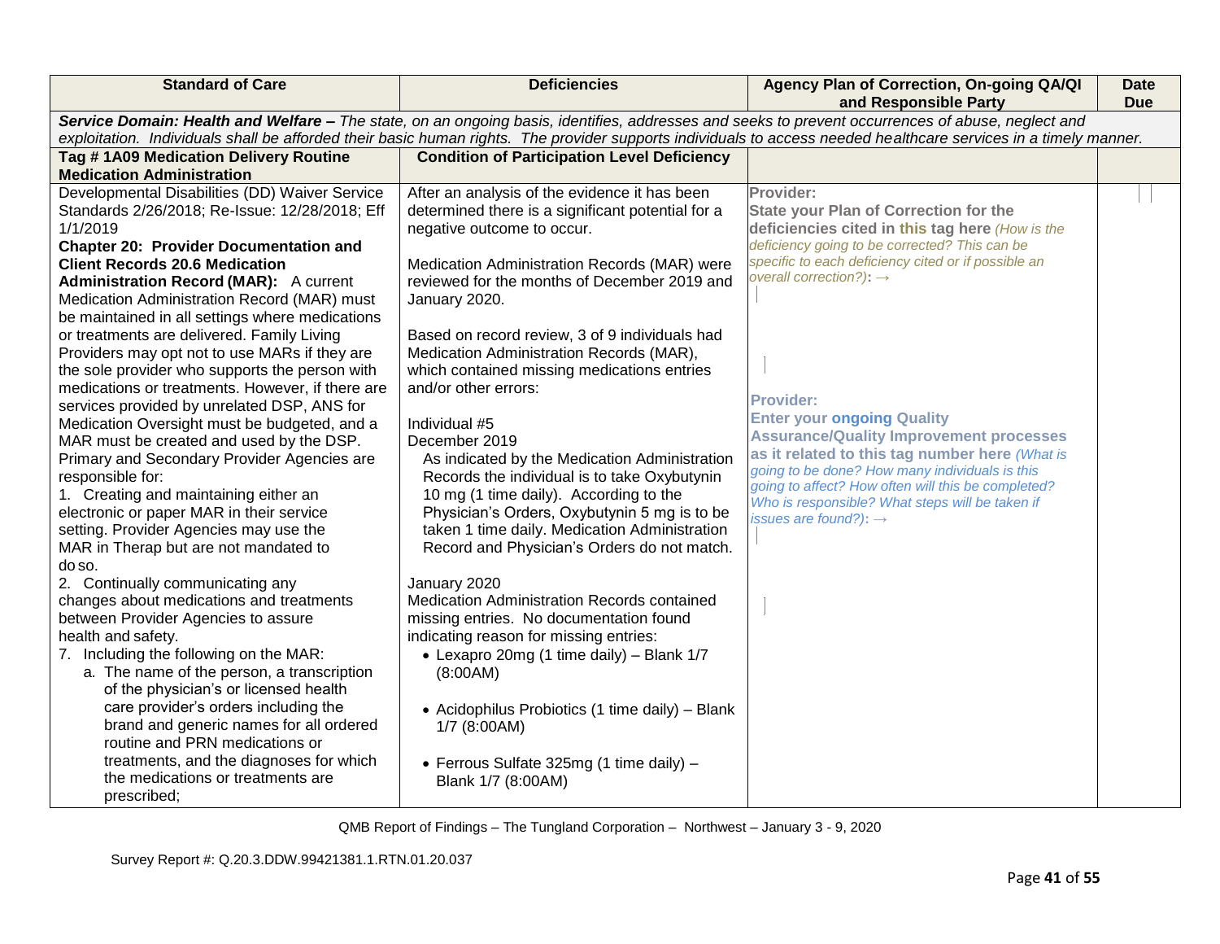| Standard of Care | Deficiencies | Agency Plan of Correction, On-going QA/QI and Responsible Party | Date Due |
|---|---|---|---|
| ***Service Domain: Health and Welfare –*** *The state, on an ongoing basis, identifies, addresses and seeks to prevent occurrences of abuse, neglect and exploitation. Individuals shall be afforded their basic human rights. The provider supports individuals to access needed healthcare services in a timely manner.* | | | |
| **Tag # 1A09 Medication Delivery Routine Medication Administration** | **Condition of Participation Level Deficiency** | | |
| Developmental Disabilities (DD) Waiver Service Standards 2/26/2018; Re-Issue: 12/28/2018; Eff 1/1/2019<br>**Chapter 20: Provider Documentation and Client Records 20.6 Medication Administration Record (MAR):** A current Medication Administration Record (MAR) must be maintained in all settings where medications or treatments are delivered. Family Living Providers may opt not to use MARs if they are the sole provider who supports the person with medications or treatments. However, if there are services provided by unrelated DSP, ANS for Medication Oversight must be budgeted, and a MAR must be created and used by the DSP. Primary and Secondary Provider Agencies are responsible for:<br>1. Creating and maintaining either an electronic or paper MAR in their service setting. Provider Agencies may use the MAR in Therap but are not mandated to do so.<br>2. Continually communicating any changes about medications and treatments between Provider Agencies to assure health and safety.<br>7. Including the following on the MAR:<br>a. The name of the person, a transcription of the physician's or licensed health care provider's orders including the brand and generic names for all ordered routine and PRN medications or treatments, and the diagnoses for which the medications or treatments are prescribed; | After an analysis of the evidence it has been determined there is a significant potential for a negative outcome to occur.<br><br>Medication Administration Records (MAR) were reviewed for the months of December 2019 and January 2020.<br><br>Based on record review, 3 of 9 individuals had Medication Administration Records (MAR), which contained missing medications entries and/or other errors:<br><br>Individual #5<br>December 2019<br>As indicated by the Medication Administration Records the individual is to take Oxybutynin 10 mg (1 time daily). According to the Physician's Orders, Oxybutynin 5 mg is to be taken 1 time daily. Medication Administration Record and Physician's Orders do not match.<br><br>January 2020<br>Medication Administration Records contained missing entries. No documentation found indicating reason for missing entries:<br>• Lexapro 20mg (1 time daily) – Blank 1/7 (8:00AM)<br><br>• Acidophilus Probiotics (1 time daily) – Blank 1/7 (8:00AM)<br><br>• Ferrous Sulfate 325mg (1 time daily) – Blank 1/7 (8:00AM) | **Provider:**<br>**State your Plan of Correction for the deficiencies cited in this tag here** *(How is the deficiency going to be corrected? This can be specific to each deficiency cited or if possible an overall correction?)*: →<br><br>**Provider:**<br>**Enter your ongoing Quality Assurance/Quality Improvement processes as it related to this tag number here** *(What is going to be done? How many individuals is this going to affect? How often will this be completed? Who is responsible? What steps will be taken if issues are found?)*: → | |

QMB Report of Findings – The Tungland Corporation – Northwest – January 3 - 9, 2020

Survey Report #: Q.20.3.DDW.99421381.1.RTN.01.20.037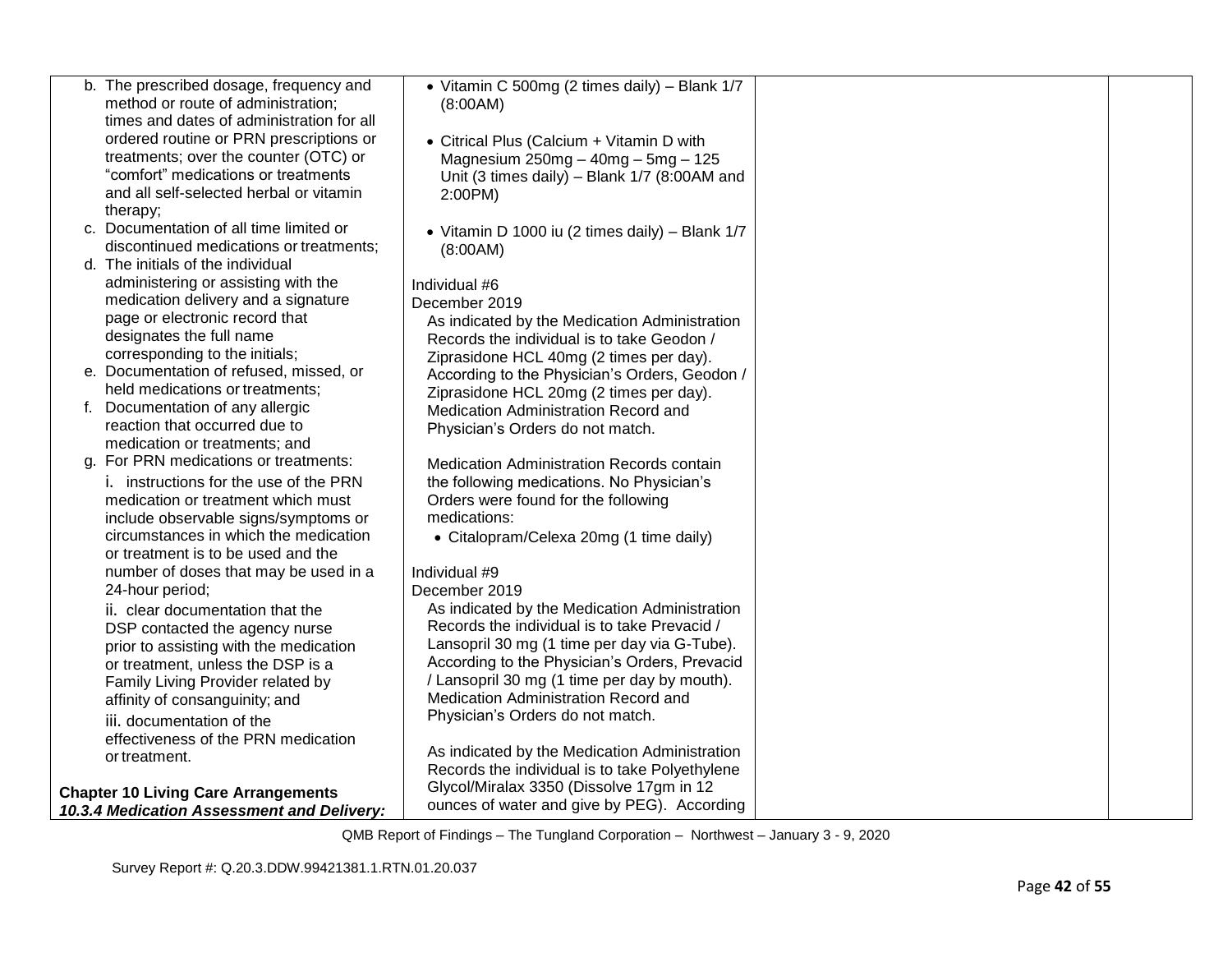| | | | |
|---|---|---|---|
| b. The prescribed dosage, frequency and method or route of administration; times and dates of administration for all ordered routine or PRN prescriptions or treatments; over the counter (OTC) or "comfort" medications or treatments and all self-selected herbal or vitamin therapy;<br>c. Documentation of all time limited or discontinued medications or treatments;<br>d. The initials of the individual administering or assisting with the medication delivery and a signature page or electronic record that designates the full name corresponding to the initials;<br>e. Documentation of refused, missed, or held medications or treatments;<br>f. Documentation of any allergic reaction that occurred due to medication or treatments; and<br>g. For PRN medications or treatments:<br>i. instructions for the use of the PRN medication or treatment which must include observable signs/symptoms or circumstances in which the medication or treatment is to be used and the number of doses that may be used in a 24-hour period;<br>ii. clear documentation that the DSP contacted the agency nurse prior to assisting with the medication or treatment, unless the DSP is a Family Living Provider related by affinity of consanguinity; and<br>iii. documentation of the effectiveness of the PRN medication or treatment.<br><br>**Chapter 10 Living Care Arrangements**<br>***10.3.4 Medication Assessment and Delivery:*** | • Vitamin C 500mg (2 times daily) – Blank 1/7 (8:00AM)<br><br>• Citrical Plus (Calcium + Vitamin D with Magnesium 250mg – 40mg – 5mg – 125 Unit (3 times daily) – Blank 1/7 (8:00AM and 2:00PM)<br><br>• Vitamin D 1000 iu (2 times daily) – Blank 1/7 (8:00AM)<br><br>Individual #6<br>December 2019<br>As indicated by the Medication Administration Records the individual is to take Geodon / Ziprasidone HCL 40mg (2 times per day). According to the Physician's Orders, Geodon / Ziprasidone HCL 20mg (2 times per day). Medication Administration Record and Physician's Orders do not match.<br><br>Medication Administration Records contain the following medications. No Physician's Orders were found for the following medications:<br>• Citalopram/Celexa 20mg (1 time daily)<br><br>Individual #9<br>December 2019<br>As indicated by the Medication Administration Records the individual is to take Prevacid / Lansopril 30 mg (1 time per day via G-Tube). According to the Physician's Orders, Prevacid / Lansopril 30 mg (1 time per day by mouth). Medication Administration Record and Physician's Orders do not match.<br><br>As indicated by the Medication Administration Records the individual is to take Polyethylene Glycol/Miralax 3350 (Dissolve 17gm in 12 ounces of water and give by PEG). According | | |

QMB Report of Findings – The Tungland Corporation – Northwest – January 3 - 9, 2020

Survey Report #: Q.20.3.DDW.99421381.1.RTN.01.20.037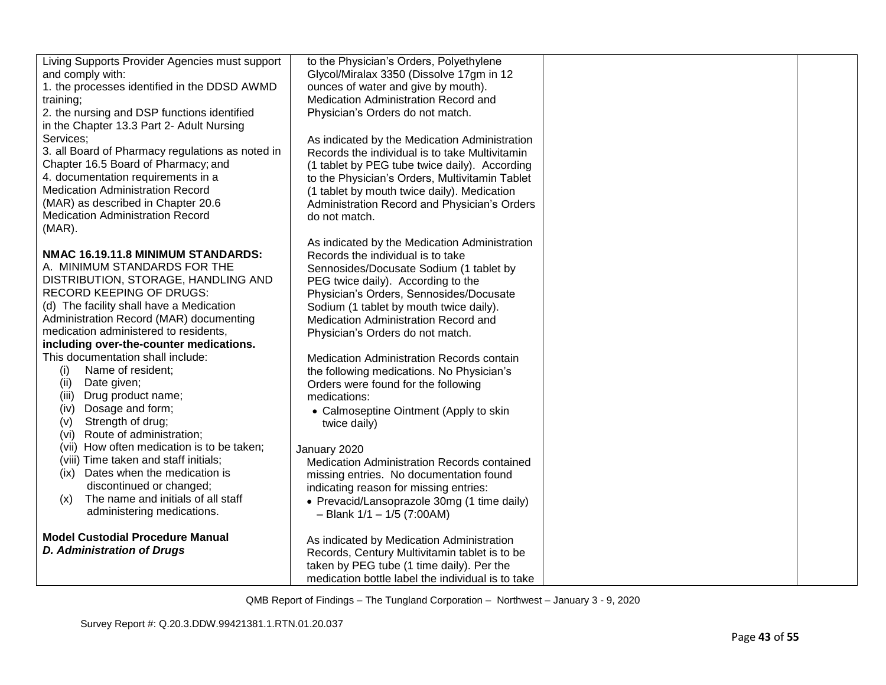| | | | |
|---|---|---|---|
| Living Supports Provider Agencies must support and comply with:<br>1. the processes identified in the DDSD AWMD training;<br>2. the nursing and DSP functions identified in the Chapter 13.3 Part 2- Adult Nursing Services;<br>3. all Board of Pharmacy regulations as noted in Chapter 16.5 Board of Pharmacy; and<br>4. documentation requirements in a Medication Administration Record (MAR) as described in Chapter 20.6 Medication Administration Record (MAR).<br><br>**NMAC 16.19.11.8 MINIMUM STANDARDS:**<br>A. MINIMUM STANDARDS FOR THE DISTRIBUTION, STORAGE, HANDLING AND RECORD KEEPING OF DRUGS:<br>(d) The facility shall have a Medication Administration Record (MAR) documenting medication administered to residents, **including over-the-counter medications.**<br>This documentation shall include:<br>(i) Name of resident;<br>(ii) Date given;<br>(iii) Drug product name;<br>(iv) Dosage and form;<br>(v) Strength of drug;<br>(vi) Route of administration;<br>(vii) How often medication is to be taken;<br>(viii) Time taken and staff initials;<br>(ix) Dates when the medication is discontinued or changed;<br>(x) The name and initials of all staff administering medications.<br><br>**Model Custodial Procedure Manual**<br>***D. Administration of Drugs*** | to the Physician's Orders, Polyethylene Glycol/Miralax 3350 (Dissolve 17gm in 12 ounces of water and give by mouth). Medication Administration Record and Physician's Orders do not match.<br><br>As indicated by the Medication Administration Records the individual is to take Multivitamin (1 tablet by PEG tube twice daily). According to the Physician's Orders, Multivitamin Tablet (1 tablet by mouth twice daily). Medication Administration Record and Physician's Orders do not match.<br><br>As indicated by the Medication Administration Records the individual is to take Sennosides/Docusate Sodium (1 tablet by PEG twice daily). According to the Physician's Orders, Sennosides/Docusate Sodium (1 tablet by mouth twice daily). Medication Administration Record and Physician's Orders do not match.<br><br>Medication Administration Records contain the following medications. No Physician's Orders were found for the following medications:<br>• Calmoseptine Ointment (Apply to skin twice daily)<br><br>January 2020<br>Medication Administration Records contained missing entries. No documentation found indicating reason for missing entries:<br>• Prevacid/Lansoprazole 30mg (1 time daily) – Blank 1/1 – 1/5 (7:00AM)<br><br>As indicated by Medication Administration Records, Century Multivitamin tablet is to be taken by PEG tube (1 time daily). Per the medication bottle label the individual is to take | | |

QMB Report of Findings – The Tungland Corporation – Northwest – January 3 - 9, 2020

Survey Report #: Q.20.3.DDW.99421381.1.RTN.01.20.037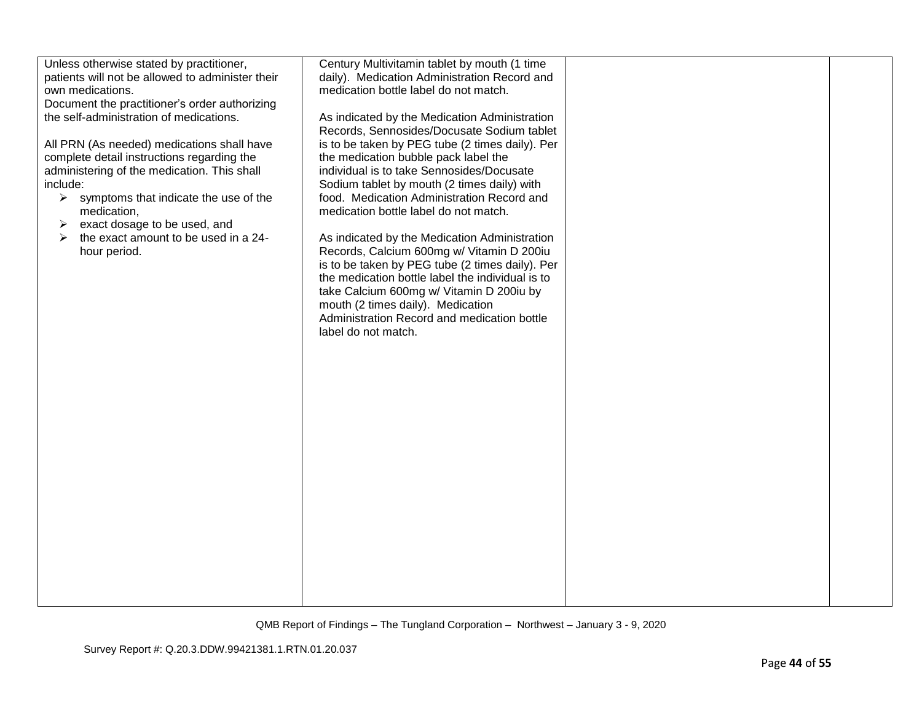| | | | |
|---|---|---|---|
| Unless otherwise stated by practitioner, patients will not be allowed to administer their own medications.<br>Document the practitioner's order authorizing the self-administration of medications.<br><br>All PRN (As needed) medications shall have complete detail instructions regarding the administering of the medication. This shall include:<br>➢ symptoms that indicate the use of the medication,<br>➢ exact dosage to be used, and<br>➢ the exact amount to be used in a 24-hour period. | Century Multivitamin tablet by mouth (1 time daily). Medication Administration Record and medication bottle label do not match.<br><br>As indicated by the Medication Administration Records, Sennosides/Docusate Sodium tablet is to be taken by PEG tube (2 times daily). Per the medication bubble pack label the individual is to take Sennosides/Docusate Sodium tablet by mouth (2 times daily) with food. Medication Administration Record and medication bottle label do not match.<br><br>As indicated by the Medication Administration Records, Calcium 600mg w/ Vitamin D 200iu is to be taken by PEG tube (2 times daily). Per the medication bottle label the individual is to take Calcium 600mg w/ Vitamin D 200iu by mouth (2 times daily). Medication Administration Record and medication bottle label do not match. | | |

QMB Report of Findings – The Tungland Corporation – Northwest – January 3 - 9, 2020

Survey Report #: Q.20.3.DDW.99421381.1.RTN.01.20.037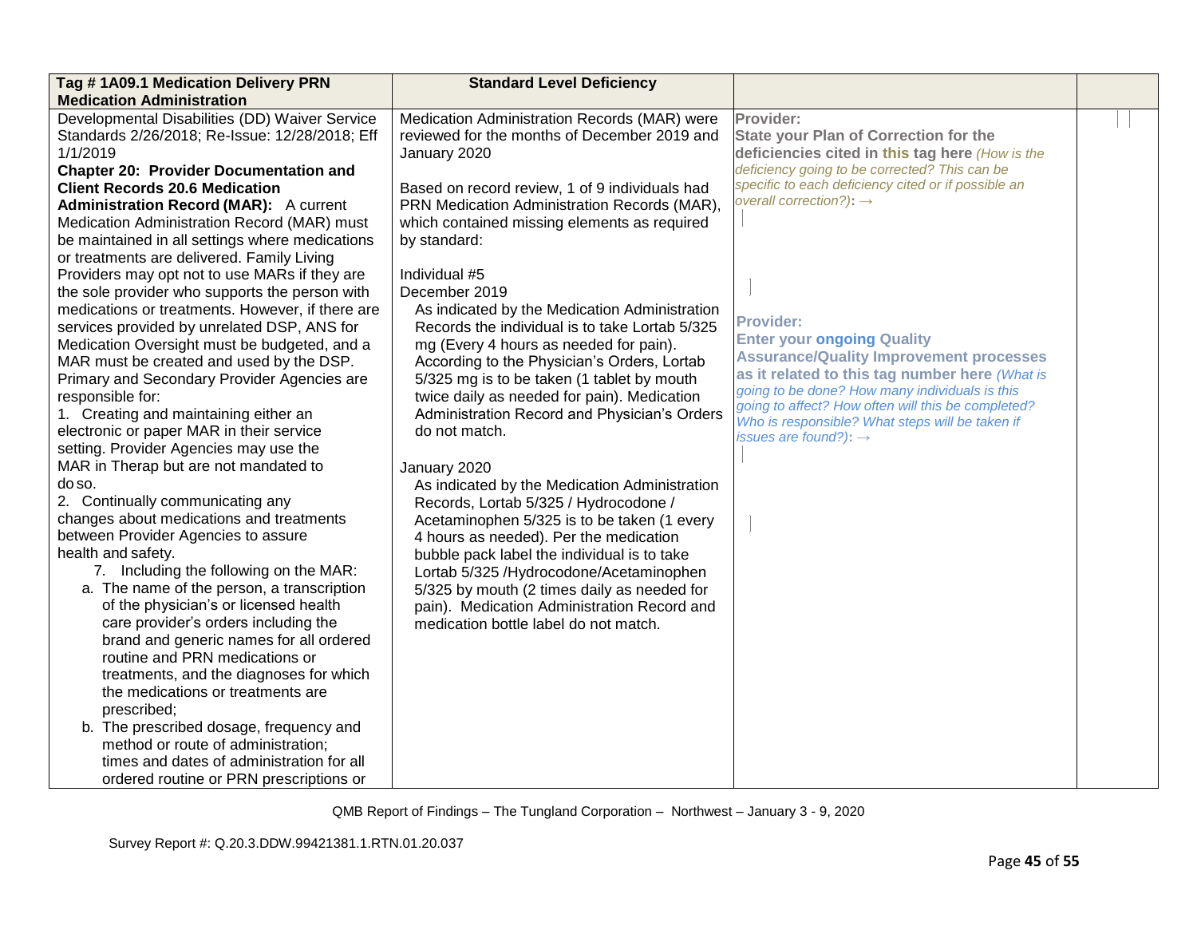| Tag # 1A09.1 Medication Delivery PRN Medication Administration | Standard Level Deficiency | | |
|---|---|---|---|
| Developmental Disabilities (DD) Waiver Service Standards 2/26/2018; Re-Issue: 12/28/2018; Eff 1/1/2019<br>**Chapter 20: Provider Documentation and Client Records 20.6 Medication Administration Record (MAR):** A current Medication Administration Record (MAR) must be maintained in all settings where medications or treatments are delivered. Family Living Providers may opt not to use MARs if they are the sole provider who supports the person with medications or treatments. However, if there are services provided by unrelated DSP, ANS for Medication Oversight must be budgeted, and a MAR must be created and used by the DSP. Primary and Secondary Provider Agencies are responsible for:<br>1. Creating and maintaining either an electronic or paper MAR in their service setting. Provider Agencies may use the MAR in Therap but are not mandated to do so.<br>2. Continually communicating any changes about medications and treatments between Provider Agencies to assure health and safety.<br>7. Including the following on the MAR:<br>a. The name of the person, a transcription of the physician's or licensed health care provider's orders including the brand and generic names for all ordered routine and PRN medications or treatments, and the diagnoses for which the medications or treatments are prescribed;<br>b. The prescribed dosage, frequency and method or route of administration; times and dates of administration for all ordered routine or PRN prescriptions or | Medication Administration Records (MAR) were reviewed for the months of December 2019 and January 2020<br><br>Based on record review, 1 of 9 individuals had PRN Medication Administration Records (MAR), which contained missing elements as required by standard:<br><br>Individual #5<br>December 2019<br>As indicated by the Medication Administration Records the individual is to take Lortab 5/325 mg (Every 4 hours as needed for pain). According to the Physician's Orders, Lortab 5/325 mg is to be taken (1 tablet by mouth twice daily as needed for pain). Medication Administration Record and Physician's Orders do not match.<br><br>January 2020<br>As indicated by the Medication Administration Records, Lortab 5/325 / Hydrocodone / Acetaminophen 5/325 is to be taken (1 every 4 hours as needed). Per the medication bubble pack label the individual is to take Lortab 5/325 /Hydrocodone/Acetaminophen 5/325 by mouth (2 times daily as needed for pain). Medication Administration Record and medication bottle label do not match. | **Provider:**<br>**State your Plan of Correction for the deficiencies cited in this tag here** *(How is the deficiency going to be corrected? This can be specific to each deficiency cited or if possible an overall correction?)*: →<br><br>**Provider:**<br>**Enter your ongoing Quality Assurance/Quality Improvement processes as it related to this tag number here** *(What is going to be done? How many individuals is this going to affect? How often will this be completed? Who is responsible? What steps will be taken if issues are found?)*: → | |

QMB Report of Findings – The Tungland Corporation – Northwest – January 3 - 9, 2020

Survey Report #: Q.20.3.DDW.99421381.1.RTN.01.20.037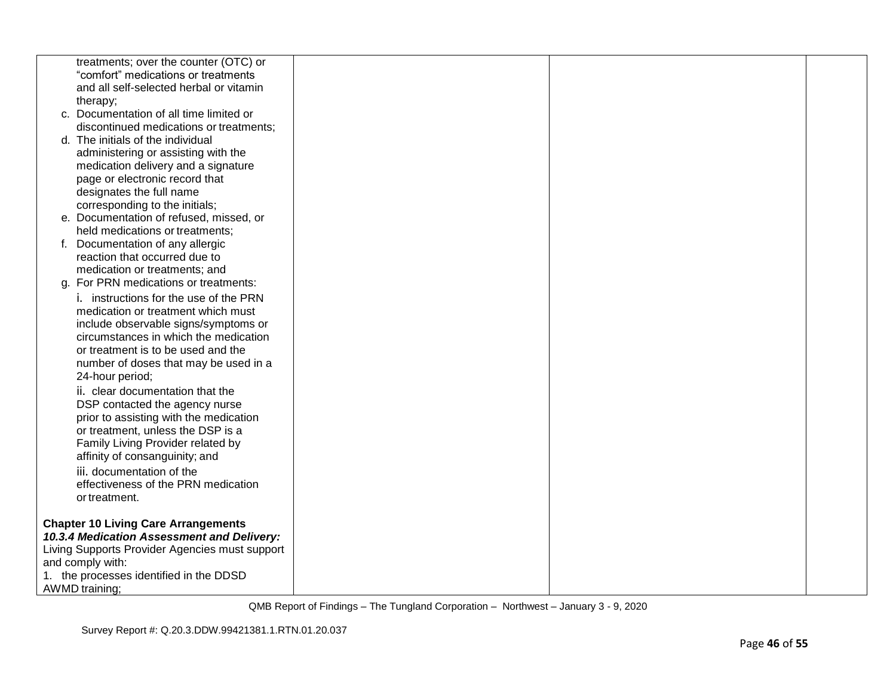| | | | |
|---|---|---|---|
| treatments; over the counter (OTC) or "comfort" medications or treatments and all self-selected herbal or vitamin therapy;<br>c. Documentation of all time limited or discontinued medications or treatments;<br>d. The initials of the individual administering or assisting with the medication delivery and a signature page or electronic record that designates the full name corresponding to the initials;<br>e. Documentation of refused, missed, or held medications or treatments;<br>f. Documentation of any allergic reaction that occurred due to medication or treatments; and<br>g. For PRN medications or treatments:<br>i. instructions for the use of the PRN medication or treatment which must include observable signs/symptoms or circumstances in which the medication or treatment is to be used and the number of doses that may be used in a 24-hour period;<br>ii. clear documentation that the DSP contacted the agency nurse prior to assisting with the medication or treatment, unless the DSP is a Family Living Provider related by affinity of consanguinity; and<br>iii. documentation of the effectiveness of the PRN medication or treatment.<br><br>**Chapter 10 Living Care Arrangements**<br>***10.3.4 Medication Assessment and Delivery:*** Living Supports Provider Agencies must support and comply with:<br>1. the processes identified in the DDSD AWMD training; | | | |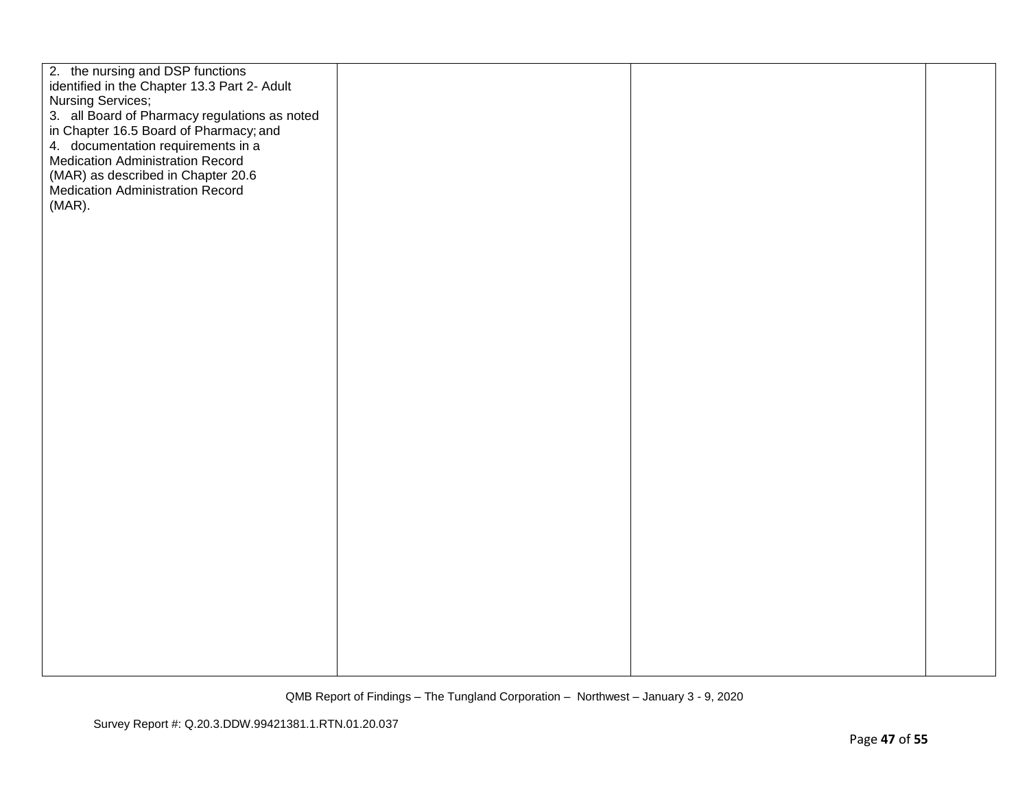| | | | |
|---|---|---|---|
| 2. the nursing and DSP functions identified in the Chapter 13.3 Part 2- Adult Nursing Services;<br>3. all Board of Pharmacy regulations as noted in Chapter 16.5 Board of Pharmacy; and<br>4. documentation requirements in a Medication Administration Record (MAR) as described in Chapter 20.6 Medication Administration Record (MAR). | | | |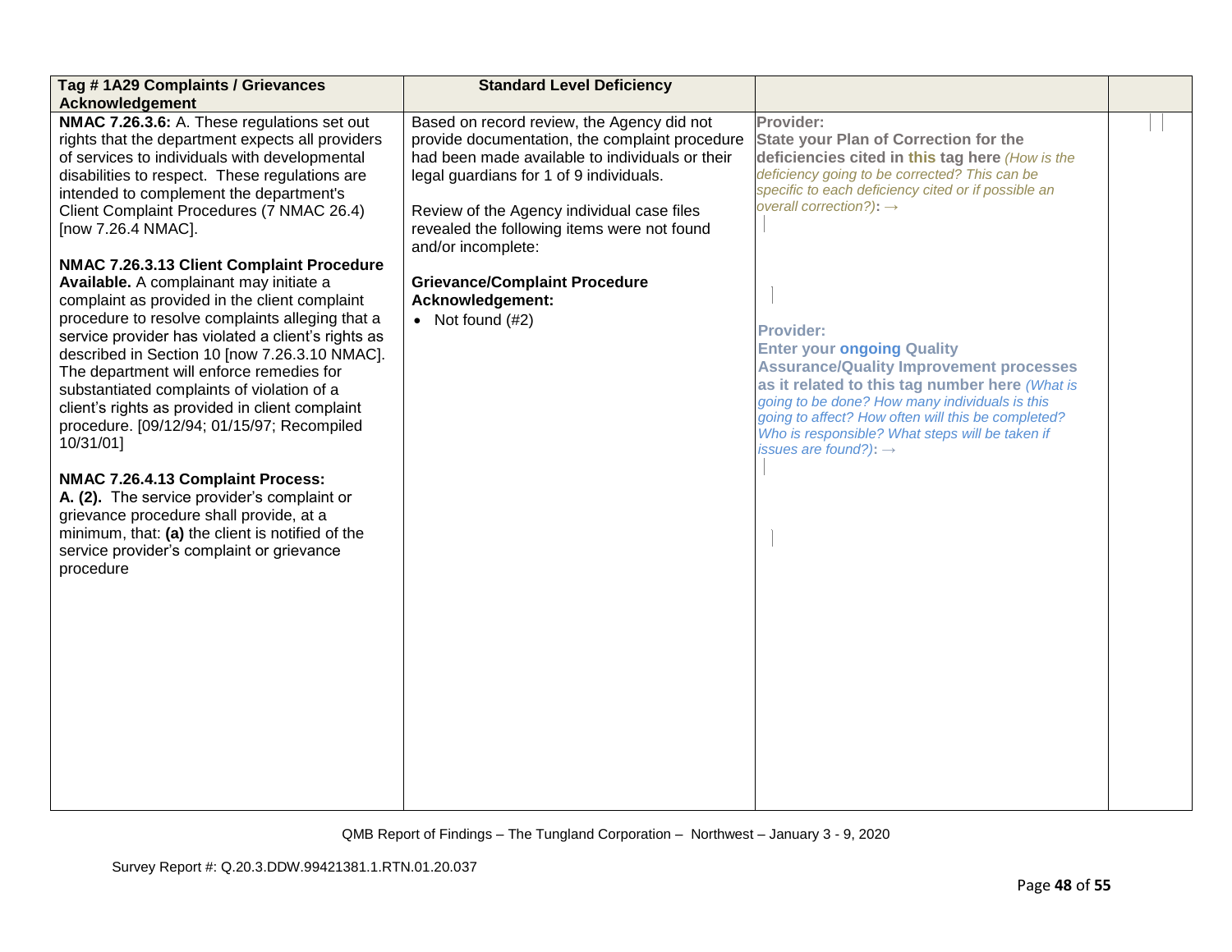| Tag # 1A29 Complaints / Grievances Acknowledgement | Standard Level Deficiency | | |
|---|---|---|---|
| **NMAC 7.26.3.6:** A. These regulations set out rights that the department expects all providers of services to individuals with developmental disabilities to respect. These regulations are intended to complement the department's Client Complaint Procedures (7 NMAC 26.4) [now 7.26.4 NMAC].<br><br>**NMAC 7.26.3.13 Client Complaint Procedure Available.** A complainant may initiate a complaint as provided in the client complaint procedure to resolve complaints alleging that a service provider has violated a client's rights as described in Section 10 [now 7.26.3.10 NMAC]. The department will enforce remedies for substantiated complaints of violation of a client's rights as provided in client complaint procedure. [09/12/94; 01/15/97; Recompiled 10/31/01]<br><br>**NMAC 7.26.4.13 Complaint Process:**<br>**A. (2).** The service provider's complaint or grievance procedure shall provide, at a minimum, that: **(a)** the client is notified of the service provider's complaint or grievance procedure | Based on record review, the Agency did not provide documentation, the complaint procedure had been made available to individuals or their legal guardians for 1 of 9 individuals.<br><br>Review of the Agency individual case files revealed the following items were not found and/or incomplete:<br><br>**Grievance/Complaint Procedure Acknowledgement:**<br>• Not found (#2) | **Provider:**<br>**State your Plan of Correction for the deficiencies cited in this tag here** *(How is the deficiency going to be corrected? This can be specific to each deficiency cited or if possible an overall correction?)*: →<br><br>**Provider:**<br>**Enter your ongoing Quality Assurance/Quality Improvement processes as it related to this tag number here** *(What is going to be done? How many individuals is this going to affect? How often will this be completed? Who is responsible? What steps will be taken if issues are found?)*: → | |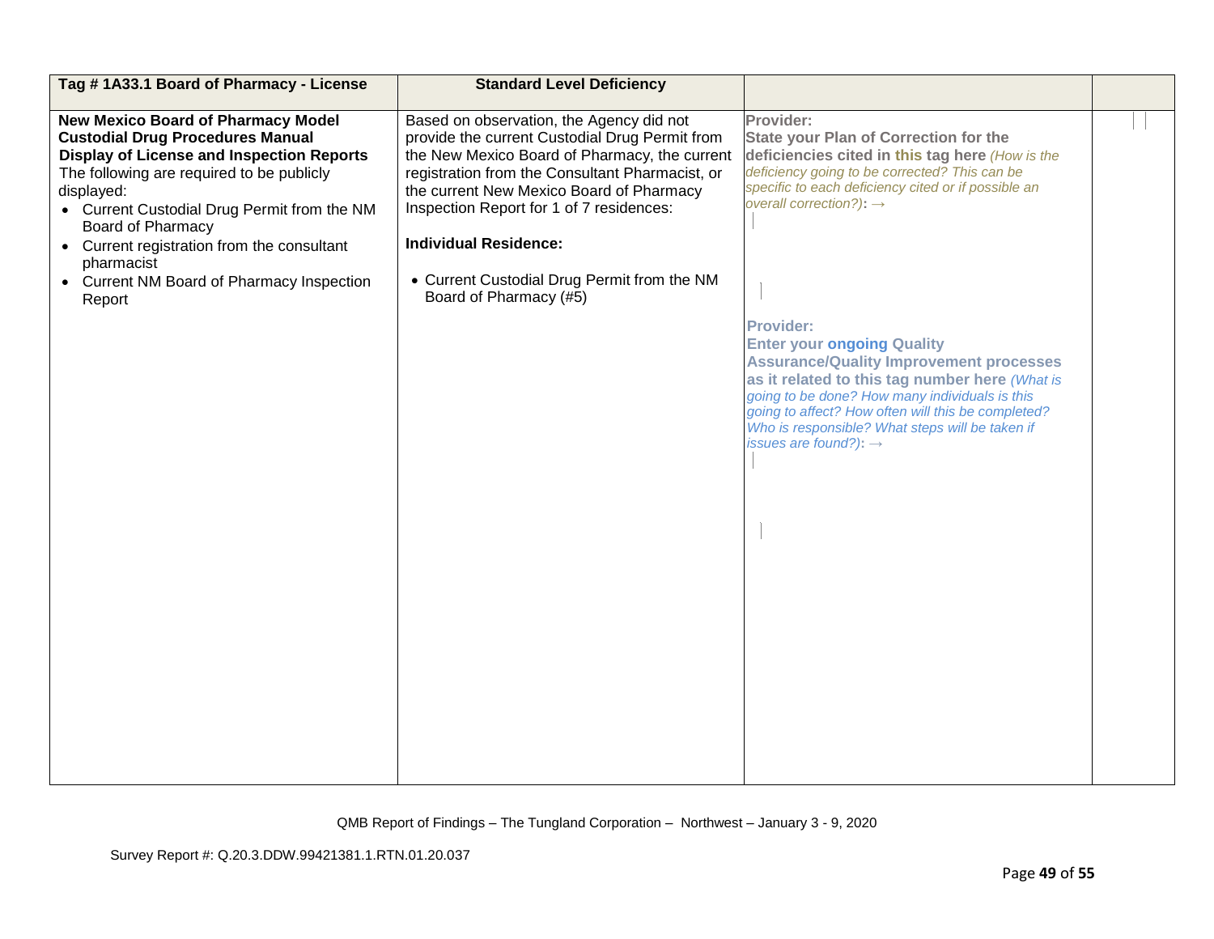| Tag # 1A33.1 Board of Pharmacy - License | Standard Level Deficiency | | |
|---|---|---|---|
| **New Mexico Board of Pharmacy Model Custodial Drug Procedures Manual**<br>**Display of License and Inspection Reports**<br>The following are required to be publicly displayed:<br>• Current Custodial Drug Permit from the NM Board of Pharmacy<br>• Current registration from the consultant pharmacist<br>• Current NM Board of Pharmacy Inspection Report | Based on observation, the Agency did not provide the current Custodial Drug Permit from the New Mexico Board of Pharmacy, the current registration from the Consultant Pharmacist, or the current New Mexico Board of Pharmacy Inspection Report for 1 of 7 residences:<br><br>**Individual Residence:**<br><br>• Current Custodial Drug Permit from the NM Board of Pharmacy (#5) | **Provider:**<br>**State your Plan of Correction for the deficiencies cited in this tag here** *(How is the deficiency going to be corrected? This can be specific to each deficiency cited or if possible an overall correction?)*: →<br><br>**Provider:**<br>**Enter your ongoing Quality Assurance/Quality Improvement processes as it related to this tag number here** *(What is going to be done? How many individuals is this going to affect? How often will this be completed? Who is responsible? What steps will be taken if issues are found?)*: → | |

QMB Report of Findings – The Tungland Corporation – Northwest – January 3 - 9, 2020

Survey Report #: Q.20.3.DDW.99421381.1.RTN.01.20.037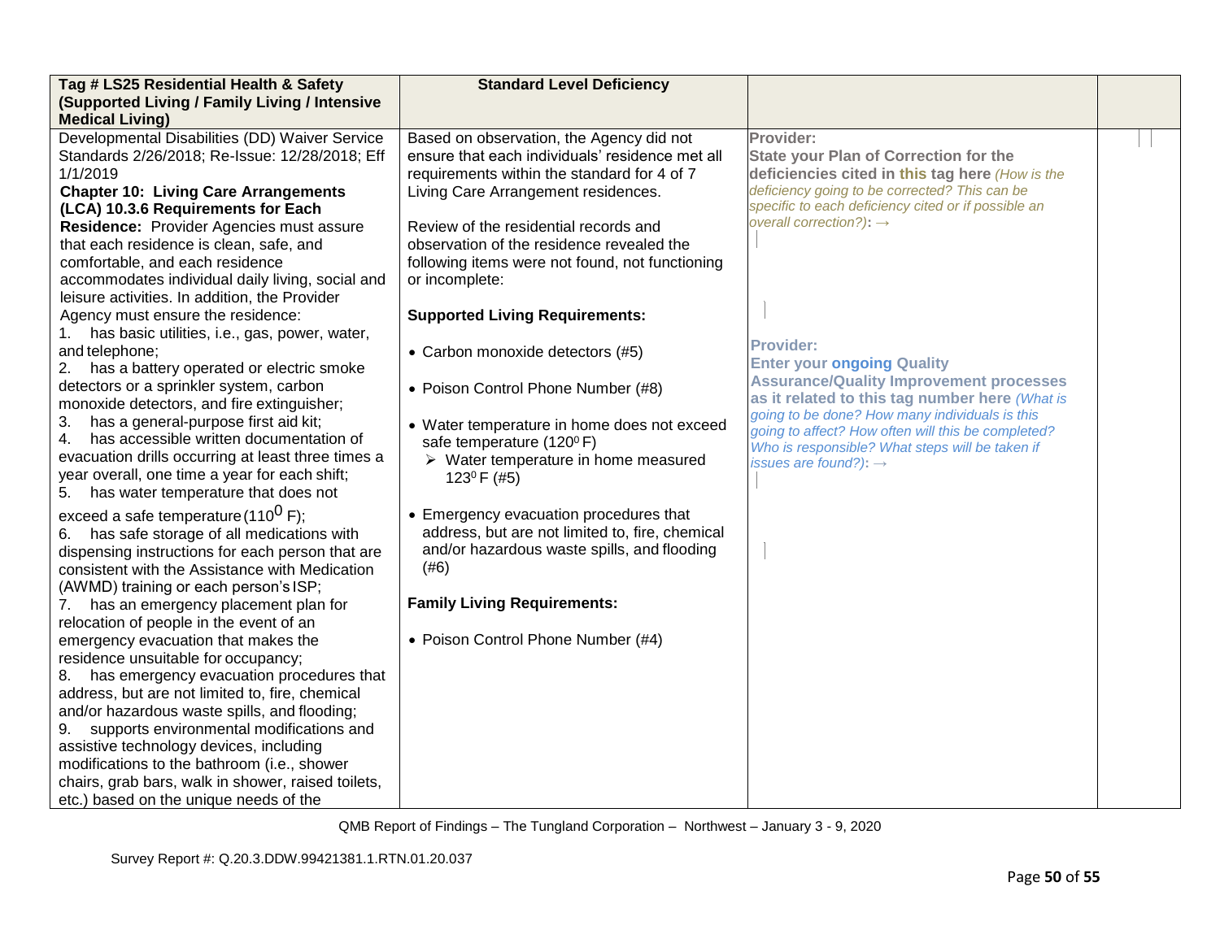| Tag # LS25 Residential Health & Safety (Supported Living / Family Living / Intensive Medical Living) | Standard Level Deficiency | | |
|---|---|---|---|
| Developmental Disabilities (DD) Waiver Service Standards 2/26/2018; Re-Issue: 12/28/2018; Eff 1/1/2019<br>**Chapter 10: Living Care Arrangements (LCA) 10.3.6 Requirements for Each Residence:** Provider Agencies must assure that each residence is clean, safe, and comfortable, and each residence accommodates individual daily living, social and leisure activities. In addition, the Provider Agency must ensure the residence:<br>1. has basic utilities, i.e., gas, power, water, and telephone;<br>2. has a battery operated or electric smoke detectors or a sprinkler system, carbon monoxide detectors, and fire extinguisher;<br>3. has a general-purpose first aid kit;<br>4. has accessible written documentation of evacuation drills occurring at least three times a year overall, one time a year for each shift;<br>5. has water temperature that does not exceed a safe temperature (110$^{0}$ F);<br>6. has safe storage of all medications with dispensing instructions for each person that are consistent with the Assistance with Medication (AWMD) training or each person's ISP;<br>7. has an emergency placement plan for relocation of people in the event of an emergency evacuation that makes the residence unsuitable for occupancy;<br>8. has emergency evacuation procedures that address, but are not limited to, fire, chemical and/or hazardous waste spills, and flooding;<br>9. supports environmental modifications and assistive technology devices, including modifications to the bathroom (i.e., shower chairs, grab bars, walk in shower, raised toilets, etc.) based on the unique needs of the | Based on observation, the Agency did not ensure that each individuals' residence met all requirements within the standard for 4 of 7 Living Care Arrangement residences.<br><br>Review of the residential records and observation of the residence revealed the following items were not found, not functioning or incomplete:<br><br>**Supported Living Requirements:**<br><br>• Carbon monoxide detectors (#5)<br><br>• Poison Control Phone Number (#8)<br><br>• Water temperature in home does not exceed safe temperature (120$^{0}$ F)<br>➢ Water temperature in home measured 123$^{0}$ F (#5)<br><br>• Emergency evacuation procedures that address, but are not limited to, fire, chemical and/or hazardous waste spills, and flooding (#6)<br><br>**Family Living Requirements:**<br><br>• Poison Control Phone Number (#4) | **Provider:**<br>**State your Plan of Correction for the deficiencies cited in this tag here** *(How is the deficiency going to be corrected? This can be specific to each deficiency cited or if possible an overall correction?):* →<br><br>**Provider:**<br>**Enter your ongoing Quality Assurance/Quality Improvement processes as it related to this tag number here** *(What is going to be done? How many individuals is this going to affect? How often will this be completed? Who is responsible? What steps will be taken if issues are found?):* → | |

QMB Report of Findings – The Tungland Corporation – Northwest – January 3 - 9, 2020

Survey Report #: Q.20.3.DDW.99421381.1.RTN.01.20.037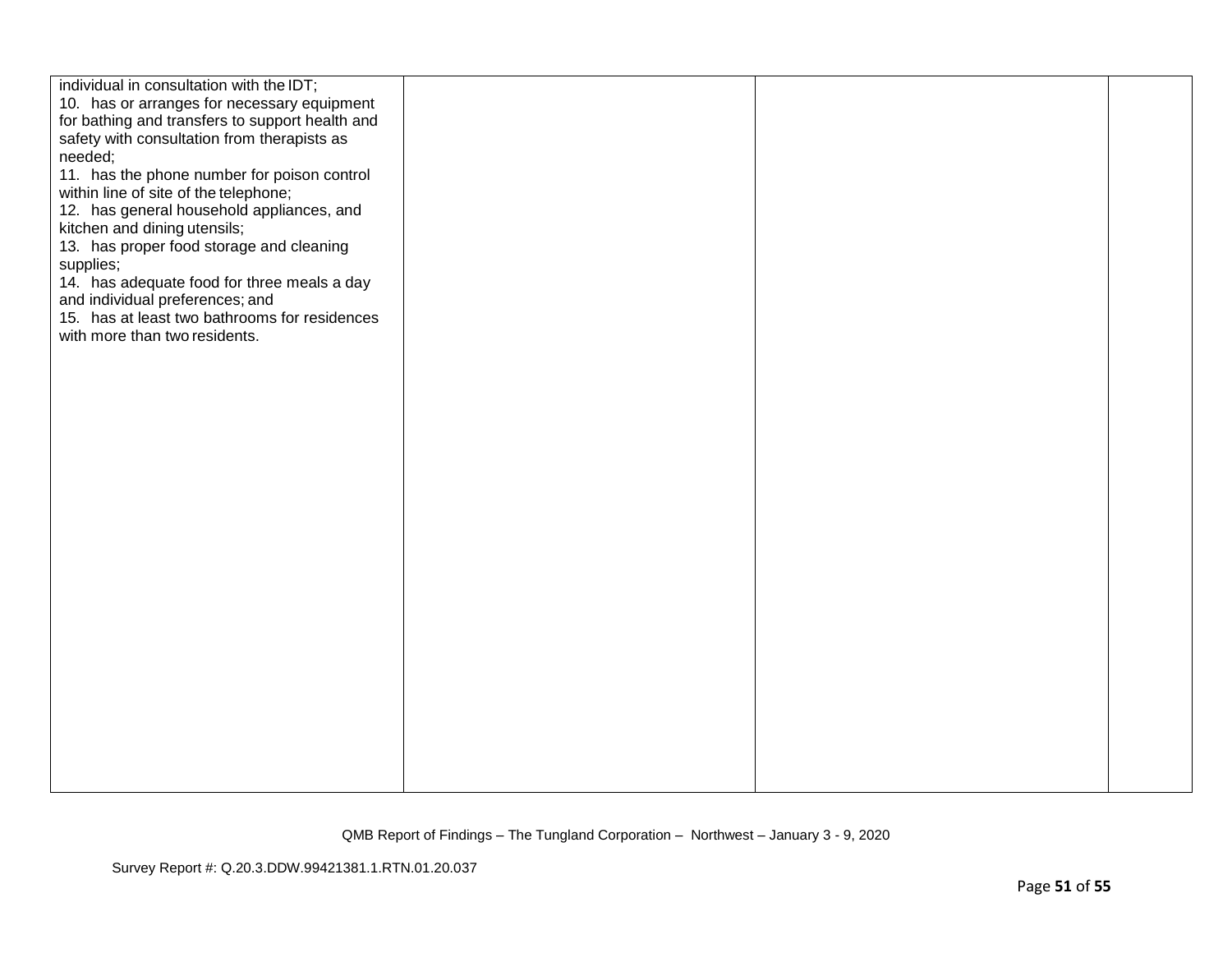| | | | |
|---|---|---|---|
| individual in consultation with the IDT;<br>10. has or arranges for necessary equipment for bathing and transfers to support health and safety with consultation from therapists as needed;<br>11. has the phone number for poison control within line of site of the telephone;<br>12. has general household appliances, and kitchen and dining utensils;<br>13. has proper food storage and cleaning supplies;<br>14. has adequate food for three meals a day and individual preferences; and<br>15. has at least two bathrooms for residences with more than two residents. | | | |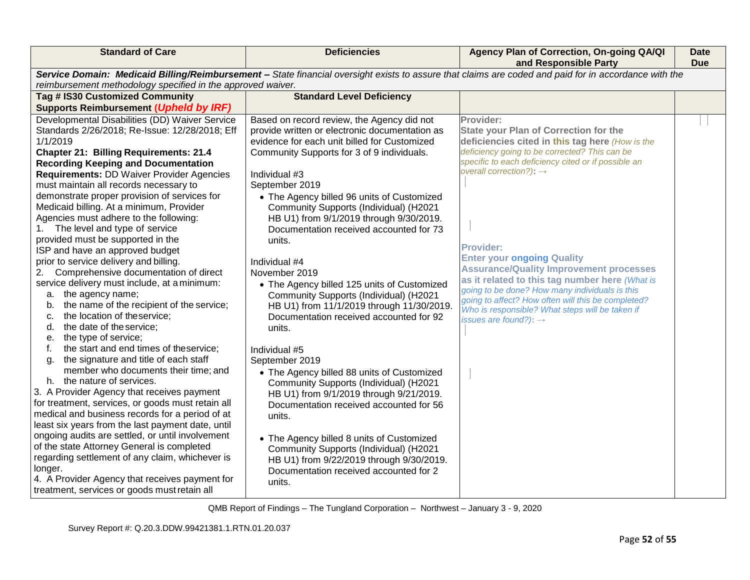| Standard of Care | Deficiencies | Agency Plan of Correction, On-going QA/QI and Responsible Party | Date Due |
|---|---|---|---|
| ***Service Domain: Medicaid Billing/Reimbursement –*** *State financial oversight exists to assure that claims are coded and paid for in accordance with the reimbursement methodology specified in the approved waiver.* | | | |
| **Tag # IS30 Customized Community Supports Reimbursement *(Upheld by IRF)*** | **Standard Level Deficiency** | | |
| Developmental Disabilities (DD) Waiver Service Standards 2/26/2018; Re-Issue: 12/28/2018; Eff 1/1/2019<br>**Chapter 21: Billing Requirements: 21.4 Recording Keeping and Documentation Requirements:** DD Waiver Provider Agencies must maintain all records necessary to demonstrate proper provision of services for Medicaid billing. At a minimum, Provider Agencies must adhere to the following:<br>1. The level and type of service provided must be supported in the ISP and have an approved budget prior to service delivery and billing.<br>2. Comprehensive documentation of direct service delivery must include, at a minimum:<br>a. the agency name;<br>b. the name of the recipient of the service;<br>c. the location of the service;<br>d. the date of the service;<br>e. the type of service;<br>f. the start and end times of the service;<br>g. the signature and title of each staff member who documents their time; and<br>h. the nature of services.<br>3. A Provider Agency that receives payment for treatment, services, or goods must retain all medical and business records for a period of at least six years from the last payment date, until ongoing audits are settled, or until involvement of the state Attorney General is completed regarding settlement of any claim, whichever is longer.<br>4. A Provider Agency that receives payment for treatment, services or goods must retain all | Based on record review, the Agency did not provide written or electronic documentation as evidence for each unit billed for Customized Community Supports for 3 of 9 individuals.<br><br>Individual #3<br>September 2019<br>• The Agency billed 96 units of Customized Community Supports (Individual) (H2021 HB U1) from 9/1/2019 through 9/30/2019. Documentation received accounted for 73 units.<br><br>Individual #4<br>November 2019<br>• The Agency billed 125 units of Customized Community Supports (Individual) (H2021 HB U1) from 11/1/2019 through 11/30/2019. Documentation received accounted for 92 units.<br><br>Individual #5<br>September 2019<br>• The Agency billed 88 units of Customized Community Supports (Individual) (H2021 HB U1) from 9/1/2019 through 9/21/2019. Documentation received accounted for 56 units.<br><br>• The Agency billed 8 units of Customized Community Supports (Individual) (H2021 HB U1) from 9/22/2019 through 9/30/2019. Documentation received accounted for 2 units. | **Provider:**<br>**State your Plan of Correction for the deficiencies cited in this tag here** *(How is the deficiency going to be corrected? This can be specific to each deficiency cited or if possible an overall correction?):* →<br><br>**Provider:**<br>**Enter your ongoing Quality Assurance/Quality Improvement processes as it related to this tag number here** *(What is going to be done? How many individuals is this going to affect? How often will this be completed? Who is responsible? What steps will be taken if issues are found?):* → | |

QMB Report of Findings – The Tungland Corporation – Northwest – January 3 - 9, 2020

Survey Report #: Q.20.3.DDW.99421381.1.RTN.01.20.037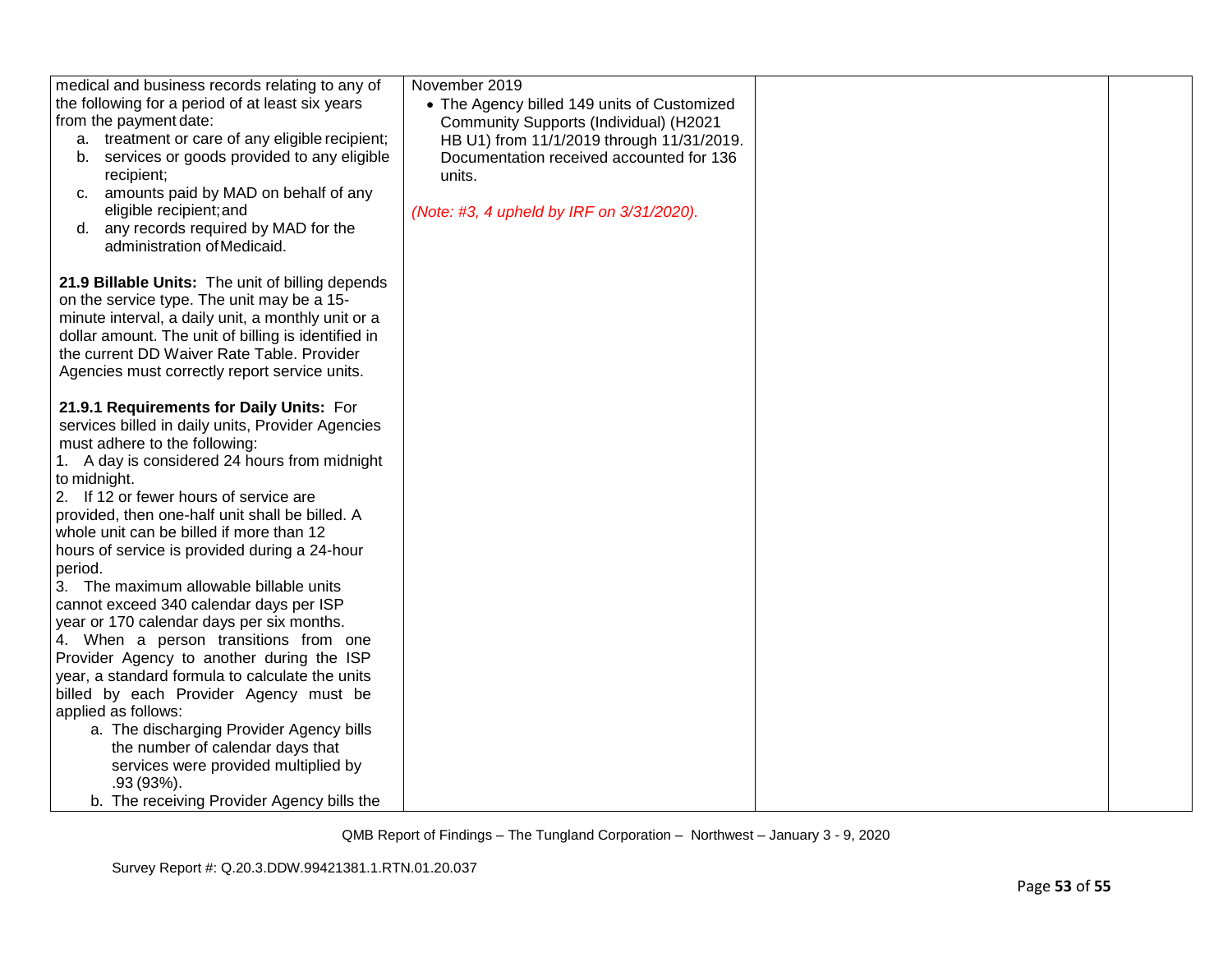| | | | |
|---|---|---|---|
| medical and business records relating to any of the following for a period of at least six years from the payment date:<br>a. treatment or care of any eligible recipient;<br>b. services or goods provided to any eligible recipient;<br>c. amounts paid by MAD on behalf of any eligible recipient; and<br>d. any records required by MAD for the administration of Medicaid.<br><br>**21.9 Billable Units:** The unit of billing depends on the service type. The unit may be a 15-minute interval, a daily unit, a monthly unit or a dollar amount. The unit of billing is identified in the current DD Waiver Rate Table. Provider Agencies must correctly report service units.<br><br>**21.9.1 Requirements for Daily Units:** For services billed in daily units, Provider Agencies must adhere to the following:<br>1. A day is considered 24 hours from midnight to midnight.<br>2. If 12 or fewer hours of service are provided, then one-half unit shall be billed. A whole unit can be billed if more than 12 hours of service is provided during a 24-hour period.<br>3. The maximum allowable billable units cannot exceed 340 calendar days per ISP year or 170 calendar days per six months.<br>4. When a person transitions from one Provider Agency to another during the ISP year, a standard formula to calculate the units billed by each Provider Agency must be applied as follows:<br>a. The discharging Provider Agency bills the number of calendar days that services were provided multiplied by .93 (93%).<br>b. The receiving Provider Agency bills the | November 2019<br>• The Agency billed 149 units of Customized Community Supports (Individual) (H2021 HB U1) from 11/1/2019 through 11/31/2019. Documentation received accounted for 136 units.<br><br>*(Note: #3, 4 upheld by IRF on 3/31/2020).* | | |

QMB Report of Findings – The Tungland Corporation – Northwest – January 3 - 9, 2020

Survey Report #: Q.20.3.DDW.99421381.1.RTN.01.20.037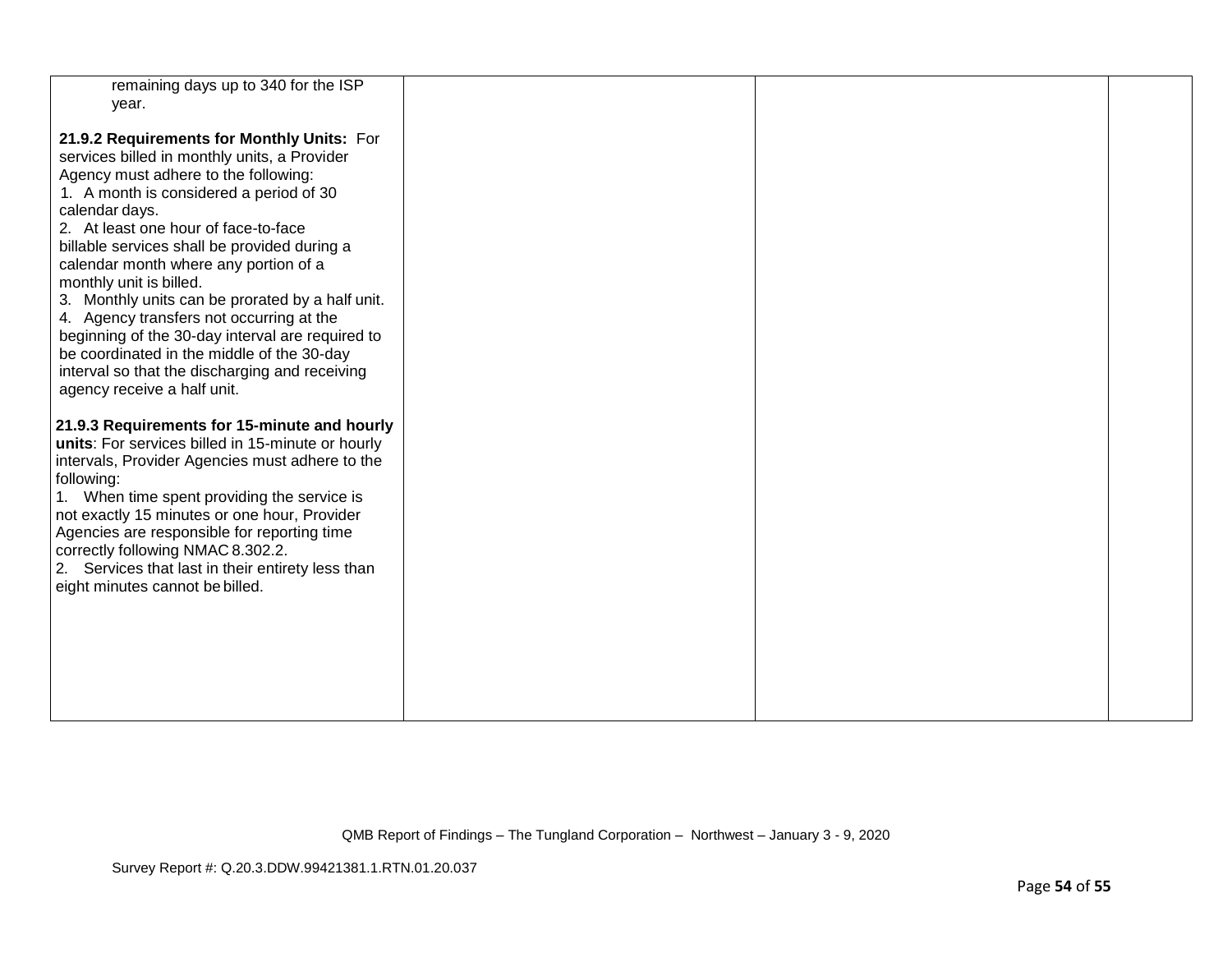| | | | |
|---|---|---|---|
| remaining days up to 340 for the ISP year.<br><br>**21.9.2 Requirements for Monthly Units:** For services billed in monthly units, a Provider Agency must adhere to the following:<br>1. A month is considered a period of 30 calendar days.<br>2. At least one hour of face-to-face billable services shall be provided during a calendar month where any portion of a monthly unit is billed.<br>3. Monthly units can be prorated by a half unit.<br>4. Agency transfers not occurring at the beginning of the 30-day interval are required to be coordinated in the middle of the 30-day interval so that the discharging and receiving agency receive a half unit.<br><br>**21.9.3 Requirements for 15-minute and hourly units**: For services billed in 15-minute or hourly intervals, Provider Agencies must adhere to the following:<br>1. When time spent providing the service is not exactly 15 minutes or one hour, Provider Agencies are responsible for reporting time correctly following NMAC 8.302.2.<br>2. Services that last in their entirety less than eight minutes cannot be billed. | | | |

QMB Report of Findings – The Tungland Corporation – Northwest – January 3 - 9, 2020

Survey Report #: Q.20.3.DDW.99421381.1.RTN.01.20.037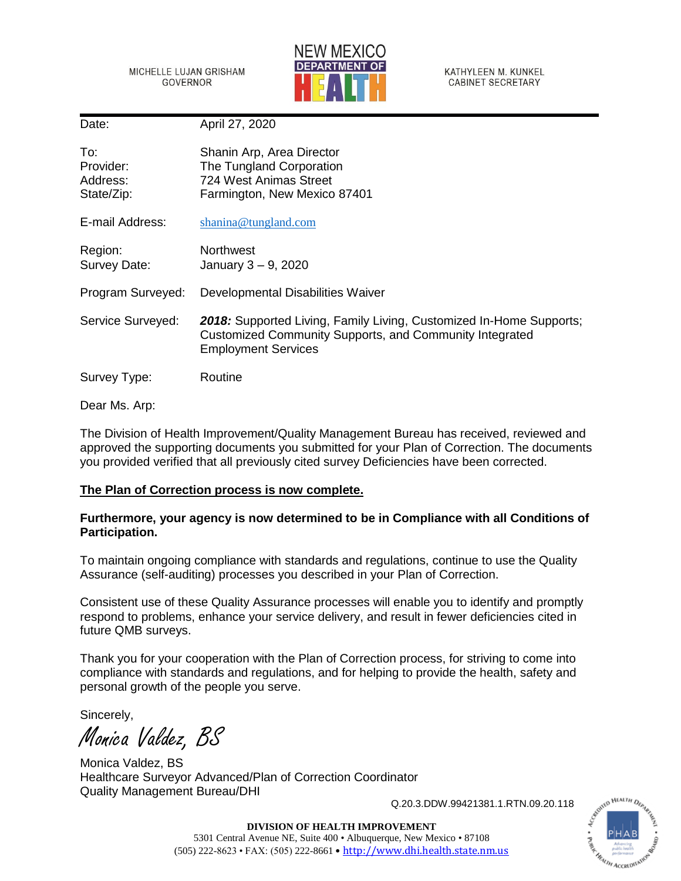MICHELLE LUJAN GRISHAM
GOVERNOR

NEW MEXICO
DEPARTMENT OF
HEALTH

KATHYLEEN M. KUNKEL
CABINET SECRETARY

| | |
|---|---|
| Date: | April 27, 2020 |
| To: | Shanin Arp, Area Director |
| Provider: | The Tungland Corporation |
| Address: | 724 West Animas Street |
| State/Zip: | Farmington, New Mexico 87401 |
| E-mail Address: | shanina@tungland.com |
| Region: | Northwest |
| Survey Date: | January 3 – 9, 2020 |
| Program Surveyed: | Developmental Disabilities Waiver |
| Service Surveyed: | ***2018:*** Supported Living, Family Living, Customized In-Home Supports; Customized Community Supports, and Community Integrated Employment Services |
| Survey Type: | Routine |

Dear Ms. Arp:

The Division of Health Improvement/Quality Management Bureau has received, reviewed and approved the supporting documents you submitted for your Plan of Correction. The documents you provided verified that all previously cited survey Deficiencies have been corrected.

**The Plan of Correction process is now complete.**

**Furthermore, your agency is now determined to be in Compliance with all Conditions of Participation.**

To maintain ongoing compliance with standards and regulations, continue to use the Quality Assurance (self-auditing) processes you described in your Plan of Correction.

Consistent use of these Quality Assurance processes will enable you to identify and promptly respond to problems, enhance your service delivery, and result in fewer deficiencies cited in future QMB surveys.

Thank you for your cooperation with the Plan of Correction process, for striving to come into compliance with standards and regulations, and for helping to provide the health, safety and personal growth of the people you serve.

Sincerely,

*Monica Valdez, BS*

Monica Valdez, BS
Healthcare Surveyor Advanced/Plan of Correction Coordinator
Quality Management Bureau/DHI

Q.20.3.DDW.99421381.1.RTN.09.20.118

**DIVISION OF HEALTH IMPROVEMENT**
5301 Central Avenue NE, Suite 400 • Albuquerque, New Mexico • 87108
(505) 222-8623 • FAX: (505) 222-8661 • http://www.dhi.health.state.nm.us